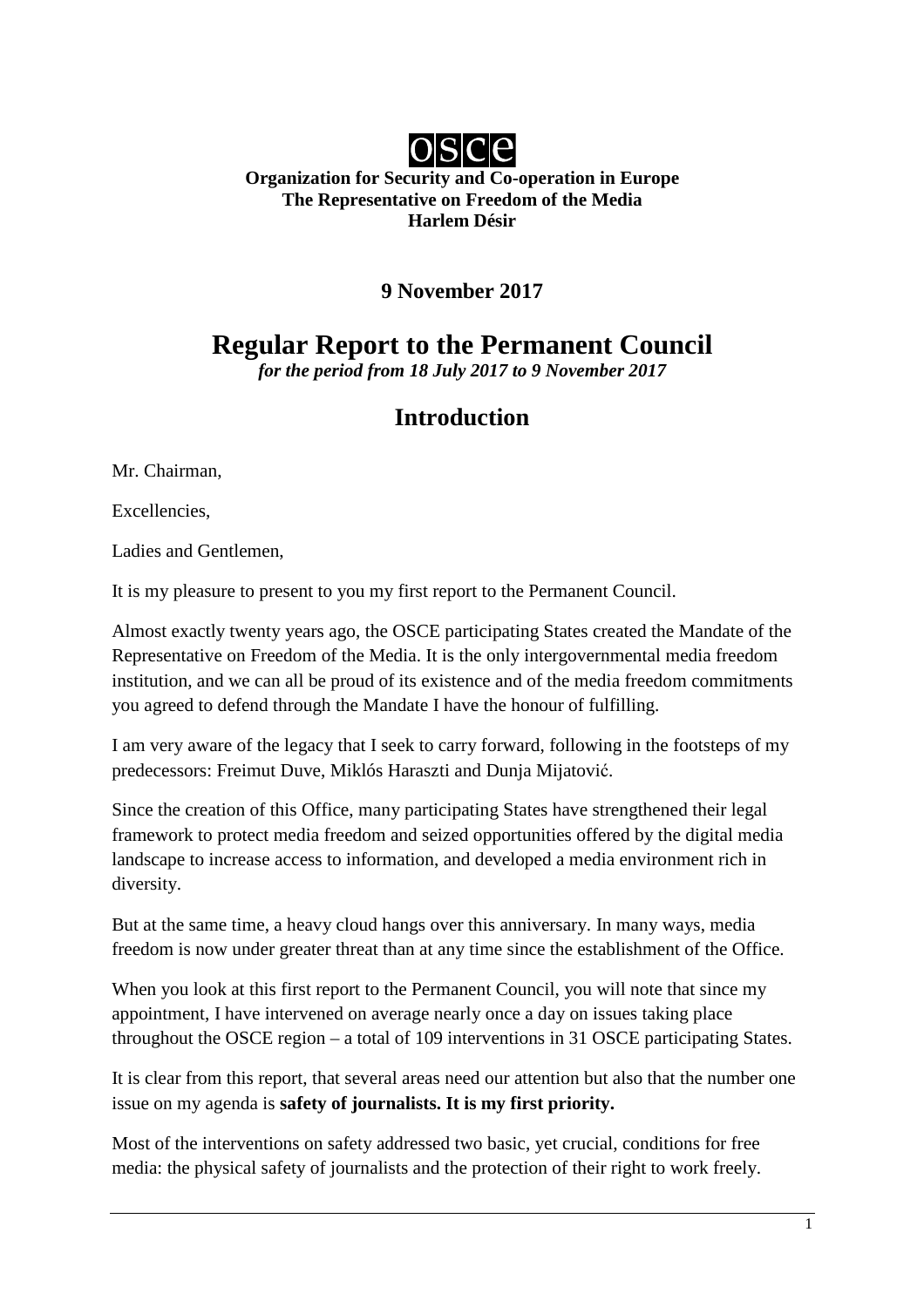OSCE

**Organization for Security and Co-operation in Europe**
**The Representative on Freedom of the Media**
**Harlem Désir**

**9 November 2017**

# Regular Report to the Permanent Council

***for the period from 18 July 2017 to 9 November 2017***

## Introduction

Mr. Chairman,

Excellencies,

Ladies and Gentlemen,

It is my pleasure to present to you my first report to the Permanent Council.

Almost exactly twenty years ago, the OSCE participating States created the Mandate of the Representative on Freedom of the Media. It is the only intergovernmental media freedom institution, and we can all be proud of its existence and of the media freedom commitments you agreed to defend through the Mandate I have the honour of fulfilling.

I am very aware of the legacy that I seek to carry forward, following in the footsteps of my predecessors: Freimut Duve, Miklós Haraszti and Dunja Mijatović.

Since the creation of this Office, many participating States have strengthened their legal framework to protect media freedom and seized opportunities offered by the digital media landscape to increase access to information, and developed a media environment rich in diversity.

But at the same time, a heavy cloud hangs over this anniversary. In many ways, media freedom is now under greater threat than at any time since the establishment of the Office.

When you look at this first report to the Permanent Council, you will note that since my appointment, I have intervened on average nearly once a day on issues taking place throughout the OSCE region – a total of 109 interventions in 31 OSCE participating States.

It is clear from this report, that several areas need our attention but also that the number one issue on my agenda is **safety of journalists. It is my first priority.**

Most of the interventions on safety addressed two basic, yet crucial, conditions for free media: the physical safety of journalists and the protection of their right to work freely.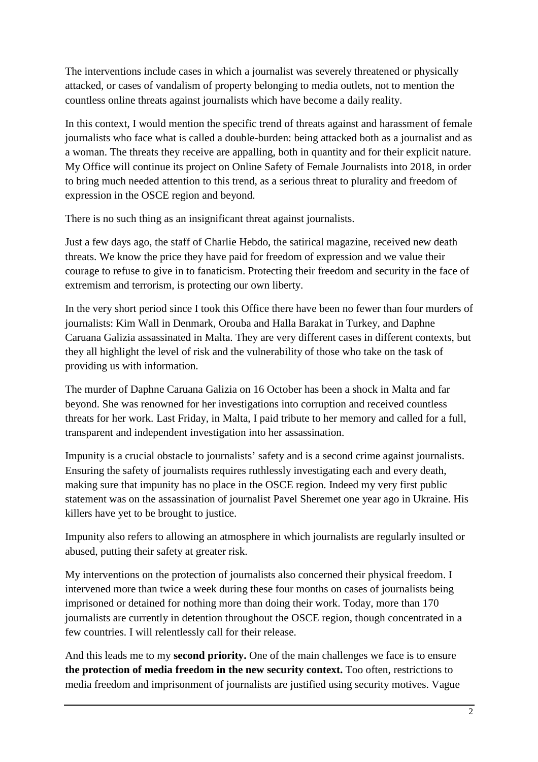The interventions include cases in which a journalist was severely threatened or physically attacked, or cases of vandalism of property belonging to media outlets, not to mention the countless online threats against journalists which have become a daily reality.

In this context, I would mention the specific trend of threats against and harassment of female journalists who face what is called a double-burden: being attacked both as a journalist and as a woman. The threats they receive are appalling, both in quantity and for their explicit nature. My Office will continue its project on Online Safety of Female Journalists into 2018, in order to bring much needed attention to this trend, as a serious threat to plurality and freedom of expression in the OSCE region and beyond.

There is no such thing as an insignificant threat against journalists.

Just a few days ago, the staff of Charlie Hebdo, the satirical magazine, received new death threats. We know the price they have paid for freedom of expression and we value their courage to refuse to give in to fanaticism. Protecting their freedom and security in the face of extremism and terrorism, is protecting our own liberty.

In the very short period since I took this Office there have been no fewer than four murders of journalists: Kim Wall in Denmark, Orouba and Halla Barakat in Turkey, and Daphne Caruana Galizia assassinated in Malta. They are very different cases in different contexts, but they all highlight the level of risk and the vulnerability of those who take on the task of providing us with information.

The murder of Daphne Caruana Galizia on 16 October has been a shock in Malta and far beyond. She was renowned for her investigations into corruption and received countless threats for her work. Last Friday, in Malta, I paid tribute to her memory and called for a full, transparent and independent investigation into her assassination.

Impunity is a crucial obstacle to journalists' safety and is a second crime against journalists. Ensuring the safety of journalists requires ruthlessly investigating each and every death, making sure that impunity has no place in the OSCE region. Indeed my very first public statement was on the assassination of journalist Pavel Sheremet one year ago in Ukraine. His killers have yet to be brought to justice.

Impunity also refers to allowing an atmosphere in which journalists are regularly insulted or abused, putting their safety at greater risk.

My interventions on the protection of journalists also concerned their physical freedom. I intervened more than twice a week during these four months on cases of journalists being imprisoned or detained for nothing more than doing their work. Today, more than 170 journalists are currently in detention throughout the OSCE region, though concentrated in a few countries. I will relentlessly call for their release.

And this leads me to my **second priority.** One of the main challenges we face is to ensure **the protection of media freedom in the new security context.** Too often, restrictions to media freedom and imprisonment of journalists are justified using security motives. Vague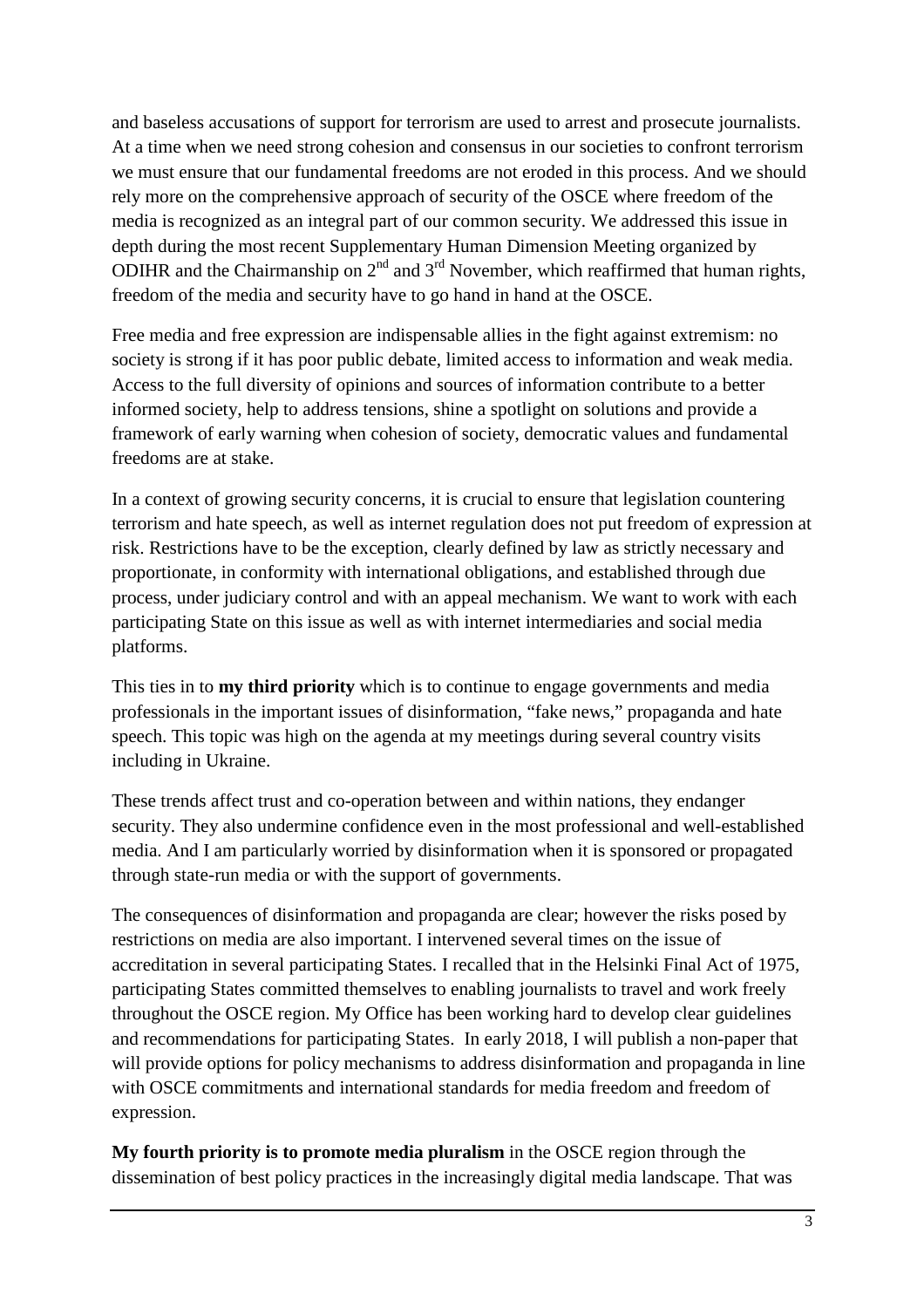and baseless accusations of support for terrorism are used to arrest and prosecute journalists. At a time when we need strong cohesion and consensus in our societies to confront terrorism we must ensure that our fundamental freedoms are not eroded in this process. And we should rely more on the comprehensive approach of security of the OSCE where freedom of the media is recognized as an integral part of our common security. We addressed this issue in depth during the most recent Supplementary Human Dimension Meeting organized by ODIHR and the Chairmanship on 2nd and 3rd November, which reaffirmed that human rights, freedom of the media and security have to go hand in hand at the OSCE.

Free media and free expression are indispensable allies in the fight against extremism: no society is strong if it has poor public debate, limited access to information and weak media. Access to the full diversity of opinions and sources of information contribute to a better informed society, help to address tensions, shine a spotlight on solutions and provide a framework of early warning when cohesion of society, democratic values and fundamental freedoms are at stake.

In a context of growing security concerns, it is crucial to ensure that legislation countering terrorism and hate speech, as well as internet regulation does not put freedom of expression at risk. Restrictions have to be the exception, clearly defined by law as strictly necessary and proportionate, in conformity with international obligations, and established through due process, under judiciary control and with an appeal mechanism. We want to work with each participating State on this issue as well as with internet intermediaries and social media platforms.

This ties in to **my third priority** which is to continue to engage governments and media professionals in the important issues of disinformation, "fake news," propaganda and hate speech. This topic was high on the agenda at my meetings during several country visits including in Ukraine.

These trends affect trust and co-operation between and within nations, they endanger security. They also undermine confidence even in the most professional and well-established media. And I am particularly worried by disinformation when it is sponsored or propagated through state-run media or with the support of governments.

The consequences of disinformation and propaganda are clear; however the risks posed by restrictions on media are also important. I intervened several times on the issue of accreditation in several participating States. I recalled that in the Helsinki Final Act of 1975, participating States committed themselves to enabling journalists to travel and work freely throughout the OSCE region. My Office has been working hard to develop clear guidelines and recommendations for participating States. In early 2018, I will publish a non-paper that will provide options for policy mechanisms to address disinformation and propaganda in line with OSCE commitments and international standards for media freedom and freedom of expression.

**My fourth priority is to promote media pluralism** in the OSCE region through the dissemination of best policy practices in the increasingly digital media landscape. That was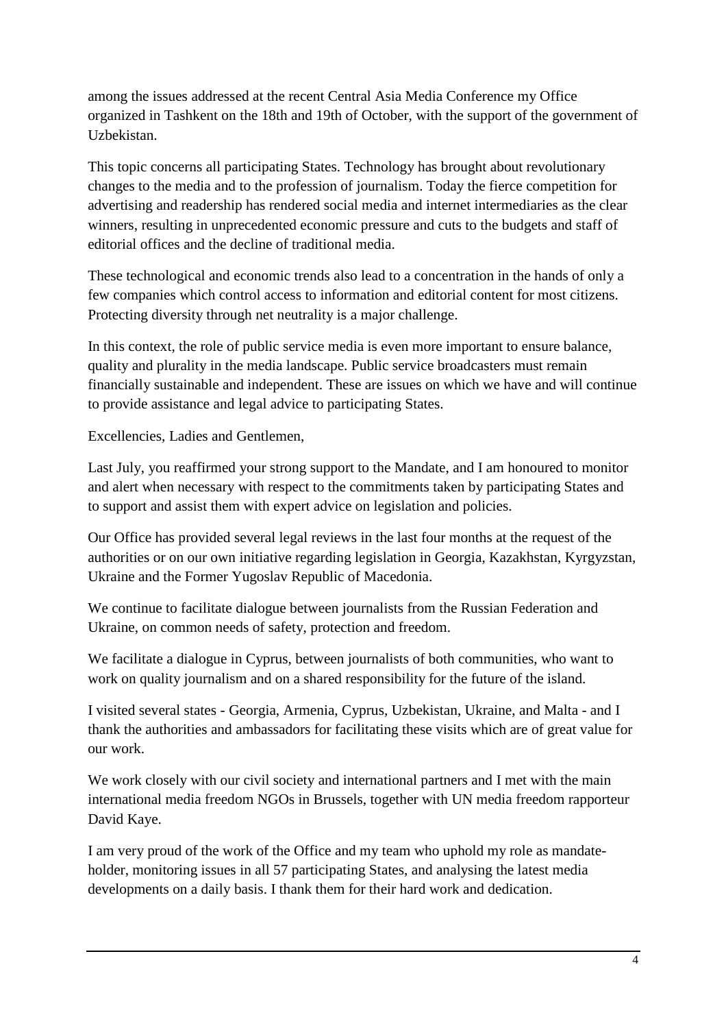among the issues addressed at the recent Central Asia Media Conference my Office organized in Tashkent on the 18th and 19th of October, with the support of the government of Uzbekistan.

This topic concerns all participating States. Technology has brought about revolutionary changes to the media and to the profession of journalism. Today the fierce competition for advertising and readership has rendered social media and internet intermediaries as the clear winners, resulting in unprecedented economic pressure and cuts to the budgets and staff of editorial offices and the decline of traditional media.

These technological and economic trends also lead to a concentration in the hands of only a few companies which control access to information and editorial content for most citizens. Protecting diversity through net neutrality is a major challenge.

In this context, the role of public service media is even more important to ensure balance, quality and plurality in the media landscape. Public service broadcasters must remain financially sustainable and independent. These are issues on which we have and will continue to provide assistance and legal advice to participating States.

Excellencies, Ladies and Gentlemen,

Last July, you reaffirmed your strong support to the Mandate, and I am honoured to monitor and alert when necessary with respect to the commitments taken by participating States and to support and assist them with expert advice on legislation and policies.

Our Office has provided several legal reviews in the last four months at the request of the authorities or on our own initiative regarding legislation in Georgia, Kazakhstan, Kyrgyzstan, Ukraine and the Former Yugoslav Republic of Macedonia.

We continue to facilitate dialogue between journalists from the Russian Federation and Ukraine, on common needs of safety, protection and freedom.

We facilitate a dialogue in Cyprus, between journalists of both communities, who want to work on quality journalism and on a shared responsibility for the future of the island.

I visited several states - Georgia, Armenia, Cyprus, Uzbekistan, Ukraine, and Malta - and I thank the authorities and ambassadors for facilitating these visits which are of great value for our work.

We work closely with our civil society and international partners and I met with the main international media freedom NGOs in Brussels, together with UN media freedom rapporteur David Kaye.

I am very proud of the work of the Office and my team who uphold my role as mandate-holder, monitoring issues in all 57 participating States, and analysing the latest media developments on a daily basis. I thank them for their hard work and dedication.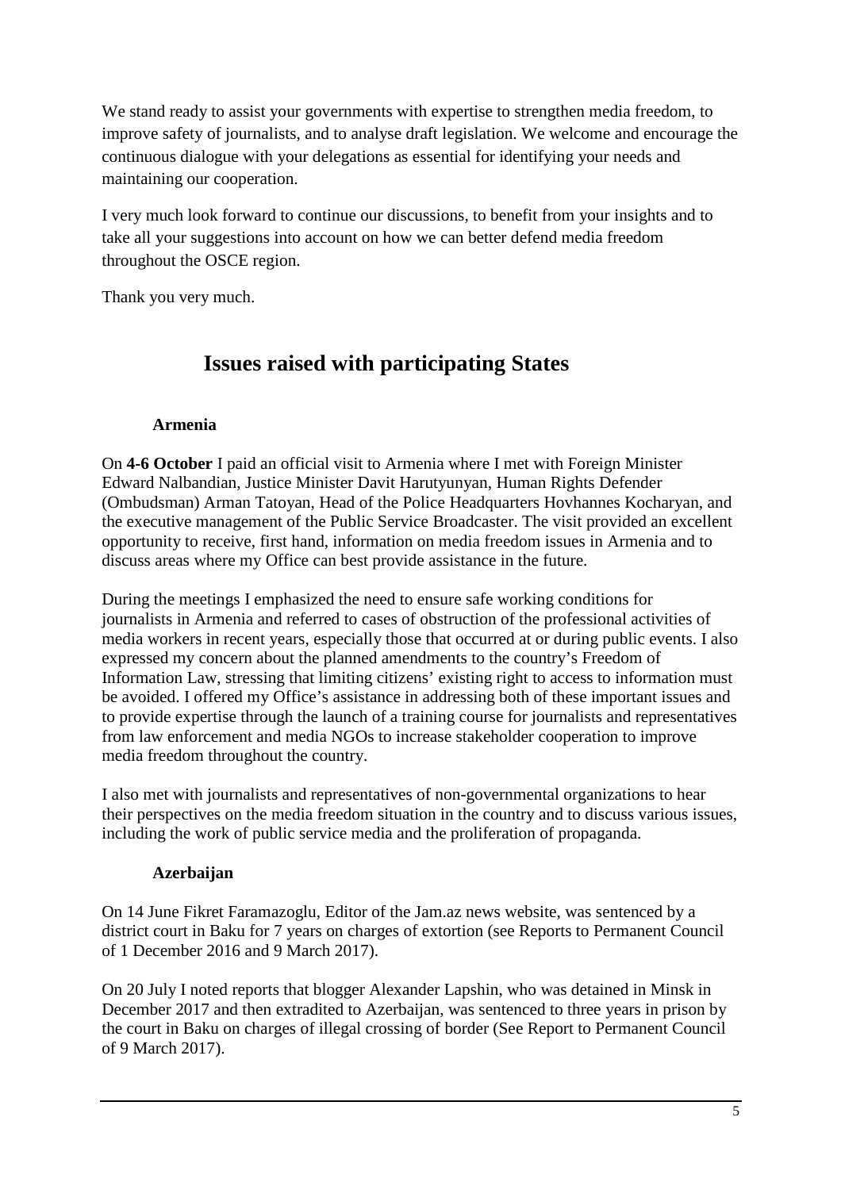We stand ready to assist your governments with expertise to strengthen media freedom, to improve safety of journalists, and to analyse draft legislation. We welcome and encourage the continuous dialogue with your delegations as essential for identifying your needs and maintaining our cooperation.

I very much look forward to continue our discussions, to benefit from your insights and to take all your suggestions into account on how we can better defend media freedom throughout the OSCE region.

Thank you very much.

# Issues raised with participating States

### Armenia

On **4-6 October** I paid an official visit to Armenia where I met with Foreign Minister Edward Nalbandian, Justice Minister Davit Harutyunyan, Human Rights Defender (Ombudsman) Arman Tatoyan, Head of the Police Headquarters Hovhannes Kocharyan, and the executive management of the Public Service Broadcaster. The visit provided an excellent opportunity to receive, first hand, information on media freedom issues in Armenia and to discuss areas where my Office can best provide assistance in the future.

During the meetings I emphasized the need to ensure safe working conditions for journalists in Armenia and referred to cases of obstruction of the professional activities of media workers in recent years, especially those that occurred at or during public events. I also expressed my concern about the planned amendments to the country's Freedom of Information Law, stressing that limiting citizens' existing right to access to information must be avoided. I offered my Office's assistance in addressing both of these important issues and to provide expertise through the launch of a training course for journalists and representatives from law enforcement and media NGOs to increase stakeholder cooperation to improve media freedom throughout the country.

I also met with journalists and representatives of non-governmental organizations to hear their perspectives on the media freedom situation in the country and to discuss various issues, including the work of public service media and the proliferation of propaganda.

### Azerbaijan

On 14 June Fikret Faramazoglu, Editor of the Jam.az news website, was sentenced by a district court in Baku for 7 years on charges of extortion (see Reports to Permanent Council of 1 December 2016 and 9 March 2017).

On 20 July I noted reports that blogger Alexander Lapshin, who was detained in Minsk in December 2017 and then extradited to Azerbaijan, was sentenced to three years in prison by the court in Baku on charges of illegal crossing of border (See Report to Permanent Council of 9 March 2017).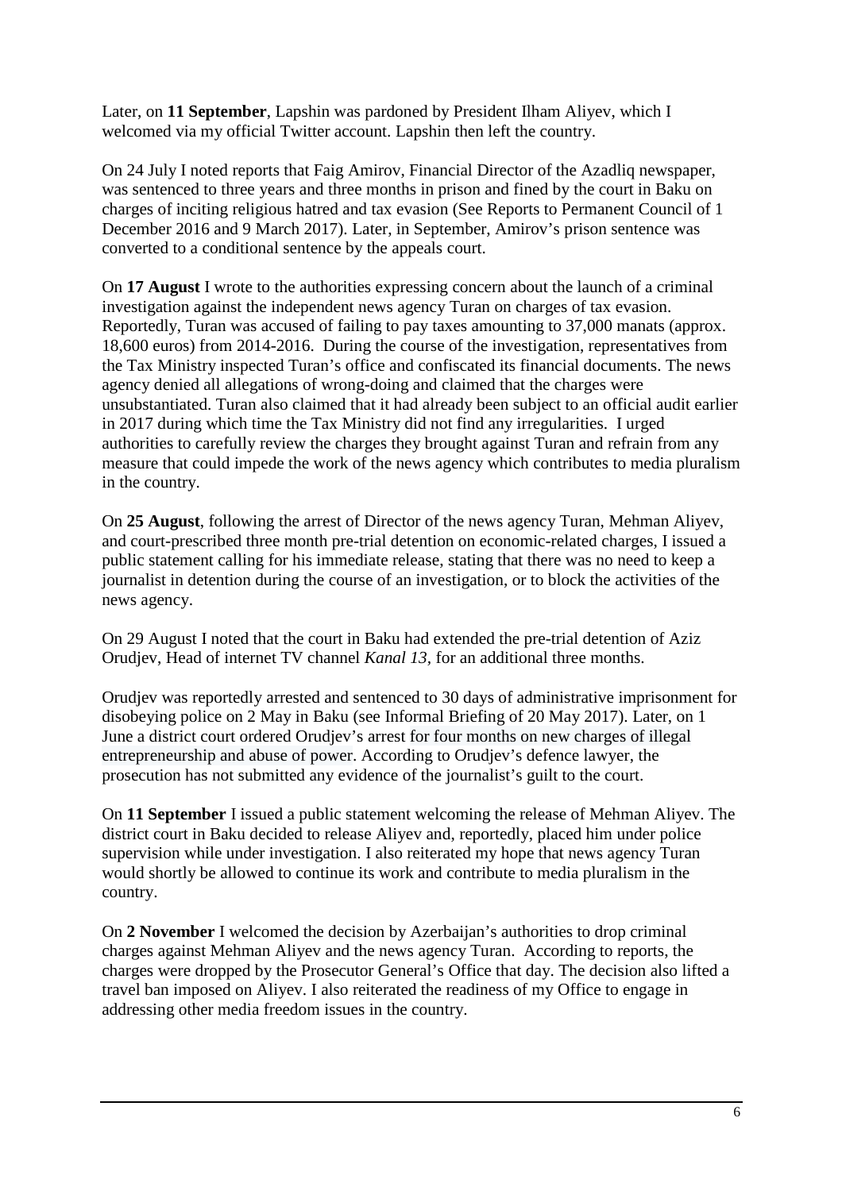Later, on **11 September**, Lapshin was pardoned by President Ilham Aliyev, which I welcomed via my official Twitter account. Lapshin then left the country.

On 24 July I noted reports that Faig Amirov, Financial Director of the Azadliq newspaper, was sentenced to three years and three months in prison and fined by the court in Baku on charges of inciting religious hatred and tax evasion (See Reports to Permanent Council of 1 December 2016 and 9 March 2017). Later, in September, Amirov's prison sentence was converted to a conditional sentence by the appeals court.

On **17 August** I wrote to the authorities expressing concern about the launch of a criminal investigation against the independent news agency Turan on charges of tax evasion. Reportedly, Turan was accused of failing to pay taxes amounting to 37,000 manats (approx. 18,600 euros) from 2014-2016. During the course of the investigation, representatives from the Tax Ministry inspected Turan's office and confiscated its financial documents. The news agency denied all allegations of wrong-doing and claimed that the charges were unsubstantiated. Turan also claimed that it had already been subject to an official audit earlier in 2017 during which time the Tax Ministry did not find any irregularities. I urged authorities to carefully review the charges they brought against Turan and refrain from any measure that could impede the work of the news agency which contributes to media pluralism in the country.

On **25 August**, following the arrest of Director of the news agency Turan, Mehman Aliyev, and court-prescribed three month pre-trial detention on economic-related charges, I issued a public statement calling for his immediate release, stating that there was no need to keep a journalist in detention during the course of an investigation, or to block the activities of the news agency.

On 29 August I noted that the court in Baku had extended the pre-trial detention of Aziz Orudjev, Head of internet TV channel *Kanal 13*, for an additional three months.

Orudjev was reportedly arrested and sentenced to 30 days of administrative imprisonment for disobeying police on 2 May in Baku (see Informal Briefing of 20 May 2017). Later, on 1 June a district court ordered Orudjev's arrest for four months on new charges of illegal entrepreneurship and abuse of power. According to Orudjev's defence lawyer, the prosecution has not submitted any evidence of the journalist's guilt to the court.

On **11 September** I issued a public statement welcoming the release of Mehman Aliyev. The district court in Baku decided to release Aliyev and, reportedly, placed him under police supervision while under investigation. I also reiterated my hope that news agency Turan would shortly be allowed to continue its work and contribute to media pluralism in the country.

On **2 November** I welcomed the decision by Azerbaijan's authorities to drop criminal charges against Mehman Aliyev and the news agency Turan. According to reports, the charges were dropped by the Prosecutor General's Office that day. The decision also lifted a travel ban imposed on Aliyev. I also reiterated the readiness of my Office to engage in addressing other media freedom issues in the country.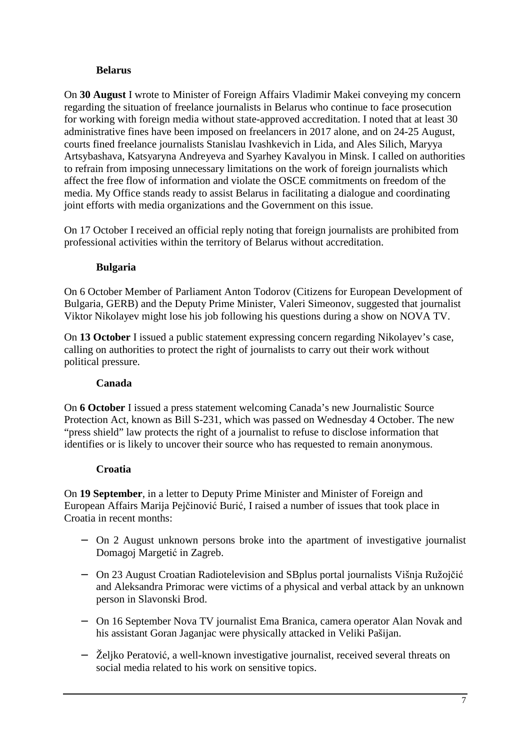### Belarus

On **30 August** I wrote to Minister of Foreign Affairs Vladimir Makei conveying my concern regarding the situation of freelance journalists in Belarus who continue to face prosecution for working with foreign media without state-approved accreditation. I noted that at least 30 administrative fines have been imposed on freelancers in 2017 alone, and on 24-25 August, courts fined freelance journalists Stanislau Ivashkevich in Lida, and Ales Silich, Maryya Artsybashava, Katsyaryna Andreyeva and Syarhey Kavalyou in Minsk. I called on authorities to refrain from imposing unnecessary limitations on the work of foreign journalists which affect the free flow of information and violate the OSCE commitments on freedom of the media. My Office stands ready to assist Belarus in facilitating a dialogue and coordinating joint efforts with media organizations and the Government on this issue.

On 17 October I received an official reply noting that foreign journalists are prohibited from professional activities within the territory of Belarus without accreditation.

### Bulgaria

On 6 October Member of Parliament Anton Todorov (Citizens for European Development of Bulgaria, GERB) and the Deputy Prime Minister, Valeri Simeonov, suggested that journalist Viktor Nikolayev might lose his job following his questions during a show on NOVA TV.

On **13 October** I issued a public statement expressing concern regarding Nikolayev's case, calling on authorities to protect the right of journalists to carry out their work without political pressure.

### Canada

On **6 October** I issued a press statement welcoming Canada's new Journalistic Source Protection Act, known as Bill S-231, which was passed on Wednesday 4 October. The new "press shield" law protects the right of a journalist to refuse to disclose information that identifies or is likely to uncover their source who has requested to remain anonymous.

### Croatia

On **19 September**, in a letter to Deputy Prime Minister and Minister of Foreign and European Affairs Marija Pejčinović Burić, I raised a number of issues that took place in Croatia in recent months:

- On 2 August unknown persons broke into the apartment of investigative journalist Domagoj Margetić in Zagreb.
- On 23 August Croatian Radiotelevision and SBplus portal journalists Višnja Ružojčić and Aleksandra Primorac were victims of a physical and verbal attack by an unknown person in Slavonski Brod.
- On 16 September Nova TV journalist Ema Branica, camera operator Alan Novak and his assistant Goran Jaganjac were physically attacked in Veliki Pašijan.
- Željko Peratović, a well-known investigative journalist, received several threats on social media related to his work on sensitive topics.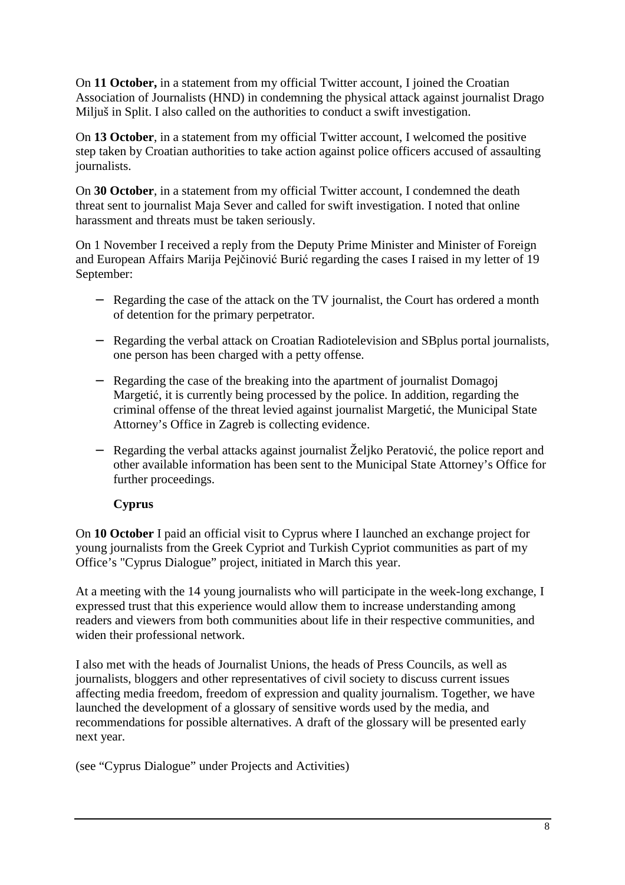On **11 October,** in a statement from my official Twitter account, I joined the Croatian Association of Journalists (HND) in condemning the physical attack against journalist Drago Miljuš in Split. I also called on the authorities to conduct a swift investigation.

On **13 October**, in a statement from my official Twitter account, I welcomed the positive step taken by Croatian authorities to take action against police officers accused of assaulting journalists.

On **30 October**, in a statement from my official Twitter account, I condemned the death threat sent to journalist Maja Sever and called for swift investigation. I noted that online harassment and threats must be taken seriously.

On 1 November I received a reply from the Deputy Prime Minister and Minister of Foreign and European Affairs Marija Pejčinović Burić regarding the cases I raised in my letter of 19 September:

- Regarding the case of the attack on the TV journalist, the Court has ordered a month of detention for the primary perpetrator.
- Regarding the verbal attack on Croatian Radiotelevision and SBplus portal journalists, one person has been charged with a petty offense.
- Regarding the case of the breaking into the apartment of journalist Domagoj Margetić, it is currently being processed by the police. In addition, regarding the criminal offense of the threat levied against journalist Margetić, the Municipal State Attorney's Office in Zagreb is collecting evidence.
- Regarding the verbal attacks against journalist Željko Peratović, the police report and other available information has been sent to the Municipal State Attorney's Office for further proceedings.

**Cyprus**

On **10 October** I paid an official visit to Cyprus where I launched an exchange project for young journalists from the Greek Cypriot and Turkish Cypriot communities as part of my Office's "Cyprus Dialogue" project, initiated in March this year.

At a meeting with the 14 young journalists who will participate in the week-long exchange, I expressed trust that this experience would allow them to increase understanding among readers and viewers from both communities about life in their respective communities, and widen their professional network.

I also met with the heads of Journalist Unions, the heads of Press Councils, as well as journalists, bloggers and other representatives of civil society to discuss current issues affecting media freedom, freedom of expression and quality journalism. Together, we have launched the development of a glossary of sensitive words used by the media, and recommendations for possible alternatives. A draft of the glossary will be presented early next year.

(see "Cyprus Dialogue" under Projects and Activities)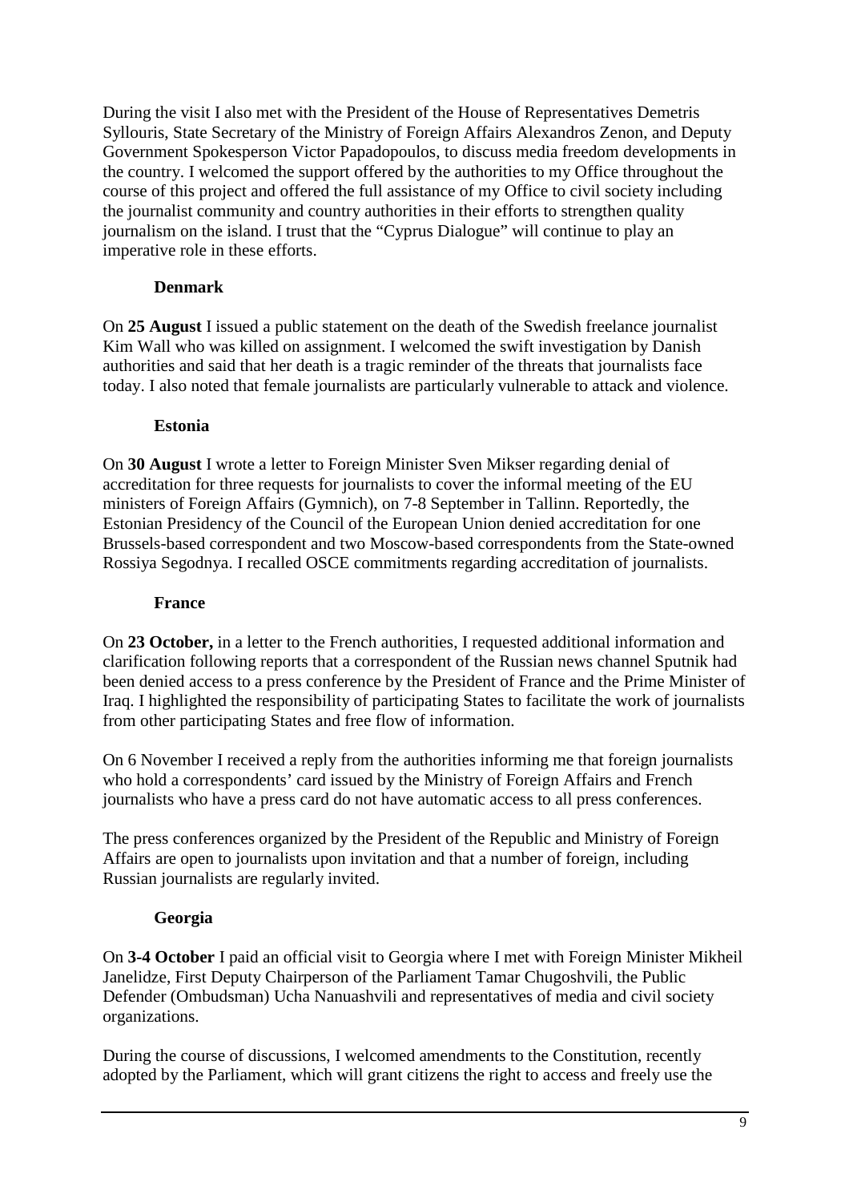During the visit I also met with the President of the House of Representatives Demetris Syllouris, State Secretary of the Ministry of Foreign Affairs Alexandros Zenon, and Deputy Government Spokesperson Victor Papadopoulos, to discuss media freedom developments in the country. I welcomed the support offered by the authorities to my Office throughout the course of this project and offered the full assistance of my Office to civil society including the journalist community and country authorities in their efforts to strengthen quality journalism on the island. I trust that the "Cyprus Dialogue" will continue to play an imperative role in these efforts.

**Denmark**

On **25 August** I issued a public statement on the death of the Swedish freelance journalist Kim Wall who was killed on assignment. I welcomed the swift investigation by Danish authorities and said that her death is a tragic reminder of the threats that journalists face today. I also noted that female journalists are particularly vulnerable to attack and violence.

**Estonia**

On **30 August** I wrote a letter to Foreign Minister Sven Mikser regarding denial of accreditation for three requests for journalists to cover the informal meeting of the EU ministers of Foreign Affairs (Gymnich), on 7-8 September in Tallinn. Reportedly, the Estonian Presidency of the Council of the European Union denied accreditation for one Brussels-based correspondent and two Moscow-based correspondents from the State-owned Rossiya Segodnya. I recalled OSCE commitments regarding accreditation of journalists.

**France**

On **23 October,** in a letter to the French authorities, I requested additional information and clarification following reports that a correspondent of the Russian news channel Sputnik had been denied access to a press conference by the President of France and the Prime Minister of Iraq. I highlighted the responsibility of participating States to facilitate the work of journalists from other participating States and free flow of information.

On 6 November I received a reply from the authorities informing me that foreign journalists who hold a correspondents' card issued by the Ministry of Foreign Affairs and French journalists who have a press card do not have automatic access to all press conferences.

The press conferences organized by the President of the Republic and Ministry of Foreign Affairs are open to journalists upon invitation and that a number of foreign, including Russian journalists are regularly invited.

**Georgia**

On **3-4 October** I paid an official visit to Georgia where I met with Foreign Minister Mikheil Janelidze, First Deputy Chairperson of the Parliament Tamar Chugoshvili, the Public Defender (Ombudsman) Ucha Nanuashvili and representatives of media and civil society organizations.

During the course of discussions, I welcomed amendments to the Constitution, recently adopted by the Parliament, which will grant citizens the right to access and freely use the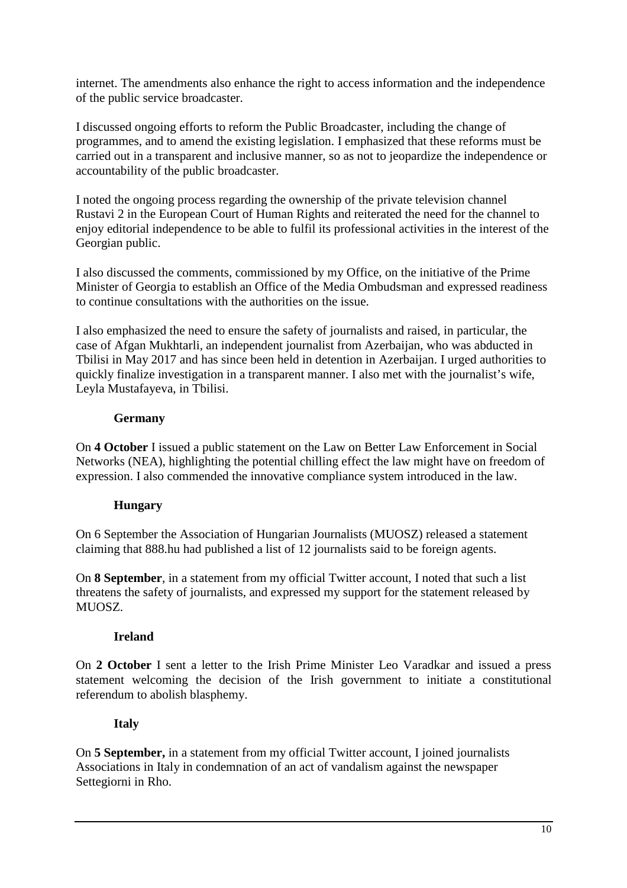internet. The amendments also enhance the right to access information and the independence of the public service broadcaster.

I discussed ongoing efforts to reform the Public Broadcaster, including the change of programmes, and to amend the existing legislation. I emphasized that these reforms must be carried out in a transparent and inclusive manner, so as not to jeopardize the independence or accountability of the public broadcaster.

I noted the ongoing process regarding the ownership of the private television channel Rustavi 2 in the European Court of Human Rights and reiterated the need for the channel to enjoy editorial independence to be able to fulfil its professional activities in the interest of the Georgian public.

I also discussed the comments, commissioned by my Office, on the initiative of the Prime Minister of Georgia to establish an Office of the Media Ombudsman and expressed readiness to continue consultations with the authorities on the issue.

I also emphasized the need to ensure the safety of journalists and raised, in particular, the case of Afgan Mukhtarli, an independent journalist from Azerbaijan, who was abducted in Tbilisi in May 2017 and has since been held in detention in Azerbaijan. I urged authorities to quickly finalize investigation in a transparent manner. I also met with the journalist's wife, Leyla Mustafayeva, in Tbilisi.

### Germany

On **4 October** I issued a public statement on the Law on Better Law Enforcement in Social Networks (NEA), highlighting the potential chilling effect the law might have on freedom of expression. I also commended the innovative compliance system introduced in the law.

### Hungary

On 6 September the Association of Hungarian Journalists (MUOSZ) released a statement claiming that 888.hu had published a list of 12 journalists said to be foreign agents.

On **8 September**, in a statement from my official Twitter account, I noted that such a list threatens the safety of journalists, and expressed my support for the statement released by MUOSZ.

### Ireland

On **2 October** I sent a letter to the Irish Prime Minister Leo Varadkar and issued a press statement welcoming the decision of the Irish government to initiate a constitutional referendum to abolish blasphemy.

### Italy

On **5 September,** in a statement from my official Twitter account, I joined journalists Associations in Italy in condemnation of an act of vandalism against the newspaper Settegiorni in Rho.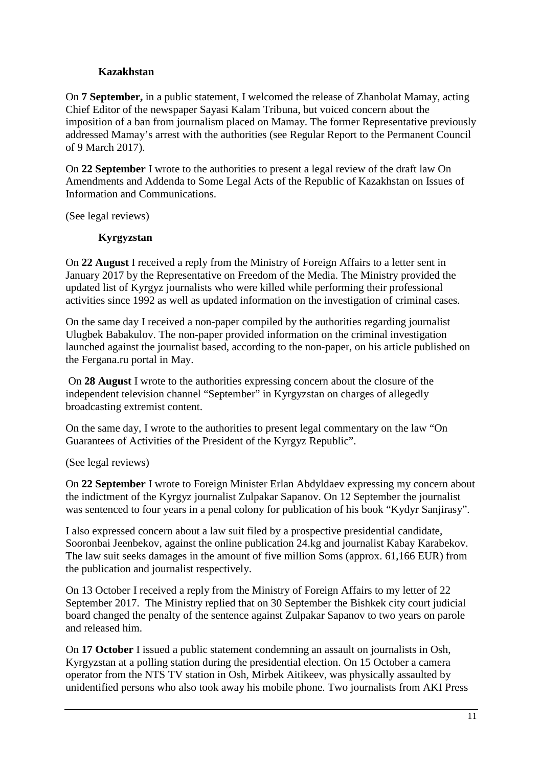**Kazakhstan**

On **7 September,** in a public statement, I welcomed the release of Zhanbolat Mamay, acting Chief Editor of the newspaper Sayasi Kalam Tribuna, but voiced concern about the imposition of a ban from journalism placed on Mamay. The former Representative previously addressed Mamay's arrest with the authorities (see Regular Report to the Permanent Council of 9 March 2017).

On **22 September** I wrote to the authorities to present a legal review of the draft law On Amendments and Addenda to Some Legal Acts of the Republic of Kazakhstan on Issues of Information and Communications.

(See legal reviews)

**Kyrgyzstan**

On **22 August** I received a reply from the Ministry of Foreign Affairs to a letter sent in January 2017 by the Representative on Freedom of the Media. The Ministry provided the updated list of Kyrgyz journalists who were killed while performing their professional activities since 1992 as well as updated information on the investigation of criminal cases.

On the same day I received a non-paper compiled by the authorities regarding journalist Ulugbek Babakulov. The non-paper provided information on the criminal investigation launched against the journalist based, according to the non-paper, on his article published on the Fergana.ru portal in May.

On **28 August** I wrote to the authorities expressing concern about the closure of the independent television channel "September" in Kyrgyzstan on charges of allegedly broadcasting extremist content.

On the same day, I wrote to the authorities to present legal commentary on the law "On Guarantees of Activities of the President of the Kyrgyz Republic".

(See legal reviews)

On **22 September** I wrote to Foreign Minister Erlan Abdyldaev expressing my concern about the indictment of the Kyrgyz journalist Zulpakar Sapanov. On 12 September the journalist was sentenced to four years in a penal colony for publication of his book "Kydyr Sanjirasy".

I also expressed concern about a law suit filed by a prospective presidential candidate, Sooronbai Jeenbekov, against the online publication 24.kg and journalist Kabay Karabekov. The law suit seeks damages in the amount of five million Soms (approx. 61,166 EUR) from the publication and journalist respectively.

On 13 October I received a reply from the Ministry of Foreign Affairs to my letter of 22 September 2017. The Ministry replied that on 30 September the Bishkek city court judicial board changed the penalty of the sentence against Zulpakar Sapanov to two years on parole and released him.

On **17 October** I issued a public statement condemning an assault on journalists in Osh, Kyrgyzstan at a polling station during the presidential election. On 15 October a camera operator from the NTS TV station in Osh, Mirbek Aitikeev, was physically assaulted by unidentified persons who also took away his mobile phone. Two journalists from AKI Press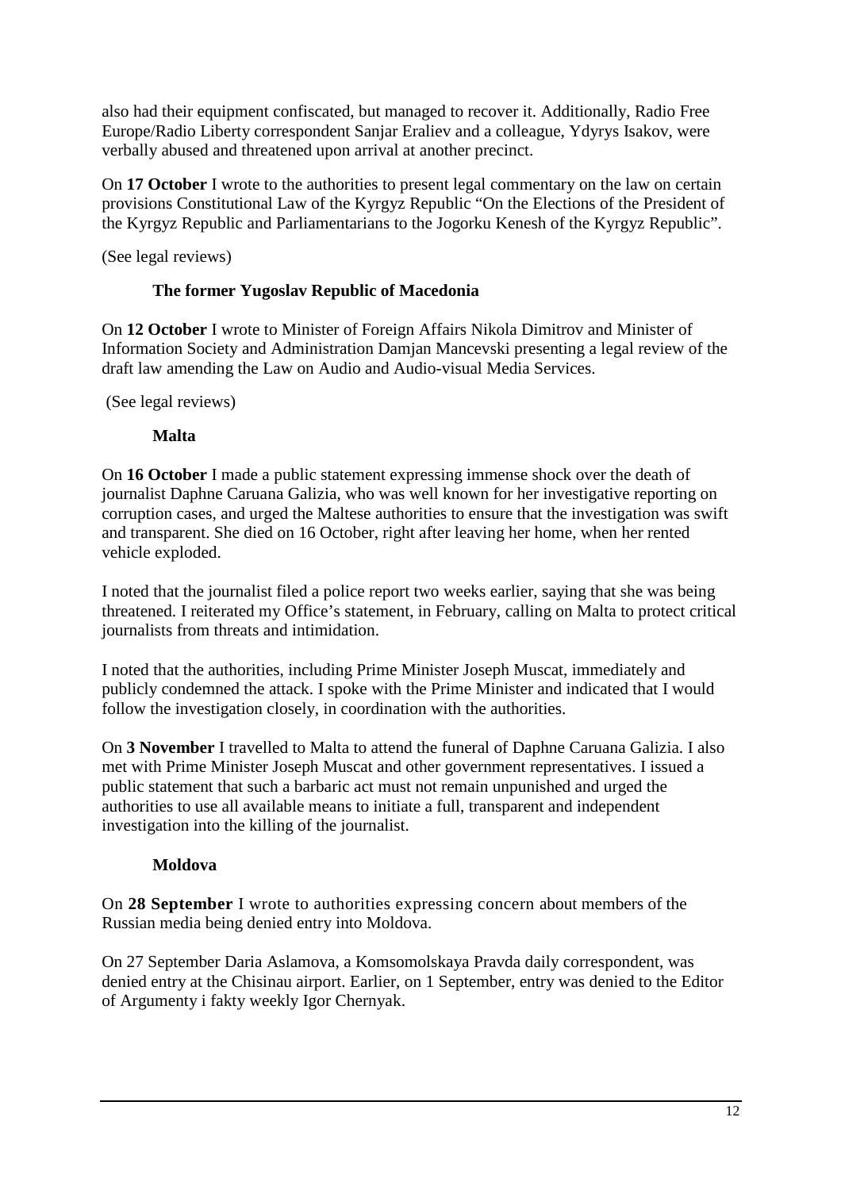also had their equipment confiscated, but managed to recover it. Additionally, Radio Free Europe/Radio Liberty correspondent Sanjar Eraliev and a colleague, Ydyrys Isakov, were verbally abused and threatened upon arrival at another precinct.

On **17 October** I wrote to the authorities to present legal commentary on the law on certain provisions Constitutional Law of the Kyrgyz Republic "On the Elections of the President of the Kyrgyz Republic and Parliamentarians to the Jogorku Kenesh of the Kyrgyz Republic".

(See legal reviews)

### The former Yugoslav Republic of Macedonia

On **12 October** I wrote to Minister of Foreign Affairs Nikola Dimitrov and Minister of Information Society and Administration Damjan Mancevski presenting a legal review of the draft law amending the Law on Audio and Audio-visual Media Services.

(See legal reviews)

### Malta

On **16 October** I made a public statement expressing immense shock over the death of journalist Daphne Caruana Galizia, who was well known for her investigative reporting on corruption cases, and urged the Maltese authorities to ensure that the investigation was swift and transparent. She died on 16 October, right after leaving her home, when her rented vehicle exploded.

I noted that the journalist filed a police report two weeks earlier, saying that she was being threatened. I reiterated my Office's statement, in February, calling on Malta to protect critical journalists from threats and intimidation.

I noted that the authorities, including Prime Minister Joseph Muscat, immediately and publicly condemned the attack. I spoke with the Prime Minister and indicated that I would follow the investigation closely, in coordination with the authorities.

On **3 November** I travelled to Malta to attend the funeral of Daphne Caruana Galizia. I also met with Prime Minister Joseph Muscat and other government representatives. I issued a public statement that such a barbaric act must not remain unpunished and urged the authorities to use all available means to initiate a full, transparent and independent investigation into the killing of the journalist.

### Moldova

On **28 September** I wrote to authorities expressing concern about members of the Russian media being denied entry into Moldova.

On 27 September Daria Aslamova, a Komsomolskaya Pravda daily correspondent, was denied entry at the Chisinau airport. Earlier, on 1 September, entry was denied to the Editor of Argumenty i fakty weekly Igor Chernyak.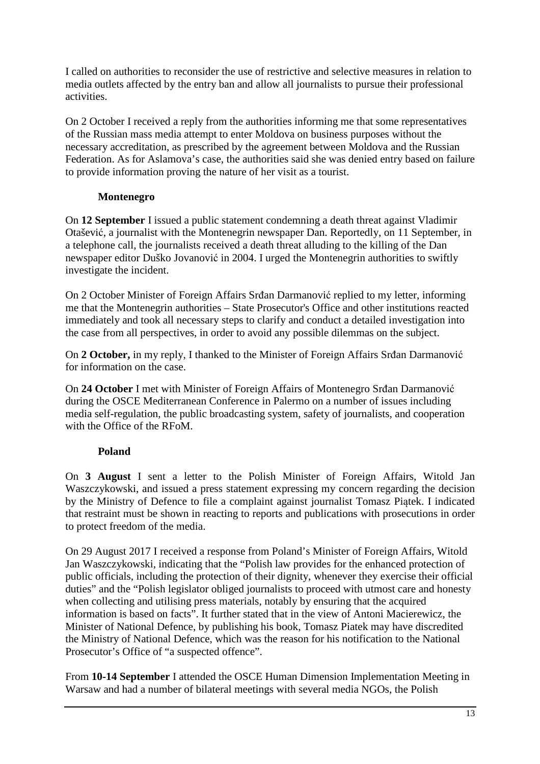I called on authorities to reconsider the use of restrictive and selective measures in relation to media outlets affected by the entry ban and allow all journalists to pursue their professional activities.

On 2 October I received a reply from the authorities informing me that some representatives of the Russian mass media attempt to enter Moldova on business purposes without the necessary accreditation, as prescribed by the agreement between Moldova and the Russian Federation. As for Aslamova's case, the authorities said she was denied entry based on failure to provide information proving the nature of her visit as a tourist.

### Montenegro

On **12 September** I issued a public statement condemning a death threat against Vladimir Otašević, a journalist with the Montenegrin newspaper Dan. Reportedly, on 11 September, in a telephone call, the journalists received a death threat alluding to the killing of the Dan newspaper editor Duško Jovanović in 2004. I urged the Montenegrin authorities to swiftly investigate the incident.

On 2 October Minister of Foreign Affairs Srđan Darmanović replied to my letter, informing me that the Montenegrin authorities – State Prosecutor's Office and other institutions reacted immediately and took all necessary steps to clarify and conduct a detailed investigation into the case from all perspectives, in order to avoid any possible dilemmas on the subject.

On **2 October,** in my reply, I thanked to the Minister of Foreign Affairs Srđan Darmanović for information on the case.

On **24 October** I met with Minister of Foreign Affairs of Montenegro Srđan Darmanović during the OSCE Mediterranean Conference in Palermo on a number of issues including media self-regulation, the public broadcasting system, safety of journalists, and cooperation with the Office of the RFoM.

### Poland

On **3 August** I sent a letter to the Polish Minister of Foreign Affairs, Witold Jan Waszczykowski, and issued a press statement expressing my concern regarding the decision by the Ministry of Defence to file a complaint against journalist Tomasz Piątek. I indicated that restraint must be shown in reacting to reports and publications with prosecutions in order to protect freedom of the media.

On 29 August 2017 I received a response from Poland's Minister of Foreign Affairs, Witold Jan Waszczykowski, indicating that the "Polish law provides for the enhanced protection of public officials, including the protection of their dignity, whenever they exercise their official duties" and the "Polish legislator obliged journalists to proceed with utmost care and honesty when collecting and utilising press materials, notably by ensuring that the acquired information is based on facts". It further stated that in the view of Antoni Macierewicz, the Minister of National Defence, by publishing his book, Tomasz Piatek may have discredited the Ministry of National Defence, which was the reason for his notification to the National Prosecutor's Office of "a suspected offence".

From **10-14 September** I attended the OSCE Human Dimension Implementation Meeting in Warsaw and had a number of bilateral meetings with several media NGOs, the Polish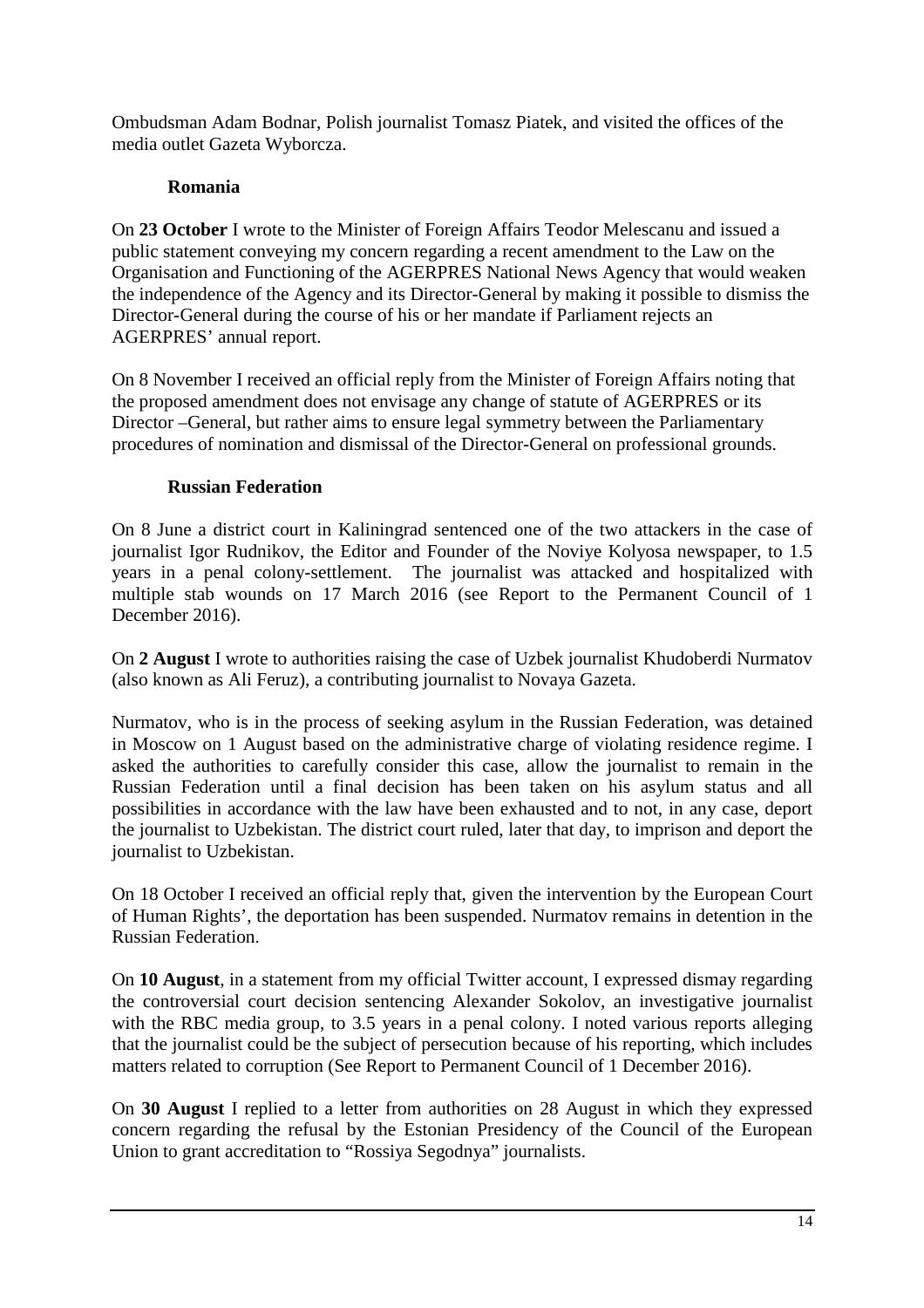Ombudsman Adam Bodnar, Polish journalist Tomasz Piatek, and visited the offices of the media outlet Gazeta Wyborcza.

### Romania

On **23 October** I wrote to the Minister of Foreign Affairs Teodor Melescanu and issued a public statement conveying my concern regarding a recent amendment to the Law on the Organisation and Functioning of the AGERPRES National News Agency that would weaken the independence of the Agency and its Director-General by making it possible to dismiss the Director-General during the course of his or her mandate if Parliament rejects an AGERPRES' annual report.

On 8 November I received an official reply from the Minister of Foreign Affairs noting that the proposed amendment does not envisage any change of statute of AGERPRES or its Director –General, but rather aims to ensure legal symmetry between the Parliamentary procedures of nomination and dismissal of the Director-General on professional grounds.

### Russian Federation

On 8 June a district court in Kaliningrad sentenced one of the two attackers in the case of journalist Igor Rudnikov, the Editor and Founder of the Noviye Kolyosa newspaper, to 1.5 years in a penal colony-settlement. The journalist was attacked and hospitalized with multiple stab wounds on 17 March 2016 (see Report to the Permanent Council of 1 December 2016).

On **2 August** I wrote to authorities raising the case of Uzbek journalist Khudoberdi Nurmatov (also known as Ali Feruz), a contributing journalist to Novaya Gazeta.

Nurmatov, who is in the process of seeking asylum in the Russian Federation, was detained in Moscow on 1 August based on the administrative charge of violating residence regime. I asked the authorities to carefully consider this case, allow the journalist to remain in the Russian Federation until a final decision has been taken on his asylum status and all possibilities in accordance with the law have been exhausted and to not, in any case, deport the journalist to Uzbekistan. The district court ruled, later that day, to imprison and deport the journalist to Uzbekistan.

On 18 October I received an official reply that, given the intervention by the European Court of Human Rights', the deportation has been suspended. Nurmatov remains in detention in the Russian Federation.

On **10 August**, in a statement from my official Twitter account, I expressed dismay regarding the controversial court decision sentencing Alexander Sokolov, an investigative journalist with the RBC media group, to 3.5 years in a penal colony. I noted various reports alleging that the journalist could be the subject of persecution because of his reporting, which includes matters related to corruption (See Report to Permanent Council of 1 December 2016).

On **30 August** I replied to a letter from authorities on 28 August in which they expressed concern regarding the refusal by the Estonian Presidency of the Council of the European Union to grant accreditation to "Rossiya Segodnya" journalists.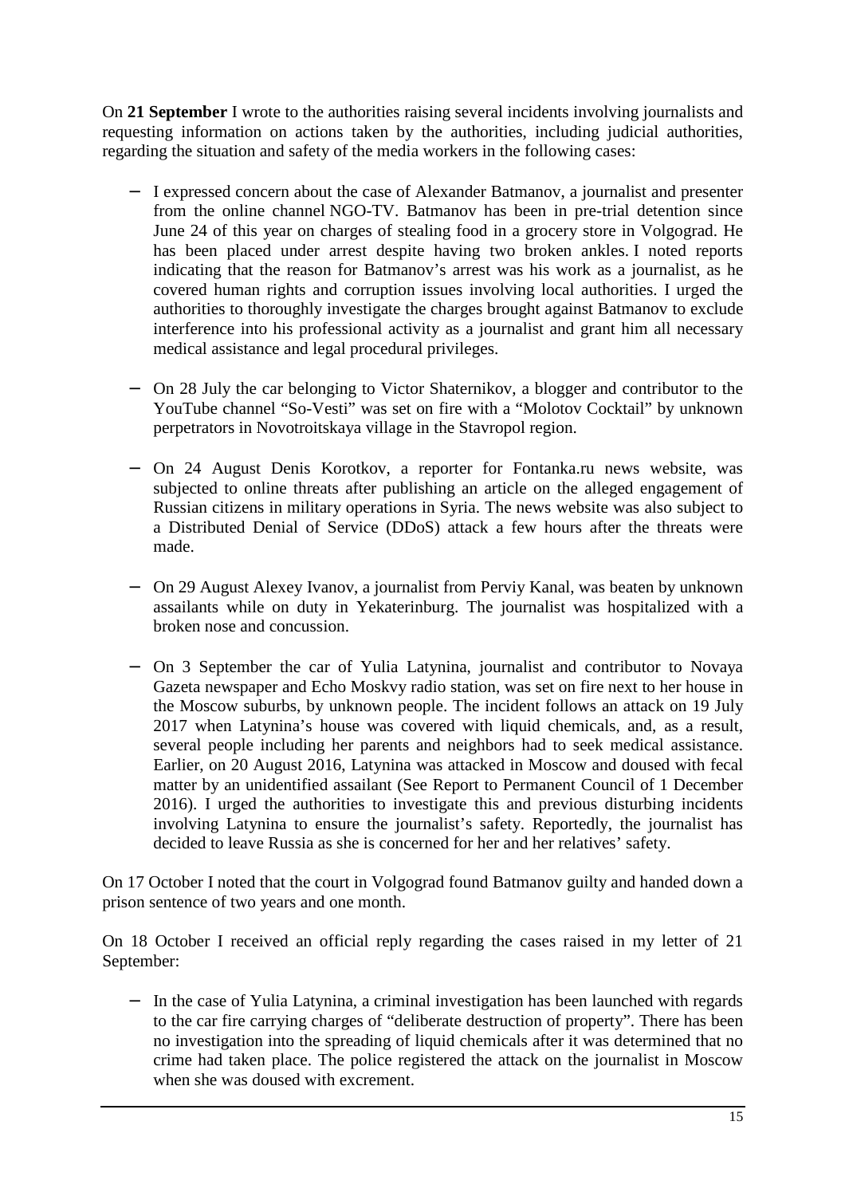On **21 September** I wrote to the authorities raising several incidents involving journalists and requesting information on actions taken by the authorities, including judicial authorities, regarding the situation and safety of the media workers in the following cases:

- I expressed concern about the case of Alexander Batmanov, a journalist and presenter from the online channel NGO-TV. Batmanov has been in pre-trial detention since June 24 of this year on charges of stealing food in a grocery store in Volgograd. He has been placed under arrest despite having two broken ankles. I noted reports indicating that the reason for Batmanov's arrest was his work as a journalist, as he covered human rights and corruption issues involving local authorities. I urged the authorities to thoroughly investigate the charges brought against Batmanov to exclude interference into his professional activity as a journalist and grant him all necessary medical assistance and legal procedural privileges.

- On 28 July the car belonging to Victor Shaternikov, a blogger and contributor to the YouTube channel "So-Vesti" was set on fire with a "Molotov Cocktail" by unknown perpetrators in Novotroitskaya village in the Stavropol region.

- On 24 August Denis Korotkov, a reporter for Fontanka.ru news website, was subjected to online threats after publishing an article on the alleged engagement of Russian citizens in military operations in Syria. The news website was also subject to a Distributed Denial of Service (DDoS) attack a few hours after the threats were made.

- On 29 August Alexey Ivanov, a journalist from Perviy Kanal, was beaten by unknown assailants while on duty in Yekaterinburg. The journalist was hospitalized with a broken nose and concussion.

- On 3 September the car of Yulia Latynina, journalist and contributor to Novaya Gazeta newspaper and Echo Moskvy radio station, was set on fire next to her house in the Moscow suburbs, by unknown people. The incident follows an attack on 19 July 2017 when Latynina's house was covered with liquid chemicals, and, as a result, several people including her parents and neighbors had to seek medical assistance. Earlier, on 20 August 2016, Latynina was attacked in Moscow and doused with fecal matter by an unidentified assailant (See Report to Permanent Council of 1 December 2016). I urged the authorities to investigate this and previous disturbing incidents involving Latynina to ensure the journalist's safety. Reportedly, the journalist has decided to leave Russia as she is concerned for her and her relatives' safety.

On 17 October I noted that the court in Volgograd found Batmanov guilty and handed down a prison sentence of two years and one month.

On 18 October I received an official reply regarding the cases raised in my letter of 21 September:

- In the case of Yulia Latynina, a criminal investigation has been launched with regards to the car fire carrying charges of "deliberate destruction of property". There has been no investigation into the spreading of liquid chemicals after it was determined that no crime had taken place. The police registered the attack on the journalist in Moscow when she was doused with excrement.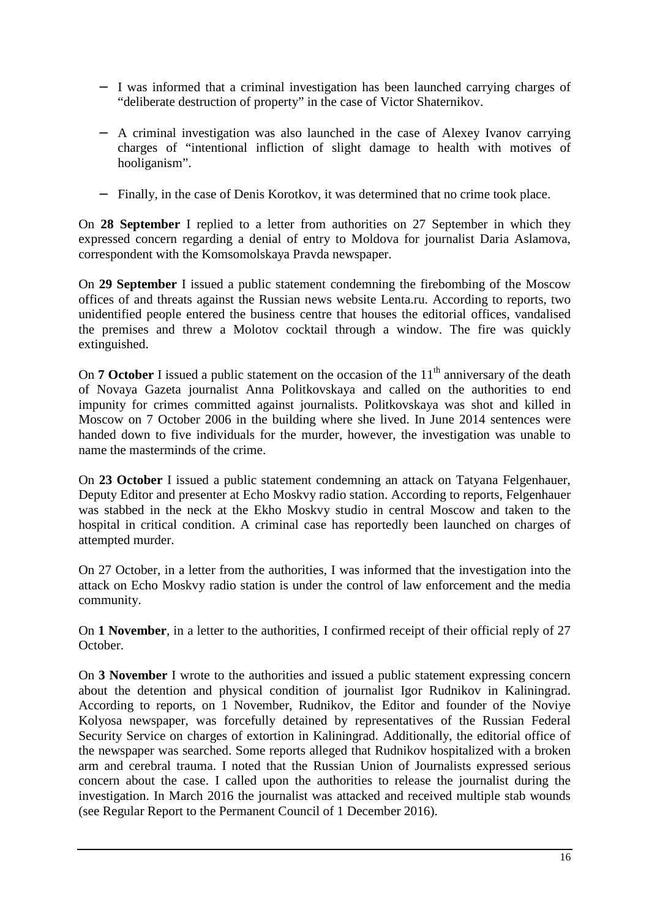- I was informed that a criminal investigation has been launched carrying charges of "deliberate destruction of property" in the case of Victor Shaternikov.

- A criminal investigation was also launched in the case of Alexey Ivanov carrying charges of "intentional infliction of slight damage to health with motives of hooliganism".

- Finally, in the case of Denis Korotkov, it was determined that no crime took place.

On **28 September** I replied to a letter from authorities on 27 September in which they expressed concern regarding a denial of entry to Moldova for journalist Daria Aslamova, correspondent with the Komsomolskaya Pravda newspaper.

On **29 September** I issued a public statement condemning the firebombing of the Moscow offices of and threats against the Russian news website Lenta.ru. According to reports, two unidentified people entered the business centre that houses the editorial offices, vandalised the premises and threw a Molotov cocktail through a window. The fire was quickly extinguished.

On **7 October** I issued a public statement on the occasion of the 11th anniversary of the death of Novaya Gazeta journalist Anna Politkovskaya and called on the authorities to end impunity for crimes committed against journalists. Politkovskaya was shot and killed in Moscow on 7 October 2006 in the building where she lived. In June 2014 sentences were handed down to five individuals for the murder, however, the investigation was unable to name the masterminds of the crime.

On **23 October** I issued a public statement condemning an attack on Tatyana Felgenhauer, Deputy Editor and presenter at Echo Moskvy radio station. According to reports, Felgenhauer was stabbed in the neck at the Ekho Moskvy studio in central Moscow and taken to the hospital in critical condition. A criminal case has reportedly been launched on charges of attempted murder.

On 27 October, in a letter from the authorities, I was informed that the investigation into the attack on Echo Moskvy radio station is under the control of law enforcement and the media community.

On **1 November**, in a letter to the authorities, I confirmed receipt of their official reply of 27 October.

On **3 November** I wrote to the authorities and issued a public statement expressing concern about the detention and physical condition of journalist Igor Rudnikov in Kaliningrad. According to reports, on 1 November, Rudnikov, the Editor and founder of the Noviye Kolyosa newspaper, was forcefully detained by representatives of the Russian Federal Security Service on charges of extortion in Kaliningrad. Additionally, the editorial office of the newspaper was searched. Some reports alleged that Rudnikov hospitalized with a broken arm and cerebral trauma. I noted that the Russian Union of Journalists expressed serious concern about the case. I called upon the authorities to release the journalist during the investigation. In March 2016 the journalist was attacked and received multiple stab wounds (see Regular Report to the Permanent Council of 1 December 2016).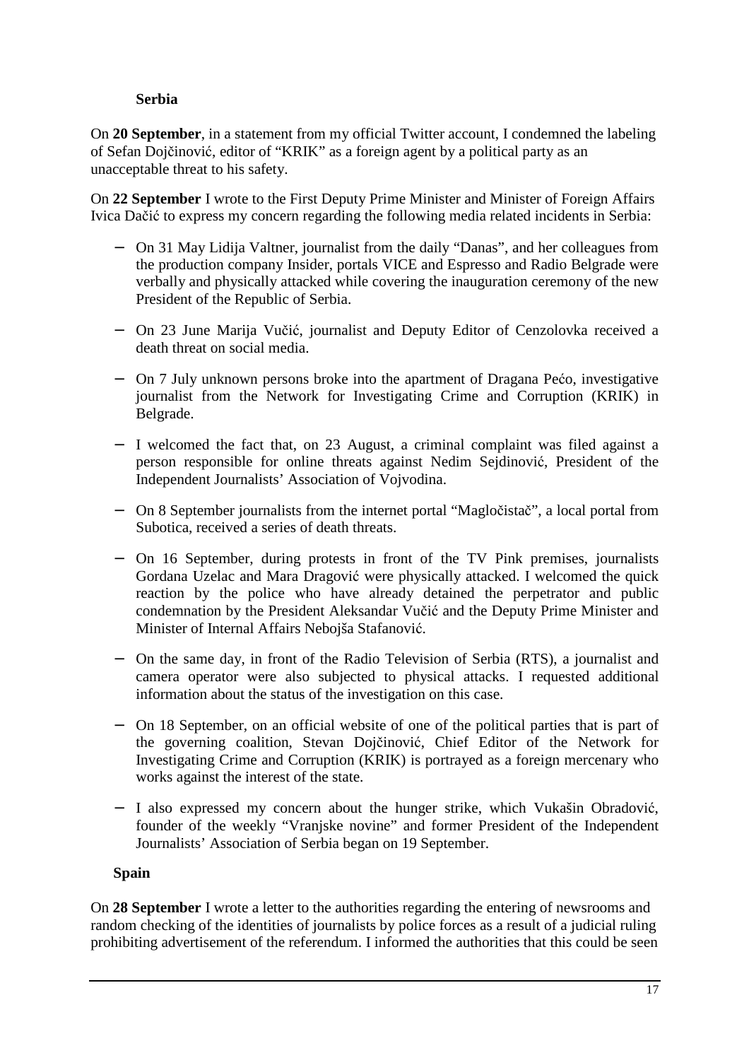**Serbia**

On **20 September**, in a statement from my official Twitter account, I condemned the labeling of Sefan Dojčinović, editor of "KRIK" as a foreign agent by a political party as an unacceptable threat to his safety.

On **22 September** I wrote to the First Deputy Prime Minister and Minister of Foreign Affairs Ivica Dačić to express my concern regarding the following media related incidents in Serbia:

- On 31 May Lidija Valtner, journalist from the daily "Danas", and her colleagues from the production company Insider, portals VICE and Espresso and Radio Belgrade were verbally and physically attacked while covering the inauguration ceremony of the new President of the Republic of Serbia.
- On 23 June Marija Vučić, journalist and Deputy Editor of Cenzolovka received a death threat on social media.
- On 7 July unknown persons broke into the apartment of Dragana Pećo, investigative journalist from the Network for Investigating Crime and Corruption (KRIK) in Belgrade.
- I welcomed the fact that, on 23 August, a criminal complaint was filed against a person responsible for online threats against Nedim Sejdinović, President of the Independent Journalists' Association of Vojvodina.
- On 8 September journalists from the internet portal "Magločistač", a local portal from Subotica, received a series of death threats.
- On 16 September, during protests in front of the TV Pink premises, journalists Gordana Uzelac and Mara Dragović were physically attacked. I welcomed the quick reaction by the police who have already detained the perpetrator and public condemnation by the President Aleksandar Vučić and the Deputy Prime Minister and Minister of Internal Affairs Nebojša Stafanović.
- On the same day, in front of the Radio Television of Serbia (RTS), a journalist and camera operator were also subjected to physical attacks. I requested additional information about the status of the investigation on this case.
- On 18 September, on an official website of one of the political parties that is part of the governing coalition, Stevan Dojčinović, Chief Editor of the Network for Investigating Crime and Corruption (KRIK) is portrayed as a foreign mercenary who works against the interest of the state.
- I also expressed my concern about the hunger strike, which Vukašin Obradović, founder of the weekly "Vranjske novine" and former President of the Independent Journalists' Association of Serbia began on 19 September.

**Spain**

On **28 September** I wrote a letter to the authorities regarding the entering of newsrooms and random checking of the identities of journalists by police forces as a result of a judicial ruling prohibiting advertisement of the referendum. I informed the authorities that this could be seen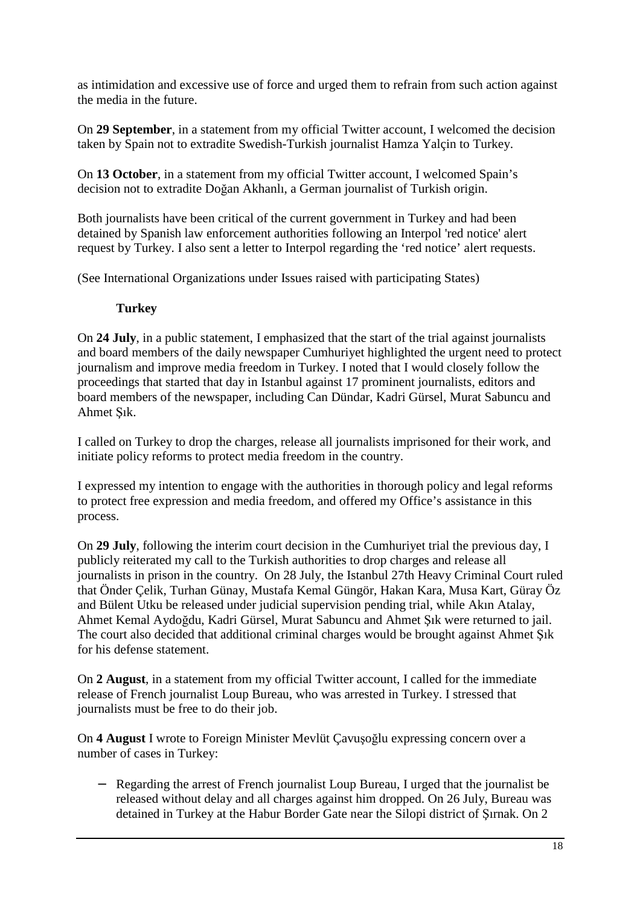as intimidation and excessive use of force and urged them to refrain from such action against the media in the future.

On **29 September**, in a statement from my official Twitter account, I welcomed the decision taken by Spain not to extradite Swedish-Turkish journalist Hamza Yalçin to Turkey.

On **13 October**, in a statement from my official Twitter account, I welcomed Spain's decision not to extradite Doğan Akhanlı, a German journalist of Turkish origin.

Both journalists have been critical of the current government in Turkey and had been detained by Spanish law enforcement authorities following an Interpol 'red notice' alert request by Turkey. I also sent a letter to Interpol regarding the 'red notice' alert requests.

(See International Organizations under Issues raised with participating States)

### Turkey

On **24 July**, in a public statement, I emphasized that the start of the trial against journalists and board members of the daily newspaper Cumhuriyet highlighted the urgent need to protect journalism and improve media freedom in Turkey. I noted that I would closely follow the proceedings that started that day in Istanbul against 17 prominent journalists, editors and board members of the newspaper, including Can Dündar, Kadri Gürsel, Murat Sabuncu and Ahmet Şık.

I called on Turkey to drop the charges, release all journalists imprisoned for their work, and initiate policy reforms to protect media freedom in the country.

I expressed my intention to engage with the authorities in thorough policy and legal reforms to protect free expression and media freedom, and offered my Office's assistance in this process.

On **29 July**, following the interim court decision in the Cumhuriyet trial the previous day, I publicly reiterated my call to the Turkish authorities to drop charges and release all journalists in prison in the country. On 28 July, the Istanbul 27th Heavy Criminal Court ruled that Önder Çelik, Turhan Günay, Mustafa Kemal Güngör, Hakan Kara, Musa Kart, Güray Öz and Bülent Utku be released under judicial supervision pending trial, while Akın Atalay, Ahmet Kemal Aydoğdu, Kadri Gürsel, Murat Sabuncu and Ahmet Şık were returned to jail. The court also decided that additional criminal charges would be brought against Ahmet Şık for his defense statement.

On **2 August**, in a statement from my official Twitter account, I called for the immediate release of French journalist Loup Bureau, who was arrested in Turkey. I stressed that journalists must be free to do their job.

On **4 August** I wrote to Foreign Minister Mevlüt Çavuşoğlu expressing concern over a number of cases in Turkey:

- Regarding the arrest of French journalist Loup Bureau, I urged that the journalist be released without delay and all charges against him dropped. On 26 July, Bureau was detained in Turkey at the Habur Border Gate near the Silopi district of Şırnak. On 2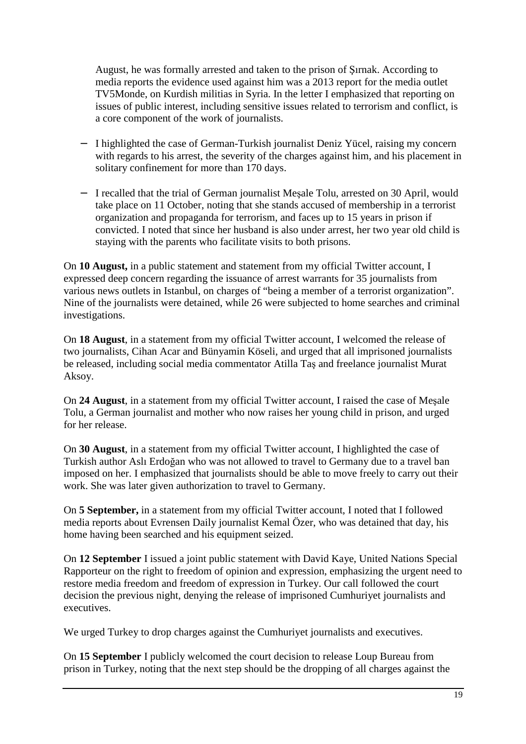August, he was formally arrested and taken to the prison of Şırnak. According to media reports the evidence used against him was a 2013 report for the media outlet TV5Monde, on Kurdish militias in Syria. In the letter I emphasized that reporting on issues of public interest, including sensitive issues related to terrorism and conflict, is a core component of the work of journalists.

- I highlighted the case of German-Turkish journalist Deniz Yücel, raising my concern with regards to his arrest, the severity of the charges against him, and his placement in solitary confinement for more than 170 days.

- I recalled that the trial of German journalist Meşale Tolu, arrested on 30 April, would take place on 11 October, noting that she stands accused of membership in a terrorist organization and propaganda for terrorism, and faces up to 15 years in prison if convicted. I noted that since her husband is also under arrest, her two year old child is staying with the parents who facilitate visits to both prisons.

On **10 August,** in a public statement and statement from my official Twitter account, I expressed deep concern regarding the issuance of arrest warrants for 35 journalists from various news outlets in Istanbul, on charges of "being a member of a terrorist organization". Nine of the journalists were detained, while 26 were subjected to home searches and criminal investigations.

On **18 August**, in a statement from my official Twitter account, I welcomed the release of two journalists, Cihan Acar and Bünyamin Köseli, and urged that all imprisoned journalists be released, including social media commentator Atilla Taş and freelance journalist Murat Aksoy.

On **24 August**, in a statement from my official Twitter account, I raised the case of Meşale Tolu, a German journalist and mother who now raises her young child in prison, and urged for her release.

On **30 August**, in a statement from my official Twitter account, I highlighted the case of Turkish author Aslı Erdoğan who was not allowed to travel to Germany due to a travel ban imposed on her. I emphasized that journalists should be able to move freely to carry out their work. She was later given authorization to travel to Germany.

On **5 September,** in a statement from my official Twitter account, I noted that I followed media reports about Evrensen Daily journalist Kemal Özer, who was detained that day, his home having been searched and his equipment seized.

On **12 September** I issued a joint public statement with David Kaye, United Nations Special Rapporteur on the right to freedom of opinion and expression, emphasizing the urgent need to restore media freedom and freedom of expression in Turkey. Our call followed the court decision the previous night, denying the release of imprisoned Cumhuriyet journalists and executives.

We urged Turkey to drop charges against the Cumhuriyet journalists and executives.

On **15 September** I publicly welcomed the court decision to release Loup Bureau from prison in Turkey, noting that the next step should be the dropping of all charges against the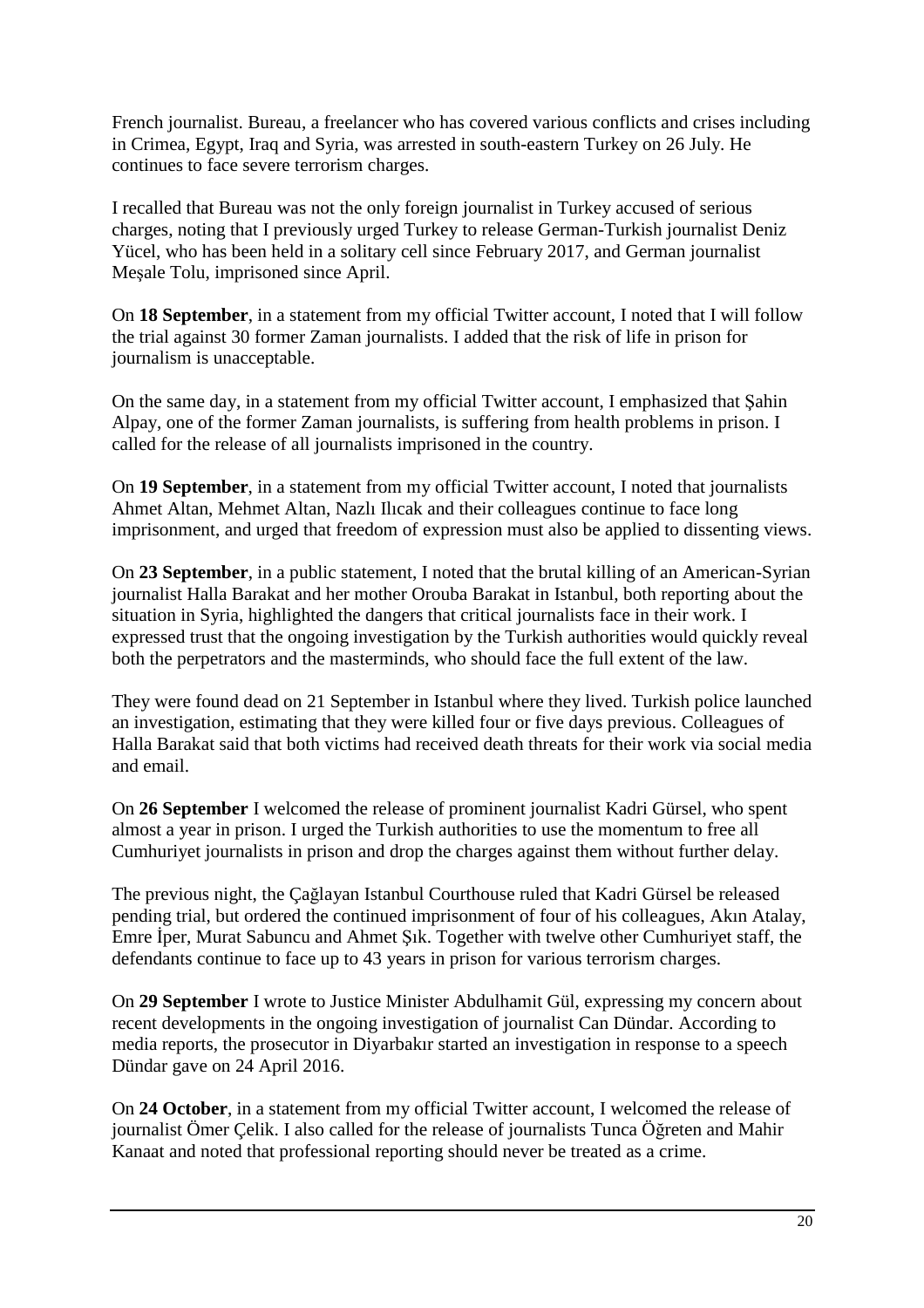French journalist. Bureau, a freelancer who has covered various conflicts and crises including in Crimea, Egypt, Iraq and Syria, was arrested in south-eastern Turkey on 26 July. He continues to face severe terrorism charges.

I recalled that Bureau was not the only foreign journalist in Turkey accused of serious charges, noting that I previously urged Turkey to release German-Turkish journalist Deniz Yücel, who has been held in a solitary cell since February 2017, and German journalist Meşale Tolu, imprisoned since April.

On **18 September**, in a statement from my official Twitter account, I noted that I will follow the trial against 30 former Zaman journalists. I added that the risk of life in prison for journalism is unacceptable.

On the same day, in a statement from my official Twitter account, I emphasized that Şahin Alpay, one of the former Zaman journalists, is suffering from health problems in prison. I called for the release of all journalists imprisoned in the country.

On **19 September**, in a statement from my official Twitter account, I noted that journalists Ahmet Altan, Mehmet Altan, Nazlı Ilıcak and their colleagues continue to face long imprisonment, and urged that freedom of expression must also be applied to dissenting views.

On **23 September**, in a public statement, I noted that the brutal killing of an American-Syrian journalist Halla Barakat and her mother Orouba Barakat in Istanbul, both reporting about the situation in Syria, highlighted the dangers that critical journalists face in their work. I expressed trust that the ongoing investigation by the Turkish authorities would quickly reveal both the perpetrators and the masterminds, who should face the full extent of the law.

They were found dead on 21 September in Istanbul where they lived. Turkish police launched an investigation, estimating that they were killed four or five days previous. Colleagues of Halla Barakat said that both victims had received death threats for their work via social media and email.

On **26 September** I welcomed the release of prominent journalist Kadri Gürsel, who spent almost a year in prison. I urged the Turkish authorities to use the momentum to free all Cumhuriyet journalists in prison and drop the charges against them without further delay.

The previous night, the Çağlayan Istanbul Courthouse ruled that Kadri Gürsel be released pending trial, but ordered the continued imprisonment of four of his colleagues, Akın Atalay, Emre İper, Murat Sabuncu and Ahmet Şık. Together with twelve other Cumhuriyet staff, the defendants continue to face up to 43 years in prison for various terrorism charges.

On **29 September** I wrote to Justice Minister Abdulhamit Gül, expressing my concern about recent developments in the ongoing investigation of journalist Can Dündar. According to media reports, the prosecutor in Diyarbakır started an investigation in response to a speech Dündar gave on 24 April 2016.

On **24 October**, in a statement from my official Twitter account, I welcomed the release of journalist Ömer Çelik. I also called for the release of journalists Tunca Öğreten and Mahir Kanaat and noted that professional reporting should never be treated as a crime.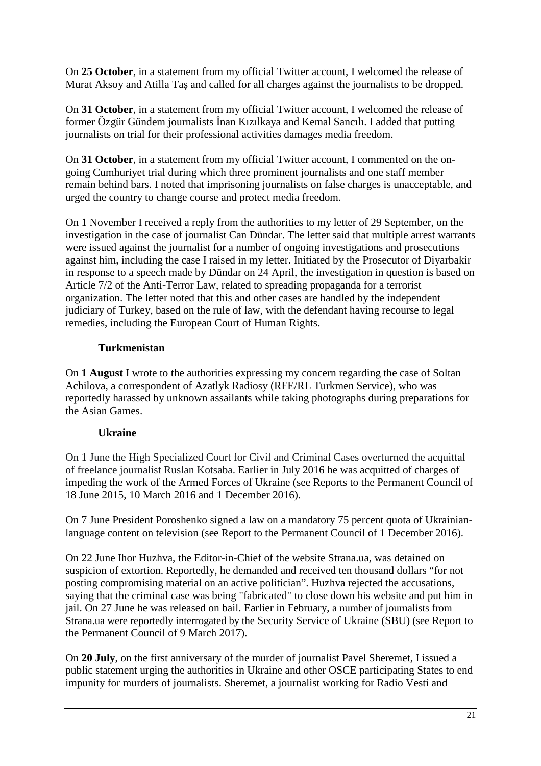On **25 October**, in a statement from my official Twitter account, I welcomed the release of Murat Aksoy and Atilla Taş and called for all charges against the journalists to be dropped.

On **31 October**, in a statement from my official Twitter account, I welcomed the release of former Özgür Gündem journalists İnan Kızılkaya and Kemal Sancılı. I added that putting journalists on trial for their professional activities damages media freedom.

On **31 October**, in a statement from my official Twitter account, I commented on the on-going Cumhuriyet trial during which three prominent journalists and one staff member remain behind bars. I noted that imprisoning journalists on false charges is unacceptable, and urged the country to change course and protect media freedom.

On 1 November I received a reply from the authorities to my letter of 29 September, on the investigation in the case of journalist Can Dündar. The letter said that multiple arrest warrants were issued against the journalist for a number of ongoing investigations and prosecutions against him, including the case I raised in my letter. Initiated by the Prosecutor of Diyarbakir in response to a speech made by Dündar on 24 April, the investigation in question is based on Article 7/2 of the Anti-Terror Law, related to spreading propaganda for a terrorist organization. The letter noted that this and other cases are handled by the independent judiciary of Turkey, based on the rule of law, with the defendant having recourse to legal remedies, including the European Court of Human Rights.

### Turkmenistan

On **1 August** I wrote to the authorities expressing my concern regarding the case of Soltan Achilova, a correspondent of Azatlyk Radiosy (RFE/RL Turkmen Service), who was reportedly harassed by unknown assailants while taking photographs during preparations for the Asian Games.

### Ukraine

On 1 June the High Specialized Court for Civil and Criminal Cases overturned the acquittal of freelance journalist Ruslan Kotsaba. Earlier in July 2016 he was acquitted of charges of impeding the work of the Armed Forces of Ukraine (see Reports to the Permanent Council of 18 June 2015, 10 March 2016 and 1 December 2016).

On 7 June President Poroshenko signed a law on a mandatory 75 percent quota of Ukrainian-language content on television (see Report to the Permanent Council of 1 December 2016).

On 22 June Ihor Huzhva, the Editor-in-Chief of the website Strana.ua, was detained on suspicion of extortion. Reportedly, he demanded and received ten thousand dollars "for not posting compromising material on an active politician". Huzhva rejected the accusations, saying that the criminal case was being "fabricated" to close down his website and put him in jail. On 27 June he was released on bail. Earlier in February, a number of journalists from Strana.ua were reportedly interrogated by the Security Service of Ukraine (SBU) (see Report to the Permanent Council of 9 March 2017).

On **20 July**, on the first anniversary of the murder of journalist Pavel Sheremet, I issued a public statement urging the authorities in Ukraine and other OSCE participating States to end impunity for murders of journalists. Sheremet, a journalist working for Radio Vesti and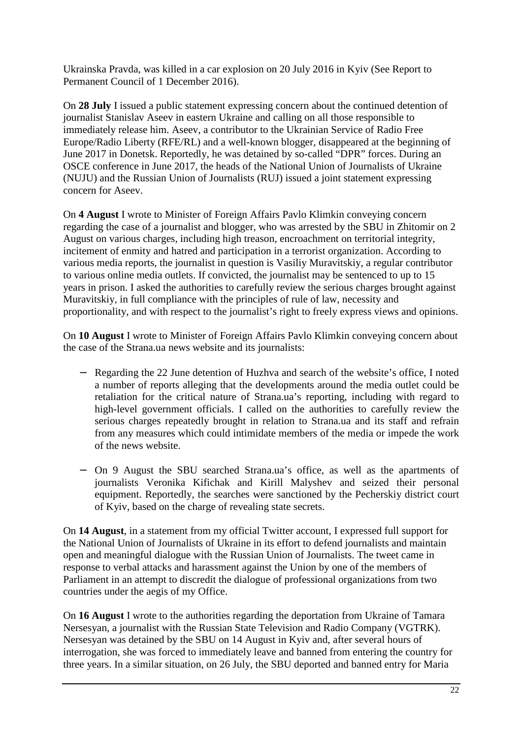Ukrainska Pravda, was killed in a car explosion on 20 July 2016 in Kyiv (See Report to Permanent Council of 1 December 2016).

On **28 July** I issued a public statement expressing concern about the continued detention of journalist Stanislav Aseev in eastern Ukraine and calling on all those responsible to immediately release him. Aseev, a contributor to the Ukrainian Service of Radio Free Europe/Radio Liberty (RFE/RL) and a well-known blogger, disappeared at the beginning of June 2017 in Donetsk. Reportedly, he was detained by so-called "DPR" forces. During an OSCE conference in June 2017, the heads of the National Union of Journalists of Ukraine (NUJU) and the Russian Union of Journalists (RUJ) issued a joint statement expressing concern for Aseev.

On **4 August** I wrote to Minister of Foreign Affairs Pavlo Klimkin conveying concern regarding the case of a journalist and blogger, who was arrested by the SBU in Zhitomir on 2 August on various charges, including high treason, encroachment on territorial integrity, incitement of enmity and hatred and participation in a terrorist organization. According to various media reports, the journalist in question is Vasiliy Muravitskiy, a regular contributor to various online media outlets. If convicted, the journalist may be sentenced to up to 15 years in prison. I asked the authorities to carefully review the serious charges brought against Muravitskiy, in full compliance with the principles of rule of law, necessity and proportionality, and with respect to the journalist's right to freely express views and opinions.

On **10 August** I wrote to Minister of Foreign Affairs Pavlo Klimkin conveying concern about the case of the Strana.ua news website and its journalists:

- Regarding the 22 June detention of Huzhva and search of the website's office, I noted a number of reports alleging that the developments around the media outlet could be retaliation for the critical nature of Strana.ua's reporting, including with regard to high-level government officials. I called on the authorities to carefully review the serious charges repeatedly brought in relation to Strana.ua and its staff and refrain from any measures which could intimidate members of the media or impede the work of the news website.
- On 9 August the SBU searched Strana.ua's office, as well as the apartments of journalists Veronika Kifichak and Kirill Malyshev and seized their personal equipment. Reportedly, the searches were sanctioned by the Pecherskiy district court of Kyiv, based on the charge of revealing state secrets.

On **14 August**, in a statement from my official Twitter account, I expressed full support for the National Union of Journalists of Ukraine in its effort to defend journalists and maintain open and meaningful dialogue with the Russian Union of Journalists. The tweet came in response to verbal attacks and harassment against the Union by one of the members of Parliament in an attempt to discredit the dialogue of professional organizations from two countries under the aegis of my Office.

On **16 August** I wrote to the authorities regarding the deportation from Ukraine of Tamara Nersesyan, a journalist with the Russian State Television and Radio Company (VGTRK). Nersesyan was detained by the SBU on 14 August in Kyiv and, after several hours of interrogation, she was forced to immediately leave and banned from entering the country for three years. In a similar situation, on 26 July, the SBU deported and banned entry for Maria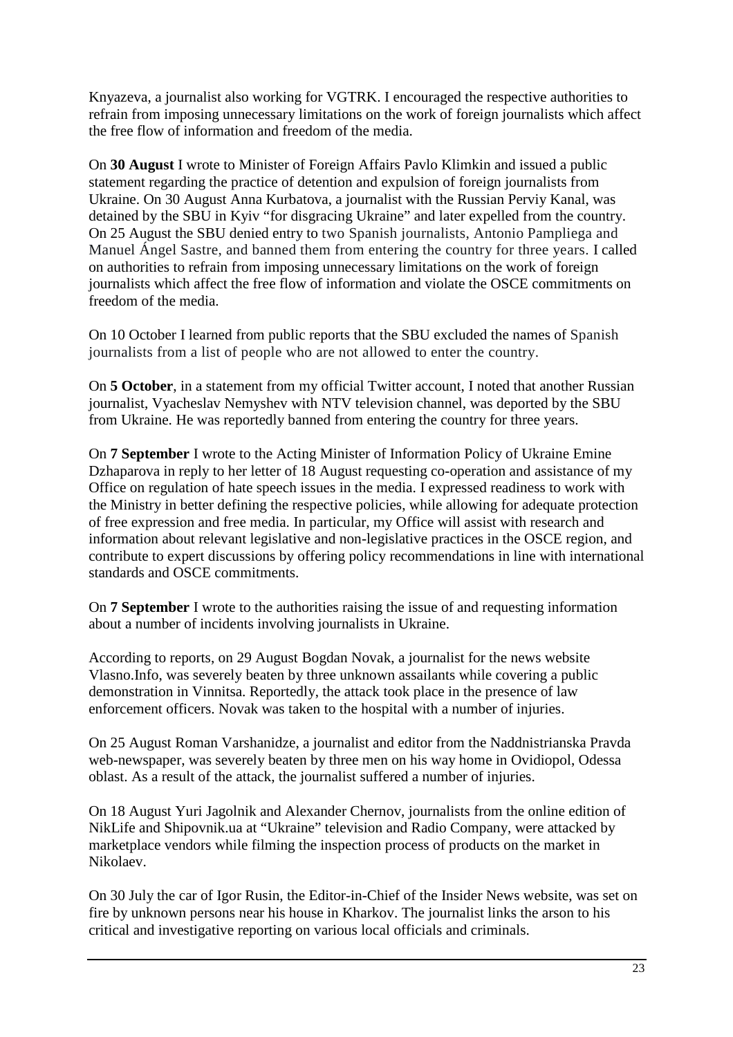Knyazeva, a journalist also working for VGTRK. I encouraged the respective authorities to refrain from imposing unnecessary limitations on the work of foreign journalists which affect the free flow of information and freedom of the media.

On **30 August** I wrote to Minister of Foreign Affairs Pavlo Klimkin and issued a public statement regarding the practice of detention and expulsion of foreign journalists from Ukraine. On 30 August Anna Kurbatova, a journalist with the Russian Perviy Kanal, was detained by the SBU in Kyiv "for disgracing Ukraine" and later expelled from the country. On 25 August the SBU denied entry to two Spanish journalists, Antonio Pampliega and Manuel Ángel Sastre, and banned them from entering the country for three years. I called on authorities to refrain from imposing unnecessary limitations on the work of foreign journalists which affect the free flow of information and violate the OSCE commitments on freedom of the media.

On 10 October I learned from public reports that the SBU excluded the names of Spanish journalists from a list of people who are not allowed to enter the country.

On **5 October**, in a statement from my official Twitter account, I noted that another Russian journalist, Vyacheslav Nemyshev with NTV television channel, was deported by the SBU from Ukraine. He was reportedly banned from entering the country for three years.

On **7 September** I wrote to the Acting Minister of Information Policy of Ukraine Emine Dzhaparova in reply to her letter of 18 August requesting co-operation and assistance of my Office on regulation of hate speech issues in the media. I expressed readiness to work with the Ministry in better defining the respective policies, while allowing for adequate protection of free expression and free media. In particular, my Office will assist with research and information about relevant legislative and non-legislative practices in the OSCE region, and contribute to expert discussions by offering policy recommendations in line with international standards and OSCE commitments.

On **7 September** I wrote to the authorities raising the issue of and requesting information about a number of incidents involving journalists in Ukraine.

According to reports, on 29 August Bogdan Novak, a journalist for the news website Vlasno.Info, was severely beaten by three unknown assailants while covering a public demonstration in Vinnitsa. Reportedly, the attack took place in the presence of law enforcement officers. Novak was taken to the hospital with a number of injuries.

On 25 August Roman Varshanidze, a journalist and editor from the Naddnistrianska Pravda web-newspaper, was severely beaten by three men on his way home in Ovidiopol, Odessa oblast. As a result of the attack, the journalist suffered a number of injuries.

On 18 August Yuri Jagolnik and Alexander Chernov, journalists from the online edition of NikLife and Shipovnik.ua at "Ukraine" television and Radio Company, were attacked by marketplace vendors while filming the inspection process of products on the market in Nikolaev.

On 30 July the car of Igor Rusin, the Editor-in-Chief of the Insider News website, was set on fire by unknown persons near his house in Kharkov. The journalist links the arson to his critical and investigative reporting on various local officials and criminals.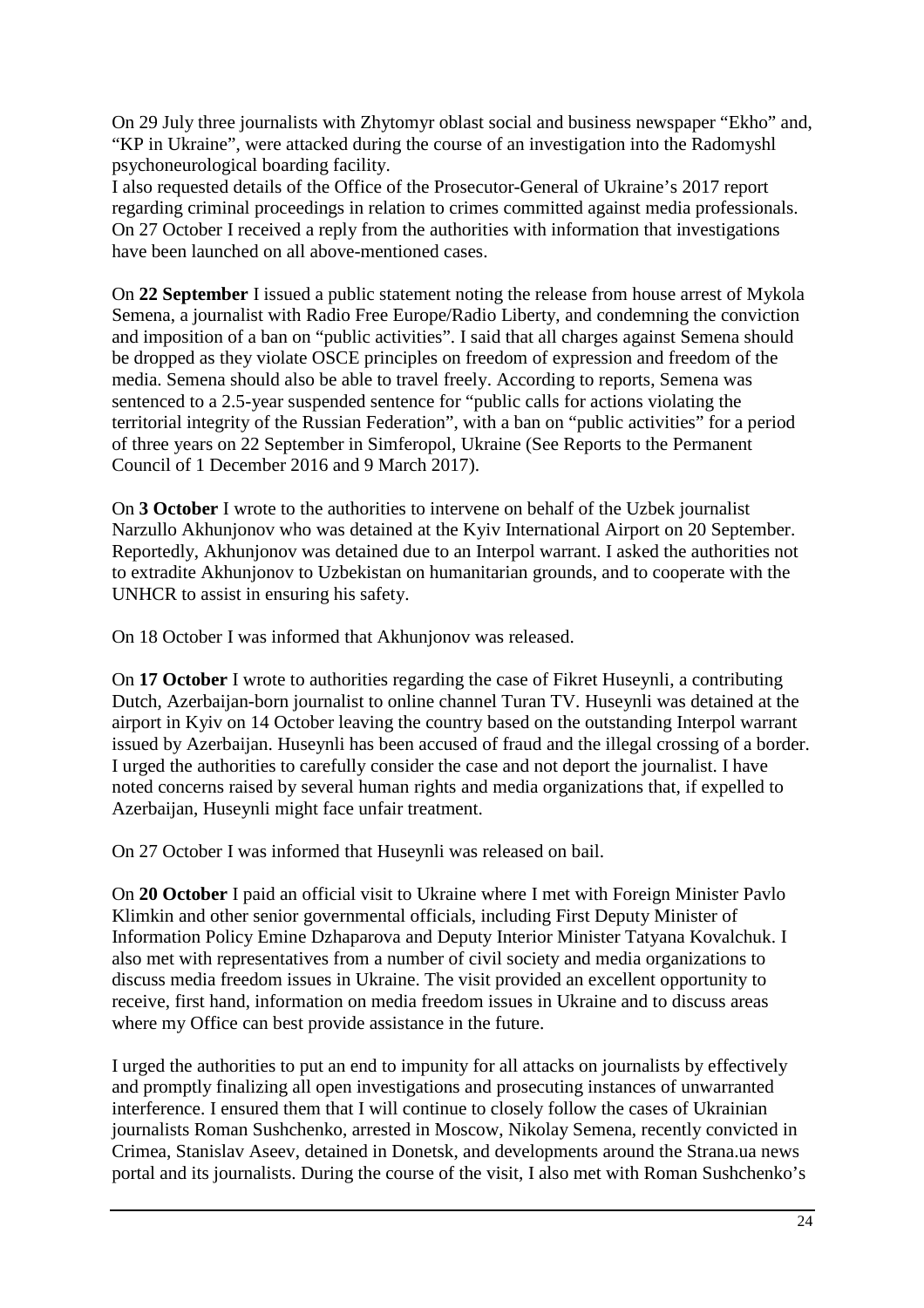On 29 July three journalists with Zhytomyr oblast social and business newspaper "Ekho" and, "KP in Ukraine", were attacked during the course of an investigation into the Radomyshl psychoneurological boarding facility.
I also requested details of the Office of the Prosecutor-General of Ukraine's 2017 report regarding criminal proceedings in relation to crimes committed against media professionals.
On 27 October I received a reply from the authorities with information that investigations have been launched on all above-mentioned cases.

On **22 September** I issued a public statement noting the release from house arrest of Mykola Semena, a journalist with Radio Free Europe/Radio Liberty, and condemning the conviction and imposition of a ban on "public activities". I said that all charges against Semena should be dropped as they violate OSCE principles on freedom of expression and freedom of the media. Semena should also be able to travel freely. According to reports, Semena was sentenced to a 2.5-year suspended sentence for "public calls for actions violating the territorial integrity of the Russian Federation", with a ban on "public activities" for a period of three years on 22 September in Simferopol, Ukraine (See Reports to the Permanent Council of 1 December 2016 and 9 March 2017).

On **3 October** I wrote to the authorities to intervene on behalf of the Uzbek journalist Narzullo Akhunjonov who was detained at the Kyiv International Airport on 20 September. Reportedly, Akhunjonov was detained due to an Interpol warrant. I asked the authorities not to extradite Akhunjonov to Uzbekistan on humanitarian grounds, and to cooperate with the UNHCR to assist in ensuring his safety.

On 18 October I was informed that Akhunjonov was released.

On **17 October** I wrote to authorities regarding the case of Fikret Huseynli, a contributing Dutch, Azerbaijan-born journalist to online channel Turan TV. Huseynli was detained at the airport in Kyiv on 14 October leaving the country based on the outstanding Interpol warrant issued by Azerbaijan. Huseynli has been accused of fraud and the illegal crossing of a border. I urged the authorities to carefully consider the case and not deport the journalist. I have noted concerns raised by several human rights and media organizations that, if expelled to Azerbaijan, Huseynli might face unfair treatment.

On 27 October I was informed that Huseynli was released on bail.

On **20 October** I paid an official visit to Ukraine where I met with Foreign Minister Pavlo Klimkin and other senior governmental officials, including First Deputy Minister of Information Policy Emine Dzhaparova and Deputy Interior Minister Tatyana Kovalchuk. I also met with representatives from a number of civil society and media organizations to discuss media freedom issues in Ukraine. The visit provided an excellent opportunity to receive, first hand, information on media freedom issues in Ukraine and to discuss areas where my Office can best provide assistance in the future.

I urged the authorities to put an end to impunity for all attacks on journalists by effectively and promptly finalizing all open investigations and prosecuting instances of unwarranted interference. I ensured them that I will continue to closely follow the cases of Ukrainian journalists Roman Sushchenko, arrested in Moscow, Nikolay Semena, recently convicted in Crimea, Stanislav Aseev, detained in Donetsk, and developments around the Strana.ua news portal and its journalists. During the course of the visit, I also met with Roman Sushchenko's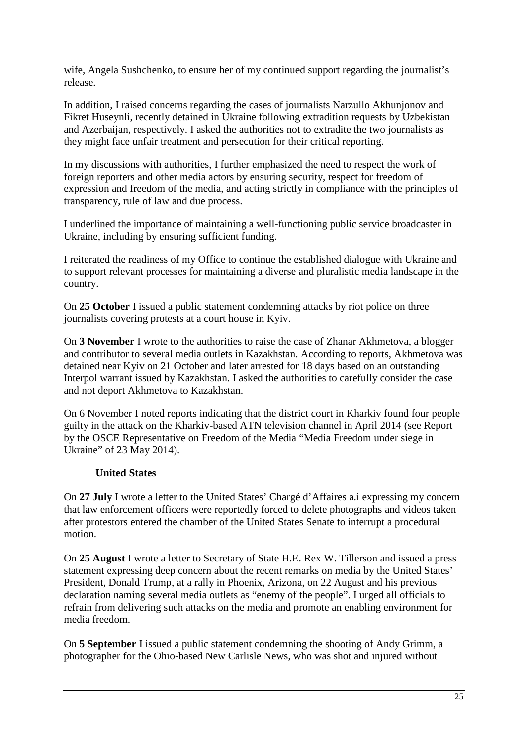wife, Angela Sushchenko, to ensure her of my continued support regarding the journalist's release.

In addition, I raised concerns regarding the cases of journalists Narzullo Akhunjonov and Fikret Huseynli, recently detained in Ukraine following extradition requests by Uzbekistan and Azerbaijan, respectively. I asked the authorities not to extradite the two journalists as they might face unfair treatment and persecution for their critical reporting.

In my discussions with authorities, I further emphasized the need to respect the work of foreign reporters and other media actors by ensuring security, respect for freedom of expression and freedom of the media, and acting strictly in compliance with the principles of transparency, rule of law and due process.

I underlined the importance of maintaining a well-functioning public service broadcaster in Ukraine, including by ensuring sufficient funding.

I reiterated the readiness of my Office to continue the established dialogue with Ukraine and to support relevant processes for maintaining a diverse and pluralistic media landscape in the country.

On **25 October** I issued a public statement condemning attacks by riot police on three journalists covering protests at a court house in Kyiv.

On **3 November** I wrote to the authorities to raise the case of Zhanar Akhmetova, a blogger and contributor to several media outlets in Kazakhstan. According to reports, Akhmetova was detained near Kyiv on 21 October and later arrested for 18 days based on an outstanding Interpol warrant issued by Kazakhstan. I asked the authorities to carefully consider the case and not deport Akhmetova to Kazakhstan.

On 6 November I noted reports indicating that the district court in Kharkiv found four people guilty in the attack on the Kharkiv-based ATN television channel in April 2014 (see Report by the OSCE Representative on Freedom of the Media "Media Freedom under siege in Ukraine" of 23 May 2014).

### United States

On **27 July** I wrote a letter to the United States' Chargé d'Affaires a.i expressing my concern that law enforcement officers were reportedly forced to delete photographs and videos taken after protestors entered the chamber of the United States Senate to interrupt a procedural motion.

On **25 August** I wrote a letter to Secretary of State H.E. Rex W. Tillerson and issued a press statement expressing deep concern about the recent remarks on media by the United States' President, Donald Trump, at a rally in Phoenix, Arizona, on 22 August and his previous declaration naming several media outlets as "enemy of the people". I urged all officials to refrain from delivering such attacks on the media and promote an enabling environment for media freedom.

On **5 September** I issued a public statement condemning the shooting of Andy Grimm, a photographer for the Ohio-based New Carlisle News, who was shot and injured without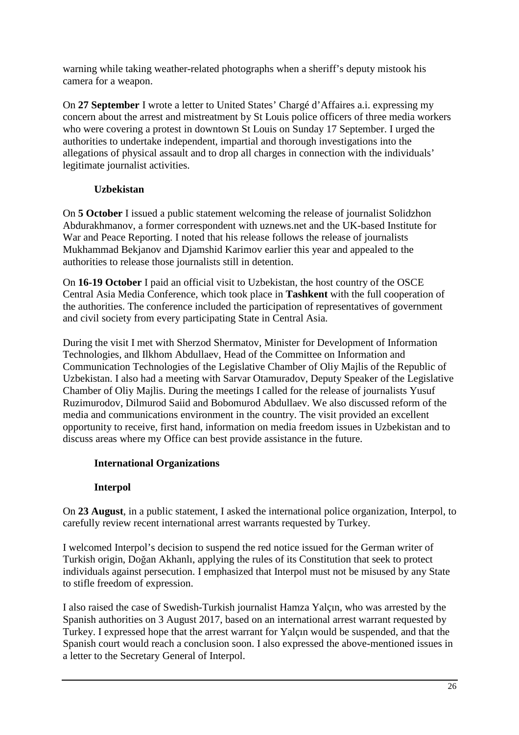warning while taking weather-related photographs when a sheriff's deputy mistook his camera for a weapon.

On **27 September** I wrote a letter to United States' Chargé d'Affaires a.i. expressing my concern about the arrest and mistreatment by St Louis police officers of three media workers who were covering a protest in downtown St Louis on Sunday 17 September. I urged the authorities to undertake independent, impartial and thorough investigations into the allegations of physical assault and to drop all charges in connection with the individuals' legitimate journalist activities.

### Uzbekistan

On **5 October** I issued a public statement welcoming the release of journalist Solidzhon Abdurakhmanov, a former correspondent with uznews.net and the UK-based Institute for War and Peace Reporting. I noted that his release follows the release of journalists Mukhammad Bekjanov and Djamshid Karimov earlier this year and appealed to the authorities to release those journalists still in detention.

On **16-19 October** I paid an official visit to Uzbekistan, the host country of the OSCE Central Asia Media Conference, which took place in **Tashkent** with the full cooperation of the authorities. The conference included the participation of representatives of government and civil society from every participating State in Central Asia.

During the visit I met with Sherzod Shermatov, Minister for Development of Information Technologies, and Ilkhom Abdullaev, Head of the Committee on Information and Communication Technologies of the Legislative Chamber of Oliy Majlis of the Republic of Uzbekistan. I also had a meeting with Sarvar Otamuradov, Deputy Speaker of the Legislative Chamber of Oliy Majlis. During the meetings I called for the release of journalists Yusuf Ruzimurodov, Dilmurod Saiid and Bobomurod Abdullaev. We also discussed reform of the media and communications environment in the country. The visit provided an excellent opportunity to receive, first hand, information on media freedom issues in Uzbekistan and to discuss areas where my Office can best provide assistance in the future.

### International Organizations

### Interpol

On **23 August**, in a public statement, I asked the international police organization, Interpol, to carefully review recent international arrest warrants requested by Turkey.

I welcomed Interpol's decision to suspend the red notice issued for the German writer of Turkish origin, Doğan Akhanlı, applying the rules of its Constitution that seek to protect individuals against persecution. I emphasized that Interpol must not be misused by any State to stifle freedom of expression.

I also raised the case of Swedish-Turkish journalist Hamza Yalçın, who was arrested by the Spanish authorities on 3 August 2017, based on an international arrest warrant requested by Turkey. I expressed hope that the arrest warrant for Yalçın would be suspended, and that the Spanish court would reach a conclusion soon. I also expressed the above-mentioned issues in a letter to the Secretary General of Interpol.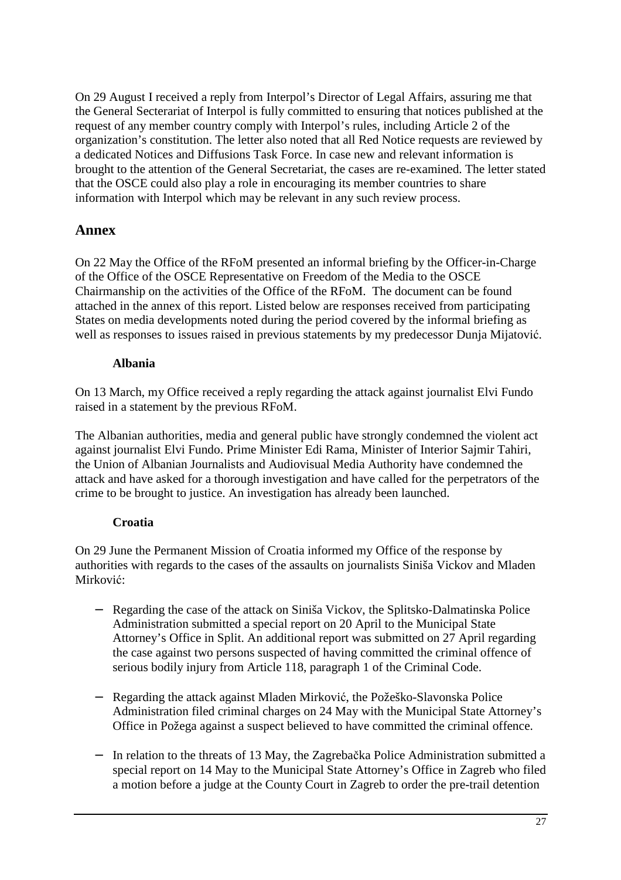On 29 August I received a reply from Interpol's Director of Legal Affairs, assuring me that the General Secterariat of Interpol is fully committed to ensuring that notices published at the request of any member country comply with Interpol's rules, including Article 2 of the organization's constitution. The letter also noted that all Red Notice requests are reviewed by a dedicated Notices and Diffusions Task Force. In case new and relevant information is brought to the attention of the General Secretariat, the cases are re-examined. The letter stated that the OSCE could also play a role in encouraging its member countries to share information with Interpol which may be relevant in any such review process.

## Annex

On 22 May the Office of the RFoM presented an informal briefing by the Officer-in-Charge of the Office of the OSCE Representative on Freedom of the Media to the OSCE Chairmanship on the activities of the Office of the RFoM. The document can be found attached in the annex of this report. Listed below are responses received from participating States on media developments noted during the period covered by the informal briefing as well as responses to issues raised in previous statements by my predecessor Dunja Mijatović.

**Albania**

On 13 March, my Office received a reply regarding the attack against journalist Elvi Fundo raised in a statement by the previous RFoM.

The Albanian authorities, media and general public have strongly condemned the violent act against journalist Elvi Fundo. Prime Minister Edi Rama, Minister of Interior Sajmir Tahiri, the Union of Albanian Journalists and Audiovisual Media Authority have condemned the attack and have asked for a thorough investigation and have called for the perpetrators of the crime to be brought to justice. An investigation has already been launched.

**Croatia**

On 29 June the Permanent Mission of Croatia informed my Office of the response by authorities with regards to the cases of the assaults on journalists Siniša Vickov and Mladen Mirković:

- Regarding the case of the attack on Siniša Vickov, the Splitsko-Dalmatinska Police Administration submitted a special report on 20 April to the Municipal State Attorney's Office in Split. An additional report was submitted on 27 April regarding the case against two persons suspected of having committed the criminal offence of serious bodily injury from Article 118, paragraph 1 of the Criminal Code.

- Regarding the attack against Mladen Mirković, the Požeško-Slavonska Police Administration filed criminal charges on 24 May with the Municipal State Attorney's Office in Požega against a suspect believed to have committed the criminal offence.

- In relation to the threats of 13 May, the Zagrebačka Police Administration submitted a special report on 14 May to the Municipal State Attorney's Office in Zagreb who filed a motion before a judge at the County Court in Zagreb to order the pre-trail detention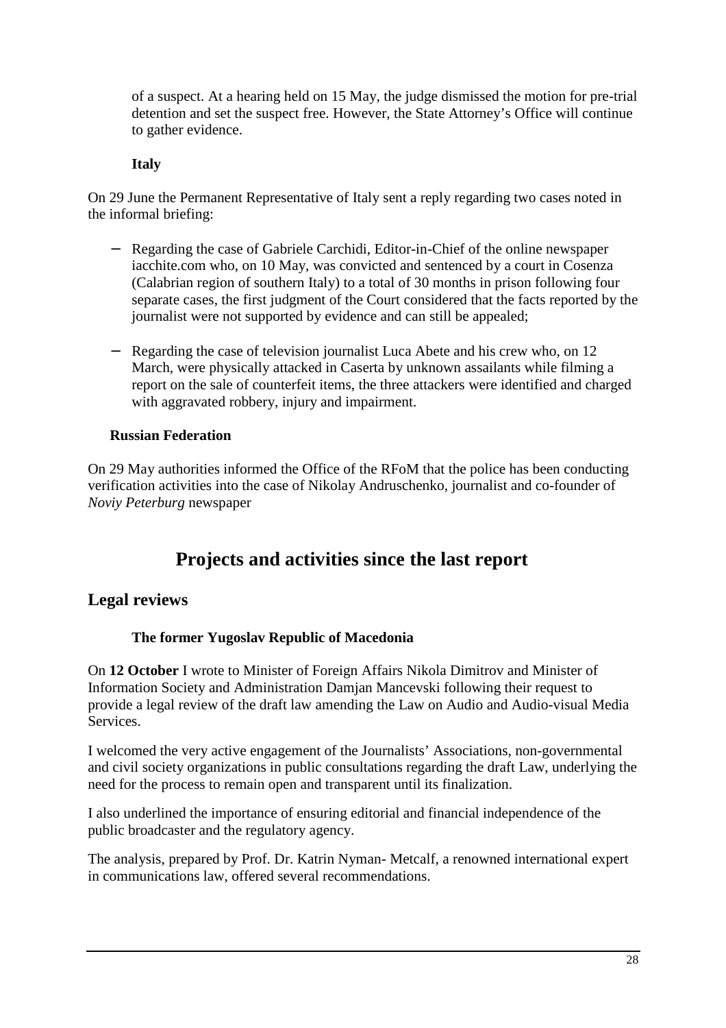of a suspect. At a hearing held on 15 May, the judge dismissed the motion for pre-trial detention and set the suspect free. However, the State Attorney's Office will continue to gather evidence.

**Italy**

On 29 June the Permanent Representative of Italy sent a reply regarding two cases noted in the informal briefing:

- Regarding the case of Gabriele Carchidi, Editor-in-Chief of the online newspaper iacchite.com who, on 10 May, was convicted and sentenced by a court in Cosenza (Calabrian region of southern Italy) to a total of 30 months in prison following four separate cases, the first judgment of the Court considered that the facts reported by the journalist were not supported by evidence and can still be appealed;

- Regarding the case of television journalist Luca Abete and his crew who, on 12 March, were physically attacked in Caserta by unknown assailants while filming a report on the sale of counterfeit items, the three attackers were identified and charged with aggravated robbery, injury and impairment.

**Russian Federation**

On 29 May authorities informed the Office of the RFoM that the police has been conducting verification activities into the case of Nikolay Andruschenko, journalist and co-founder of *Noviy Peterburg* newspaper

# Projects and activities since the last report

## Legal reviews

**The former Yugoslav Republic of Macedonia**

On **12 October** I wrote to Minister of Foreign Affairs Nikola Dimitrov and Minister of Information Society and Administration Damjan Mancevski following their request to provide a legal review of the draft law amending the Law on Audio and Audio-visual Media Services.

I welcomed the very active engagement of the Journalists' Associations, non-governmental and civil society organizations in public consultations regarding the draft Law, underlying the need for the process to remain open and transparent until its finalization.

I also underlined the importance of ensuring editorial and financial independence of the public broadcaster and the regulatory agency.

The analysis, prepared by Prof. Dr. Katrin Nyman- Metcalf, a renowned international expert in communications law, offered several recommendations.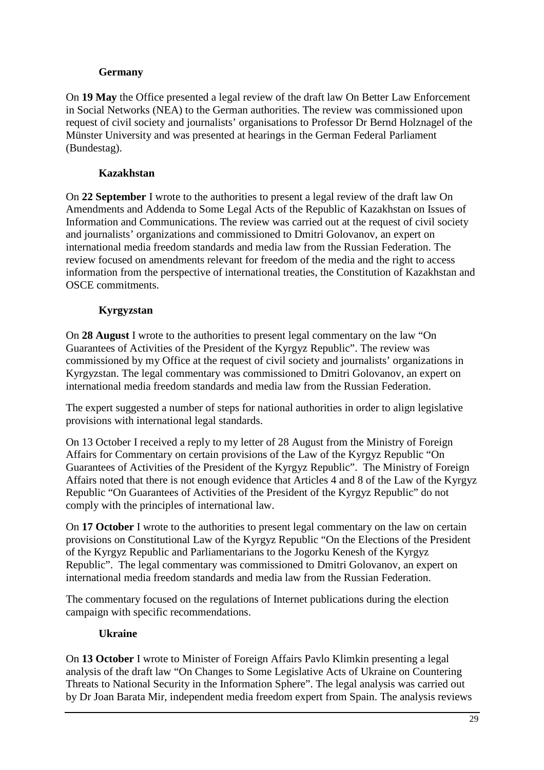### Germany

On **19 May** the Office presented a legal review of the draft law On Better Law Enforcement in Social Networks (NEA) to the German authorities. The review was commissioned upon request of civil society and journalists' organisations to Professor Dr Bernd Holznagel of the Münster University and was presented at hearings in the German Federal Parliament (Bundestag).

### Kazakhstan

On **22 September** I wrote to the authorities to present a legal review of the draft law On Amendments and Addenda to Some Legal Acts of the Republic of Kazakhstan on Issues of Information and Communications. The review was carried out at the request of civil society and journalists' organizations and commissioned to Dmitri Golovanov, an expert on international media freedom standards and media law from the Russian Federation. The review focused on amendments relevant for freedom of the media and the right to access information from the perspective of international treaties, the Constitution of Kazakhstan and OSCE commitments.

### Kyrgyzstan

On **28 August** I wrote to the authorities to present legal commentary on the law "On Guarantees of Activities of the President of the Kyrgyz Republic". The review was commissioned by my Office at the request of civil society and journalists' organizations in Kyrgyzstan. The legal commentary was commissioned to Dmitri Golovanov, an expert on international media freedom standards and media law from the Russian Federation.

The expert suggested a number of steps for national authorities in order to align legislative provisions with international legal standards.

On 13 October I received a reply to my letter of 28 August from the Ministry of Foreign Affairs for Commentary on certain provisions of the Law of the Kyrgyz Republic "On Guarantees of Activities of the President of the Kyrgyz Republic". The Ministry of Foreign Affairs noted that there is not enough evidence that Articles 4 and 8 of the Law of the Kyrgyz Republic "On Guarantees of Activities of the President of the Kyrgyz Republic" do not comply with the principles of international law.

On **17 October** I wrote to the authorities to present legal commentary on the law on certain provisions on Constitutional Law of the Kyrgyz Republic "On the Elections of the President of the Kyrgyz Republic and Parliamentarians to the Jogorku Kenesh of the Kyrgyz Republic". The legal commentary was commissioned to Dmitri Golovanov, an expert on international media freedom standards and media law from the Russian Federation.

The commentary focused on the regulations of Internet publications during the election campaign with specific recommendations.

### Ukraine

On **13 October** I wrote to Minister of Foreign Affairs Pavlo Klimkin presenting a legal analysis of the draft law "On Changes to Some Legislative Acts of Ukraine on Countering Threats to National Security in the Information Sphere". The legal analysis was carried out by Dr Joan Barata Mir, independent media freedom expert from Spain. The analysis reviews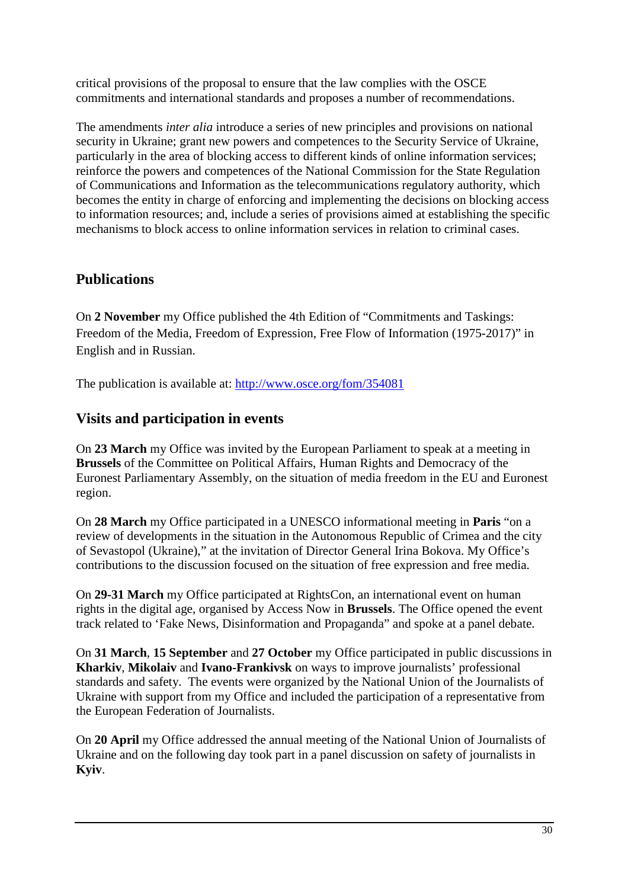critical provisions of the proposal to ensure that the law complies with the OSCE commitments and international standards and proposes a number of recommendations.

The amendments *inter alia* introduce a series of new principles and provisions on national security in Ukraine; grant new powers and competences to the Security Service of Ukraine, particularly in the area of blocking access to different kinds of online information services; reinforce the powers and competences of the National Commission for the State Regulation of Communications and Information as the telecommunications regulatory authority, which becomes the entity in charge of enforcing and implementing the decisions on blocking access to information resources; and, include a series of provisions aimed at establishing the specific mechanisms to block access to online information services in relation to criminal cases.

## Publications

On **2 November** my Office published the 4th Edition of "Commitments and Taskings: Freedom of the Media, Freedom of Expression, Free Flow of Information (1975-2017)" in English and in Russian.

The publication is available at: [http://www.osce.org/fom/354081](http://www.osce.org/fom/354081)

## Visits and participation in events

On **23 March** my Office was invited by the European Parliament to speak at a meeting in **Brussels** of the Committee on Political Affairs, Human Rights and Democracy of the Euronest Parliamentary Assembly, on the situation of media freedom in the EU and Euronest region.

On **28 March** my Office participated in a UNESCO informational meeting in **Paris** "on a review of developments in the situation in the Autonomous Republic of Crimea and the city of Sevastopol (Ukraine)," at the invitation of Director General Irina Bokova. My Office's contributions to the discussion focused on the situation of free expression and free media.

On **29-31 March** my Office participated at RightsCon, an international event on human rights in the digital age, organised by Access Now in **Brussels**. The Office opened the event track related to 'Fake News, Disinformation and Propaganda" and spoke at a panel debate.

On **31 March**, **15 September** and **27 October** my Office participated in public discussions in **Kharkiv**, **Mikolaiv** and **Ivano-Frankivsk** on ways to improve journalists' professional standards and safety. The events were organized by the National Union of the Journalists of Ukraine with support from my Office and included the participation of a representative from the European Federation of Journalists.

On **20 April** my Office addressed the annual meeting of the National Union of Journalists of Ukraine and on the following day took part in a panel discussion on safety of journalists in **Kyiv**.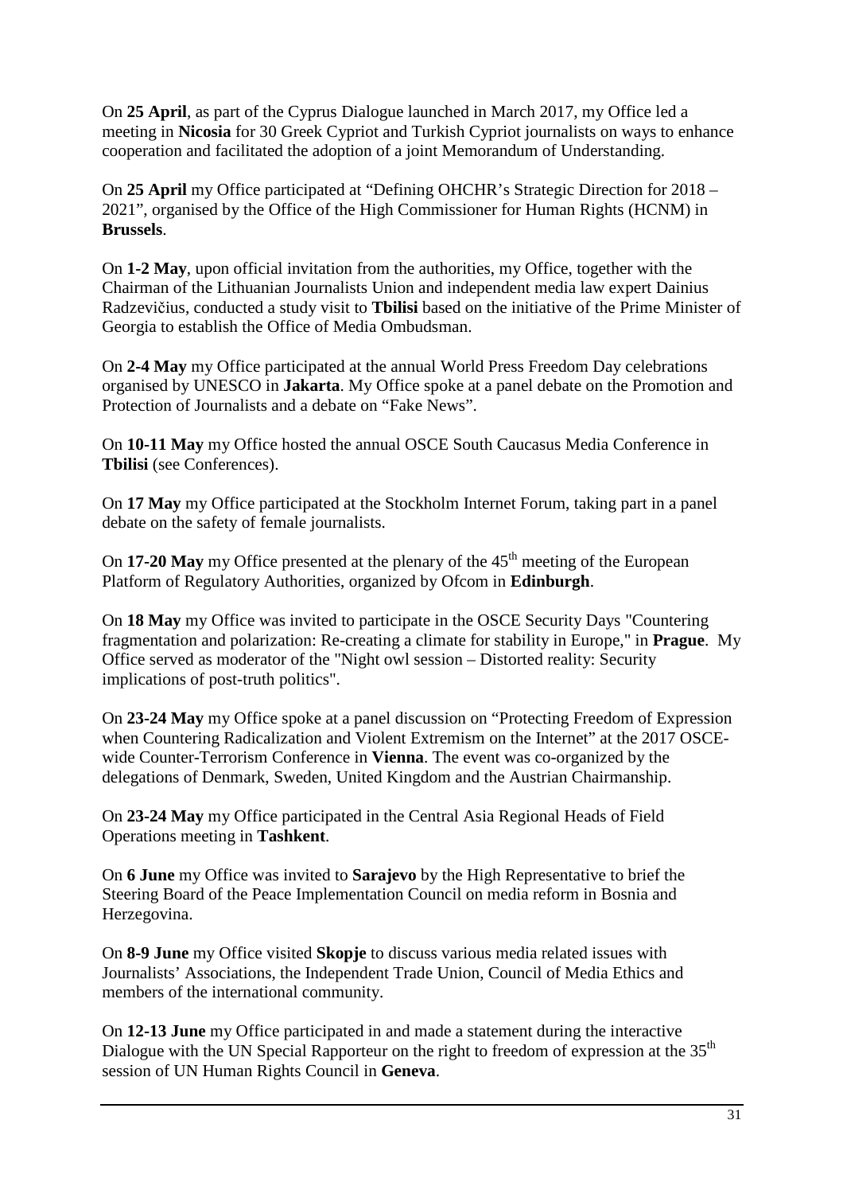On **25 April**, as part of the Cyprus Dialogue launched in March 2017, my Office led a meeting in **Nicosia** for 30 Greek Cypriot and Turkish Cypriot journalists on ways to enhance cooperation and facilitated the adoption of a joint Memorandum of Understanding.

On **25 April** my Office participated at "Defining OHCHR's Strategic Direction for 2018 – 2021", organised by the Office of the High Commissioner for Human Rights (HCNM) in **Brussels**.

On **1-2 May**, upon official invitation from the authorities, my Office, together with the Chairman of the Lithuanian Journalists Union and independent media law expert Dainius Radzevičius, conducted a study visit to **Tbilisi** based on the initiative of the Prime Minister of Georgia to establish the Office of Media Ombudsman.

On **2-4 May** my Office participated at the annual World Press Freedom Day celebrations organised by UNESCO in **Jakarta**. My Office spoke at a panel debate on the Promotion and Protection of Journalists and a debate on "Fake News".

On **10-11 May** my Office hosted the annual OSCE South Caucasus Media Conference in **Tbilisi** (see Conferences).

On **17 May** my Office participated at the Stockholm Internet Forum, taking part in a panel debate on the safety of female journalists.

On **17-20 May** my Office presented at the plenary of the 45th meeting of the European Platform of Regulatory Authorities, organized by Ofcom in **Edinburgh**.

On **18 May** my Office was invited to participate in the OSCE Security Days "Countering fragmentation and polarization: Re-creating a climate for stability in Europe," in **Prague**. My Office served as moderator of the "Night owl session – Distorted reality: Security implications of post-truth politics".

On **23-24 May** my Office spoke at a panel discussion on "Protecting Freedom of Expression when Countering Radicalization and Violent Extremism on the Internet" at the 2017 OSCE-wide Counter-Terrorism Conference in **Vienna**. The event was co-organized by the delegations of Denmark, Sweden, United Kingdom and the Austrian Chairmanship.

On **23-24 May** my Office participated in the Central Asia Regional Heads of Field Operations meeting in **Tashkent**.

On **6 June** my Office was invited to **Sarajevo** by the High Representative to brief the Steering Board of the Peace Implementation Council on media reform in Bosnia and Herzegovina.

On **8-9 June** my Office visited **Skopje** to discuss various media related issues with Journalists' Associations, the Independent Trade Union, Council of Media Ethics and members of the international community.

On **12-13 June** my Office participated in and made a statement during the interactive Dialogue with the UN Special Rapporteur on the right to freedom of expression at the 35th session of UN Human Rights Council in **Geneva**.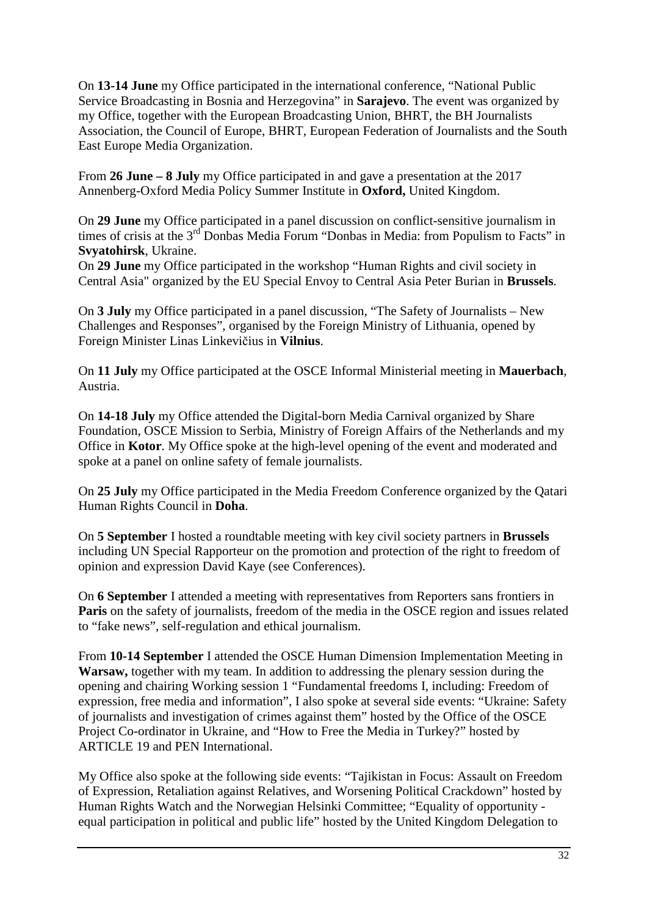On **13-14 June** my Office participated in the international conference, "National Public Service Broadcasting in Bosnia and Herzegovina" in **Sarajevo**. The event was organized by my Office, together with the European Broadcasting Union, BHRT, the BH Journalists Association, the Council of Europe, BHRT, European Federation of Journalists and the South East Europe Media Organization.

From **26 June – 8 July** my Office participated in and gave a presentation at the 2017 Annenberg-Oxford Media Policy Summer Institute in **Oxford,** United Kingdom.

On **29 June** my Office participated in a panel discussion on conflict-sensitive journalism in times of crisis at the 3rd Donbas Media Forum "Donbas in Media: from Populism to Facts" in **Svyatohirsk**, Ukraine.
On **29 June** my Office participated in the workshop "Human Rights and civil society in Central Asia" organized by the EU Special Envoy to Central Asia Peter Burian in **Brussels**.

On **3 July** my Office participated in a panel discussion, "The Safety of Journalists – New Challenges and Responses", organised by the Foreign Ministry of Lithuania, opened by Foreign Minister Linas Linkevičius in **Vilnius**.

On **11 July** my Office participated at the OSCE Informal Ministerial meeting in **Mauerbach**, Austria.

On **14-18 July** my Office attended the Digital-born Media Carnival organized by Share Foundation, OSCE Mission to Serbia, Ministry of Foreign Affairs of the Netherlands and my Office in **Kotor**. My Office spoke at the high-level opening of the event and moderated and spoke at a panel on online safety of female journalists.

On **25 July** my Office participated in the Media Freedom Conference organized by the Qatari Human Rights Council in **Doha**.

On **5 September** I hosted a roundtable meeting with key civil society partners in **Brussels** including UN Special Rapporteur on the promotion and protection of the right to freedom of opinion and expression David Kaye (see Conferences).

On **6 September** I attended a meeting with representatives from Reporters sans frontiers in **Paris** on the safety of journalists, freedom of the media in the OSCE region and issues related to "fake news", self-regulation and ethical journalism.

From **10-14 September** I attended the OSCE Human Dimension Implementation Meeting in **Warsaw,** together with my team. In addition to addressing the plenary session during the opening and chairing Working session 1 "Fundamental freedoms I, including: Freedom of expression, free media and information", I also spoke at several side events: "Ukraine: Safety of journalists and investigation of crimes against them" hosted by the Office of the OSCE Project Co-ordinator in Ukraine, and "How to Free the Media in Turkey?" hosted by ARTICLE 19 and PEN International.

My Office also spoke at the following side events: "Tajikistan in Focus: Assault on Freedom of Expression, Retaliation against Relatives, and Worsening Political Crackdown" hosted by Human Rights Watch and the Norwegian Helsinki Committee; "Equality of opportunity - equal participation in political and public life" hosted by the United Kingdom Delegation to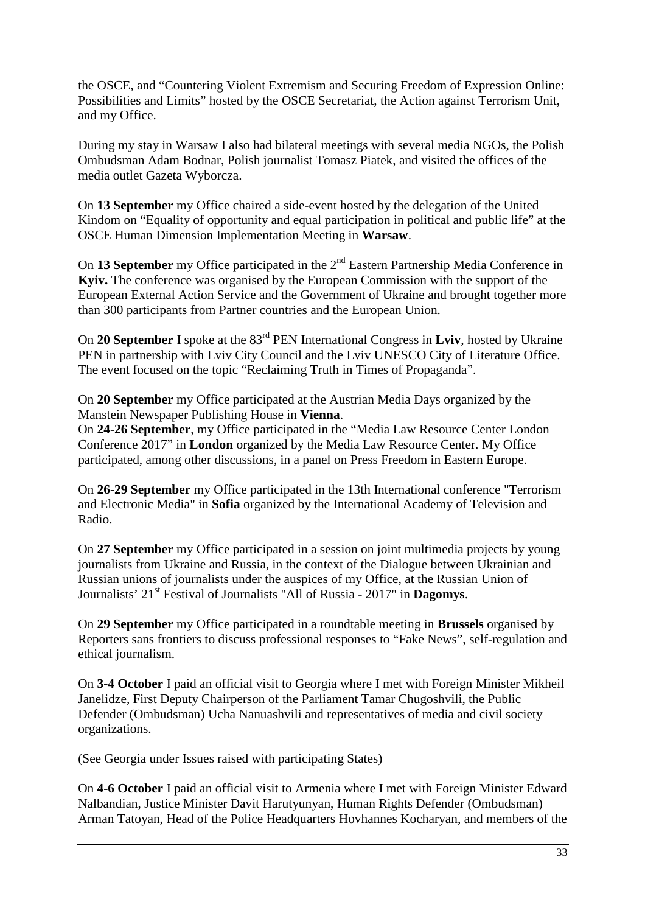the OSCE, and "Countering Violent Extremism and Securing Freedom of Expression Online: Possibilities and Limits" hosted by the OSCE Secretariat, the Action against Terrorism Unit, and my Office.

During my stay in Warsaw I also had bilateral meetings with several media NGOs, the Polish Ombudsman Adam Bodnar, Polish journalist Tomasz Piatek, and visited the offices of the media outlet Gazeta Wyborcza.

On **13 September** my Office chaired a side-event hosted by the delegation of the United Kindom on "Equality of opportunity and equal participation in political and public life" at the OSCE Human Dimension Implementation Meeting in **Warsaw**.

On **13 September** my Office participated in the 2nd Eastern Partnership Media Conference in **Kyiv.** The conference was organised by the European Commission with the support of the European External Action Service and the Government of Ukraine and brought together more than 300 participants from Partner countries and the European Union.

On **20 September** I spoke at the 83rd PEN International Congress in **Lviv**, hosted by Ukraine PEN in partnership with Lviv City Council and the Lviv UNESCO City of Literature Office. The event focused on the topic "Reclaiming Truth in Times of Propaganda".

On **20 September** my Office participated at the Austrian Media Days organized by the Manstein Newspaper Publishing House in **Vienna**.

On **24-26 September**, my Office participated in the "Media Law Resource Center London Conference 2017" in **London** organized by the Media Law Resource Center. My Office participated, among other discussions, in a panel on Press Freedom in Eastern Europe.

On **26-29 September** my Office participated in the 13th International conference "Terrorism and Electronic Media" in **Sofia** organized by the International Academy of Television and Radio.

On **27 September** my Office participated in a session on joint multimedia projects by young journalists from Ukraine and Russia, in the context of the Dialogue between Ukrainian and Russian unions of journalists under the auspices of my Office, at the Russian Union of Journalists' 21st Festival of Journalists "All of Russia - 2017" in **Dagomys**.

On **29 September** my Office participated in a roundtable meeting in **Brussels** organised by Reporters sans frontiers to discuss professional responses to "Fake News", self-regulation and ethical journalism.

On **3-4 October** I paid an official visit to Georgia where I met with Foreign Minister Mikheil Janelidze, First Deputy Chairperson of the Parliament Tamar Chugoshvili, the Public Defender (Ombudsman) Ucha Nanuashvili and representatives of media and civil society organizations.

(See Georgia under Issues raised with participating States)

On **4-6 October** I paid an official visit to Armenia where I met with Foreign Minister Edward Nalbandian, Justice Minister Davit Harutyunyan, Human Rights Defender (Ombudsman) Arman Tatoyan, Head of the Police Headquarters Hovhannes Kocharyan, and members of the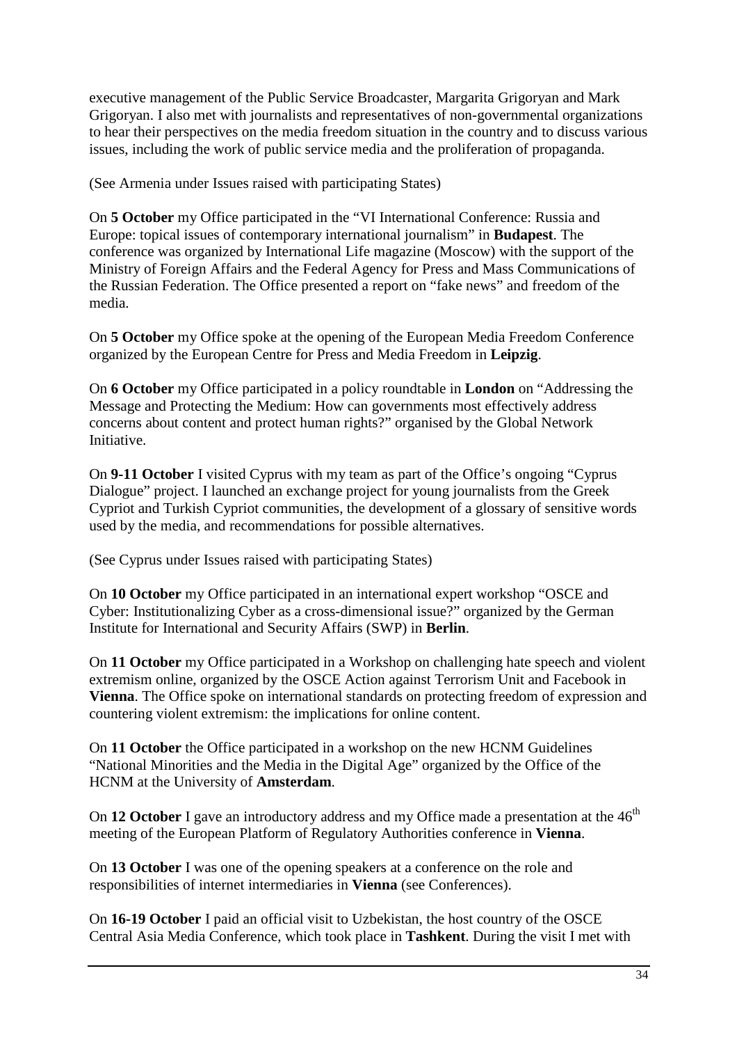executive management of the Public Service Broadcaster, Margarita Grigoryan and Mark Grigoryan. I also met with journalists and representatives of non-governmental organizations to hear their perspectives on the media freedom situation in the country and to discuss various issues, including the work of public service media and the proliferation of propaganda.

(See Armenia under Issues raised with participating States)

On **5 October** my Office participated in the "VI International Conference: Russia and Europe: topical issues of contemporary international journalism" in **Budapest**. The conference was organized by International Life magazine (Moscow) with the support of the Ministry of Foreign Affairs and the Federal Agency for Press and Mass Communications of the Russian Federation. The Office presented a report on "fake news" and freedom of the media.

On **5 October** my Office spoke at the opening of the European Media Freedom Conference organized by the European Centre for Press and Media Freedom in **Leipzig**.

On **6 October** my Office participated in a policy roundtable in **London** on "Addressing the Message and Protecting the Medium: How can governments most effectively address concerns about content and protect human rights?" organised by the Global Network Initiative.

On **9-11 October** I visited Cyprus with my team as part of the Office's ongoing "Cyprus Dialogue" project. I launched an exchange project for young journalists from the Greek Cypriot and Turkish Cypriot communities, the development of a glossary of sensitive words used by the media, and recommendations for possible alternatives.

(See Cyprus under Issues raised with participating States)

On **10 October** my Office participated in an international expert workshop "OSCE and Cyber: Institutionalizing Cyber as a cross-dimensional issue?" organized by the German Institute for International and Security Affairs (SWP) in **Berlin**.

On **11 October** my Office participated in a Workshop on challenging hate speech and violent extremism online, organized by the OSCE Action against Terrorism Unit and Facebook in **Vienna**. The Office spoke on international standards on protecting freedom of expression and countering violent extremism: the implications for online content.

On **11 October** the Office participated in a workshop on the new HCNM Guidelines "National Minorities and the Media in the Digital Age" organized by the Office of the HCNM at the University of **Amsterdam**.

On **12 October** I gave an introductory address and my Office made a presentation at the 46th meeting of the European Platform of Regulatory Authorities conference in **Vienna**.

On **13 October** I was one of the opening speakers at a conference on the role and responsibilities of internet intermediaries in **Vienna** (see Conferences).

On **16-19 October** I paid an official visit to Uzbekistan, the host country of the OSCE Central Asia Media Conference, which took place in **Tashkent**. During the visit I met with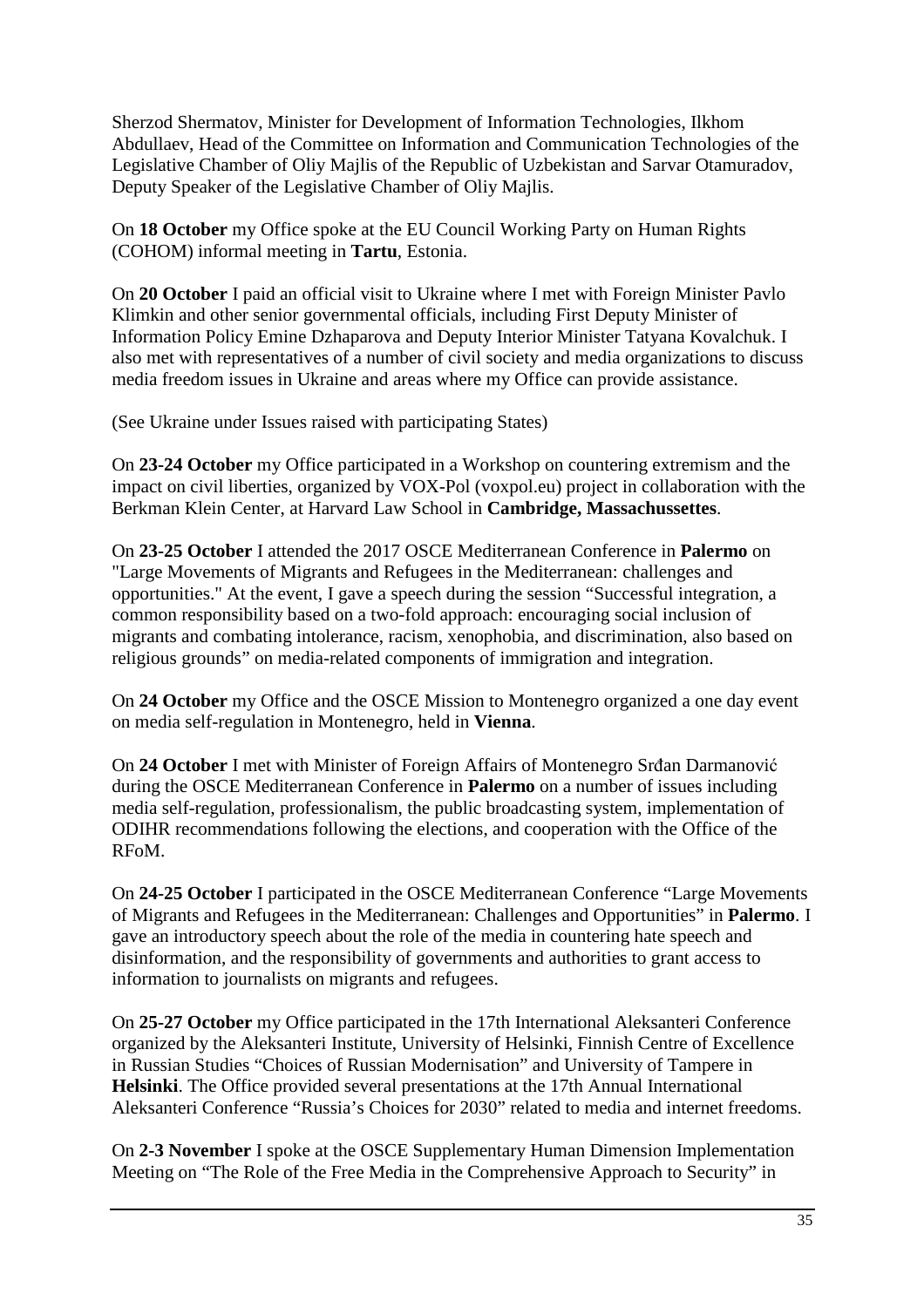Sherzod Shermatov, Minister for Development of Information Technologies, Ilkhom Abdullaev, Head of the Committee on Information and Communication Technologies of the Legislative Chamber of Oliy Majlis of the Republic of Uzbekistan and Sarvar Otamuradov, Deputy Speaker of the Legislative Chamber of Oliy Majlis.

On **18 October** my Office spoke at the EU Council Working Party on Human Rights (COHOM) informal meeting in **Tartu**, Estonia.

On **20 October** I paid an official visit to Ukraine where I met with Foreign Minister Pavlo Klimkin and other senior governmental officials, including First Deputy Minister of Information Policy Emine Dzhaparova and Deputy Interior Minister Tatyana Kovalchuk. I also met with representatives of a number of civil society and media organizations to discuss media freedom issues in Ukraine and areas where my Office can provide assistance.

(See Ukraine under Issues raised with participating States)

On **23-24 October** my Office participated in a Workshop on countering extremism and the impact on civil liberties, organized by VOX-Pol (voxpol.eu) project in collaboration with the Berkman Klein Center, at Harvard Law School in **Cambridge, Massachussettes**.

On **23-25 October** I attended the 2017 OSCE Mediterranean Conference in **Palermo** on "Large Movements of Migrants and Refugees in the Mediterranean: challenges and opportunities." At the event, I gave a speech during the session "Successful integration, a common responsibility based on a two-fold approach: encouraging social inclusion of migrants and combating intolerance, racism, xenophobia, and discrimination, also based on religious grounds" on media-related components of immigration and integration.

On **24 October** my Office and the OSCE Mission to Montenegro organized a one day event on media self-regulation in Montenegro, held in **Vienna**.

On **24 October** I met with Minister of Foreign Affairs of Montenegro Srđan Darmanović during the OSCE Mediterranean Conference in **Palermo** on a number of issues including media self-regulation, professionalism, the public broadcasting system, implementation of ODIHR recommendations following the elections, and cooperation with the Office of the RFoM.

On **24-25 October** I participated in the OSCE Mediterranean Conference "Large Movements of Migrants and Refugees in the Mediterranean: Challenges and Opportunities" in **Palermo**. I gave an introductory speech about the role of the media in countering hate speech and disinformation, and the responsibility of governments and authorities to grant access to information to journalists on migrants and refugees.

On **25-27 October** my Office participated in the 17th International Aleksanteri Conference organized by the Aleksanteri Institute, University of Helsinki, Finnish Centre of Excellence in Russian Studies "Choices of Russian Modernisation" and University of Tampere in **Helsinki**. The Office provided several presentations at the 17th Annual International Aleksanteri Conference "Russia's Choices for 2030" related to media and internet freedoms.

On **2-3 November** I spoke at the OSCE Supplementary Human Dimension Implementation Meeting on "The Role of the Free Media in the Comprehensive Approach to Security" in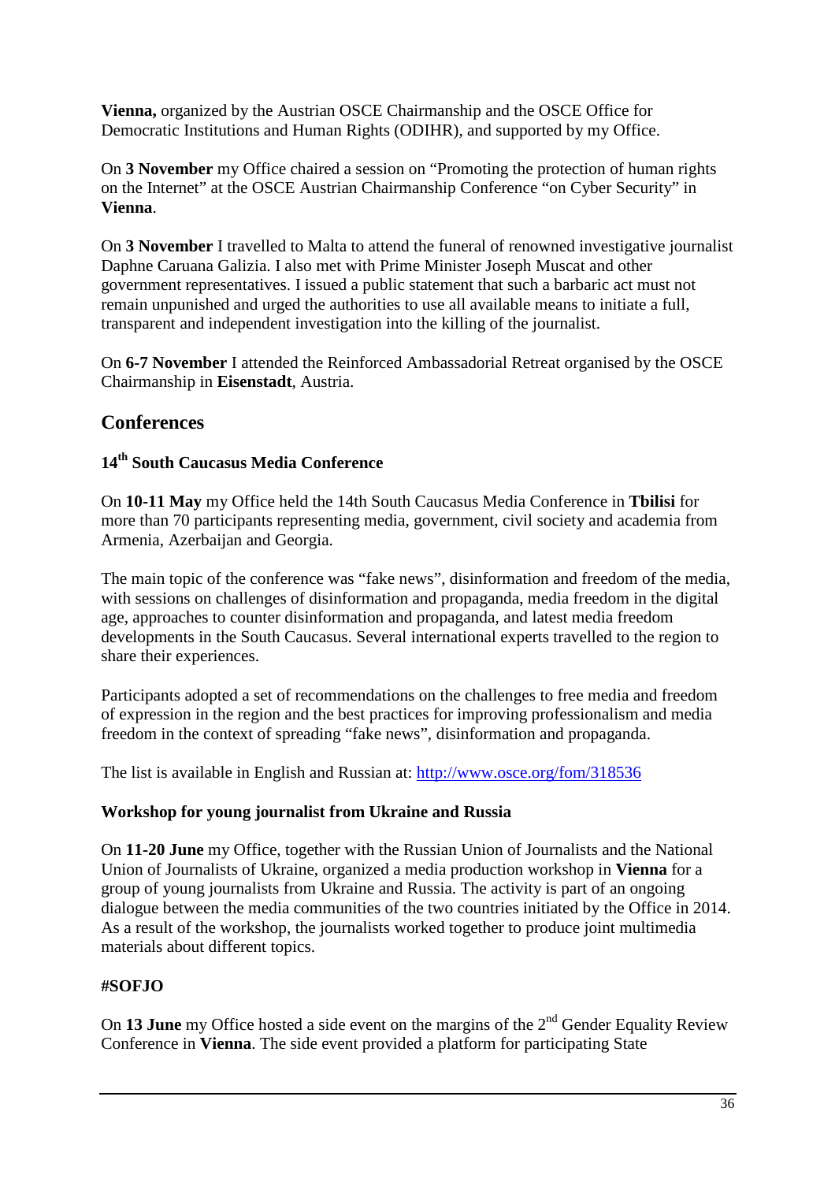**Vienna,** organized by the Austrian OSCE Chairmanship and the OSCE Office for Democratic Institutions and Human Rights (ODIHR), and supported by my Office.

On **3 November** my Office chaired a session on “Promoting the protection of human rights on the Internet” at the OSCE Austrian Chairmanship Conference “on Cyber Security” in **Vienna**.

On **3 November** I travelled to Malta to attend the funeral of renowned investigative journalist Daphne Caruana Galizia. I also met with Prime Minister Joseph Muscat and other government representatives. I issued a public statement that such a barbaric act must not remain unpunished and urged the authorities to use all available means to initiate a full, transparent and independent investigation into the killing of the journalist.

On **6-7 November** I attended the Reinforced Ambassadorial Retreat organised by the OSCE Chairmanship in **Eisenstadt**, Austria.

## Conferences

### 14th South Caucasus Media Conference

On **10-11 May** my Office held the 14th South Caucasus Media Conference in **Tbilisi** for more than 70 participants representing media, government, civil society and academia from Armenia, Azerbaijan and Georgia.

The main topic of the conference was “fake news”, disinformation and freedom of the media, with sessions on challenges of disinformation and propaganda, media freedom in the digital age, approaches to counter disinformation and propaganda, and latest media freedom developments in the South Caucasus. Several international experts travelled to the region to share their experiences.

Participants adopted a set of recommendations on the challenges to free media and freedom of expression in the region and the best practices for improving professionalism and media freedom in the context of spreading “fake news”, disinformation and propaganda.

The list is available in English and Russian at: http://www.osce.org/fom/318536

### Workshop for young journalist from Ukraine and Russia

On **11-20 June** my Office, together with the Russian Union of Journalists and the National Union of Journalists of Ukraine, organized a media production workshop in **Vienna** for a group of young journalists from Ukraine and Russia. The activity is part of an ongoing dialogue between the media communities of the two countries initiated by the Office in 2014. As a result of the workshop, the journalists worked together to produce joint multimedia materials about different topics.

### #SOFJO

On **13 June** my Office hosted a side event on the margins of the 2nd Gender Equality Review Conference in **Vienna**. The side event provided a platform for participating State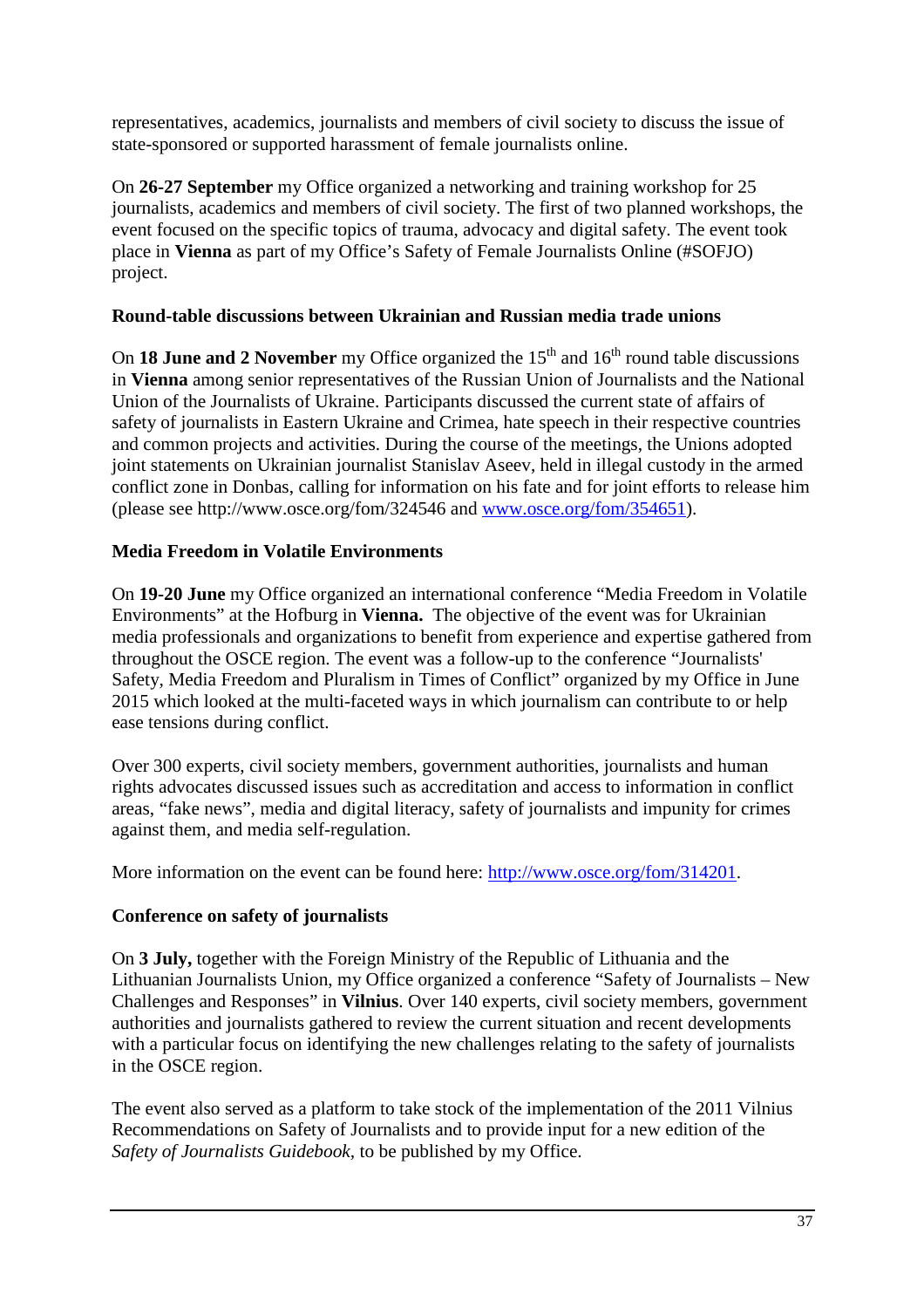representatives, academics, journalists and members of civil society to discuss the issue of state-sponsored or supported harassment of female journalists online.

On **26-27 September** my Office organized a networking and training workshop for 25 journalists, academics and members of civil society. The first of two planned workshops, the event focused on the specific topics of trauma, advocacy and digital safety. The event took place in **Vienna** as part of my Office's Safety of Female Journalists Online (#SOFJO) project.

**Round-table discussions between Ukrainian and Russian media trade unions**

On **18 June and 2 November** my Office organized the 15th and 16th round table discussions in **Vienna** among senior representatives of the Russian Union of Journalists and the National Union of the Journalists of Ukraine. Participants discussed the current state of affairs of safety of journalists in Eastern Ukraine and Crimea, hate speech in their respective countries and common projects and activities. During the course of the meetings, the Unions adopted joint statements on Ukrainian journalist Stanislav Aseev, held in illegal custody in the armed conflict zone in Donbas, calling for information on his fate and for joint efforts to release him (please see http://www.osce.org/fom/324546 and [www.osce.org/fom/354651](www.osce.org/fom/354651)).

**Media Freedom in Volatile Environments**

On **19-20 June** my Office organized an international conference "Media Freedom in Volatile Environments" at the Hofburg in **Vienna.** The objective of the event was for Ukrainian media professionals and organizations to benefit from experience and expertise gathered from throughout the OSCE region. The event was a follow-up to the conference "Journalists' Safety, Media Freedom and Pluralism in Times of Conflict" organized by my Office in June 2015 which looked at the multi-faceted ways in which journalism can contribute to or help ease tensions during conflict.

Over 300 experts, civil society members, government authorities, journalists and human rights advocates discussed issues such as accreditation and access to information in conflict areas, "fake news", media and digital literacy, safety of journalists and impunity for crimes against them, and media self-regulation.

More information on the event can be found here: [http://www.osce.org/fom/314201](http://www.osce.org/fom/314201).

**Conference on safety of journalists**

On **3 July,** together with the Foreign Ministry of the Republic of Lithuania and the Lithuanian Journalists Union, my Office organized a conference "Safety of Journalists – New Challenges and Responses" in **Vilnius**. Over 140 experts, civil society members, government authorities and journalists gathered to review the current situation and recent developments with a particular focus on identifying the new challenges relating to the safety of journalists in the OSCE region.

The event also served as a platform to take stock of the implementation of the 2011 Vilnius Recommendations on Safety of Journalists and to provide input for a new edition of the *Safety of Journalists Guidebook*, to be published by my Office.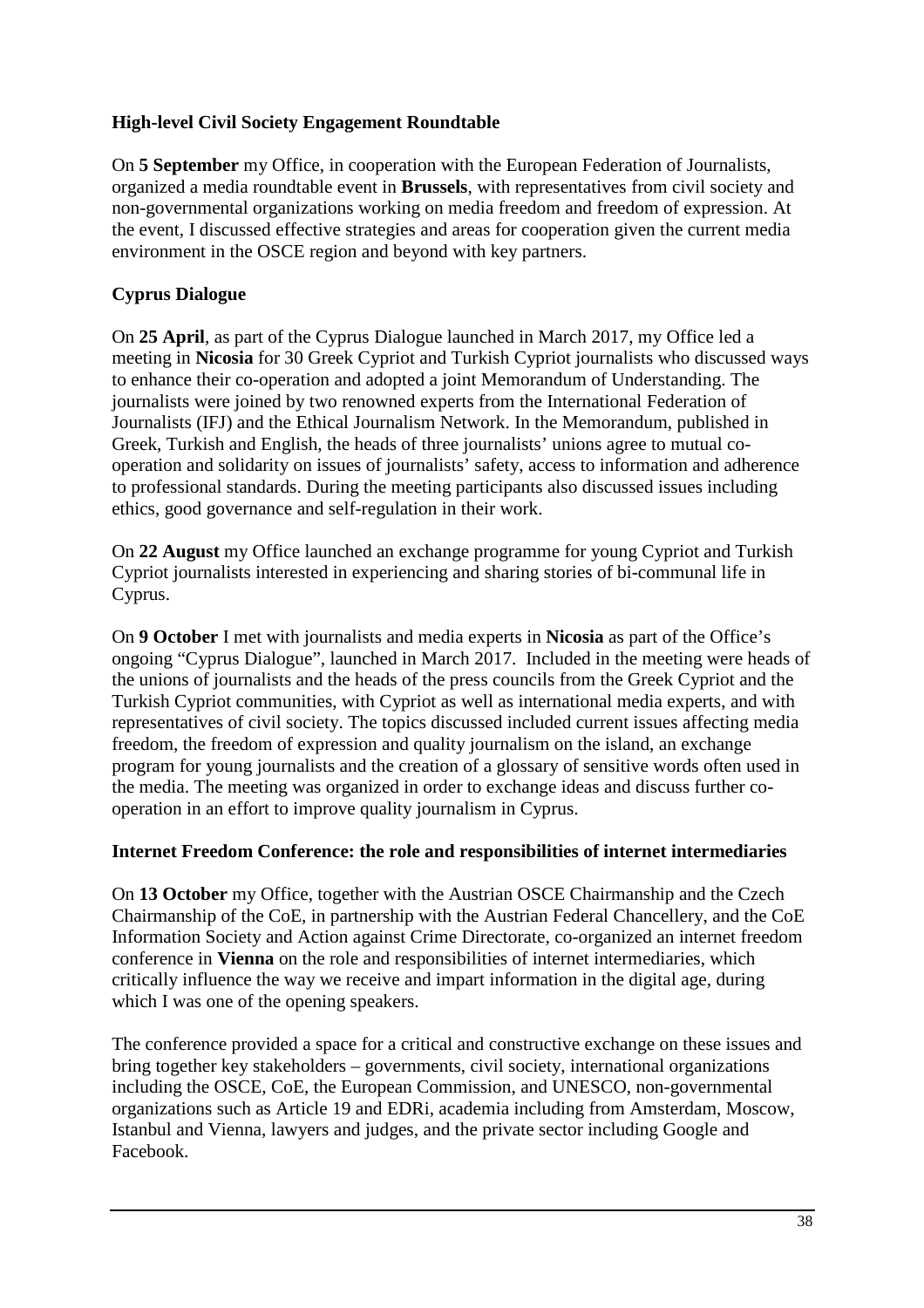**High-level Civil Society Engagement Roundtable**

On **5 September** my Office, in cooperation with the European Federation of Journalists, organized a media roundtable event in **Brussels**, with representatives from civil society and non-governmental organizations working on media freedom and freedom of expression. At the event, I discussed effective strategies and areas for cooperation given the current media environment in the OSCE region and beyond with key partners.

**Cyprus Dialogue**

On **25 April**, as part of the Cyprus Dialogue launched in March 2017, my Office led a meeting in **Nicosia** for 30 Greek Cypriot and Turkish Cypriot journalists who discussed ways to enhance their co-operation and adopted a joint Memorandum of Understanding. The journalists were joined by two renowned experts from the International Federation of Journalists (IFJ) and the Ethical Journalism Network. In the Memorandum, published in Greek, Turkish and English, the heads of three journalists' unions agree to mutual co-operation and solidarity on issues of journalists' safety, access to information and adherence to professional standards. During the meeting participants also discussed issues including ethics, good governance and self-regulation in their work.

On **22 August** my Office launched an exchange programme for young Cypriot and Turkish Cypriot journalists interested in experiencing and sharing stories of bi-communal life in Cyprus.

On **9 October** I met with journalists and media experts in **Nicosia** as part of the Office's ongoing "Cyprus Dialogue", launched in March 2017. Included in the meeting were heads of the unions of journalists and the heads of the press councils from the Greek Cypriot and the Turkish Cypriot communities, with Cypriot as well as international media experts, and with representatives of civil society. The topics discussed included current issues affecting media freedom, the freedom of expression and quality journalism on the island, an exchange program for young journalists and the creation of a glossary of sensitive words often used in the media. The meeting was organized in order to exchange ideas and discuss further co-operation in an effort to improve quality journalism in Cyprus.

**Internet Freedom Conference: the role and responsibilities of internet intermediaries**

On **13 October** my Office, together with the Austrian OSCE Chairmanship and the Czech Chairmanship of the CoE, in partnership with the Austrian Federal Chancellery, and the CoE Information Society and Action against Crime Directorate, co-organized an internet freedom conference in **Vienna** on the role and responsibilities of internet intermediaries, which critically influence the way we receive and impart information in the digital age, during which I was one of the opening speakers.

The conference provided a space for a critical and constructive exchange on these issues and bring together key stakeholders – governments, civil society, international organizations including the OSCE, CoE, the European Commission, and UNESCO, non-governmental organizations such as Article 19 and EDRi, academia including from Amsterdam, Moscow, Istanbul and Vienna, lawyers and judges, and the private sector including Google and Facebook.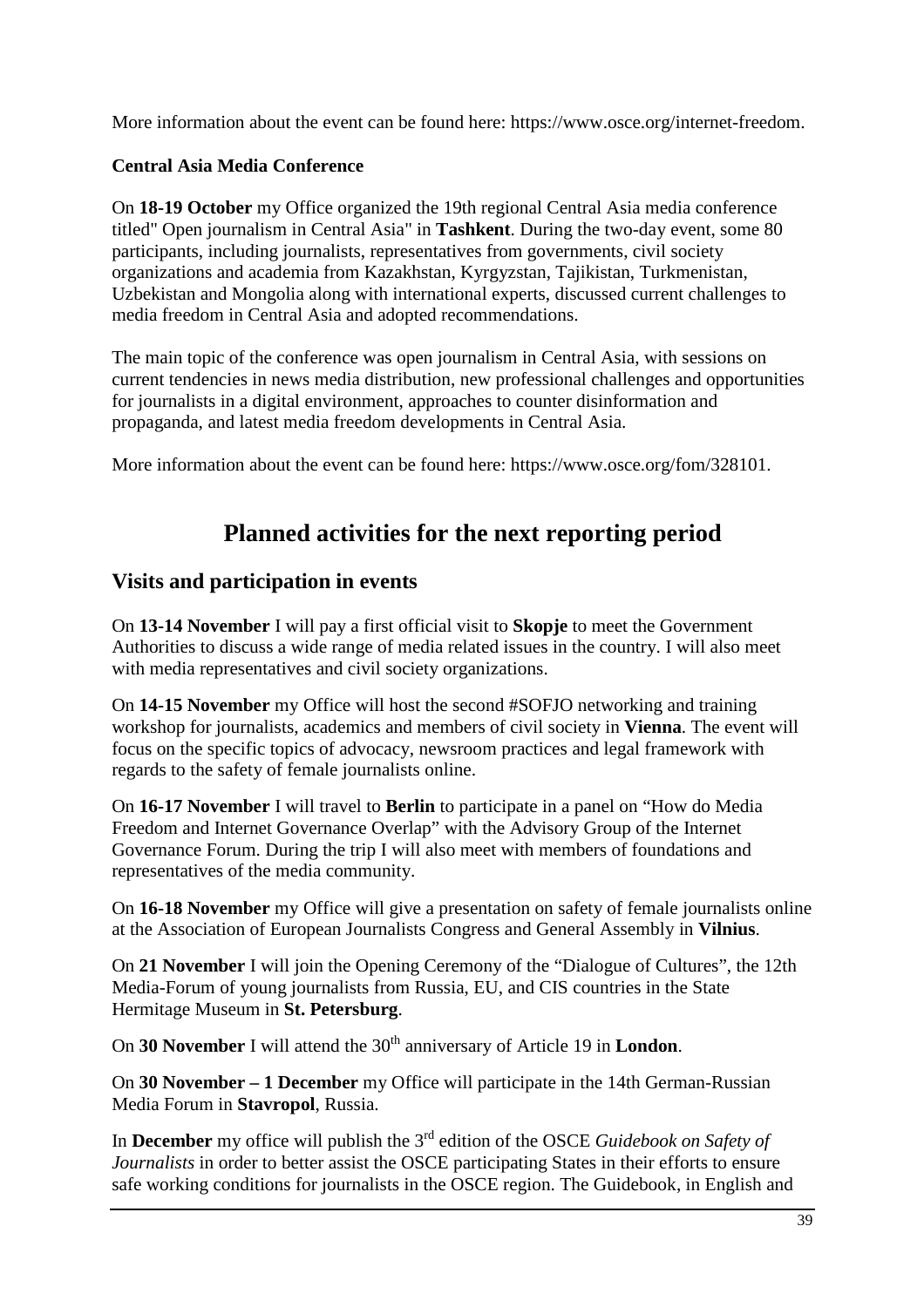More information about the event can be found here: https://www.osce.org/internet-freedom.

**Central Asia Media Conference**

On **18-19 October** my Office organized the 19th regional Central Asia media conference titled" Open journalism in Central Asia" in **Tashkent**. During the two-day event, some 80 participants, including journalists, representatives from governments, civil society organizations and academia from Kazakhstan, Kyrgyzstan, Tajikistan, Turkmenistan, Uzbekistan and Mongolia along with international experts, discussed current challenges to media freedom in Central Asia and adopted recommendations.

The main topic of the conference was open journalism in Central Asia, with sessions on current tendencies in news media distribution, new professional challenges and opportunities for journalists in a digital environment, approaches to counter disinformation and propaganda, and latest media freedom developments in Central Asia.

More information about the event can be found here: https://www.osce.org/fom/328101.

# Planned activities for the next reporting period

## Visits and participation in events

On **13-14 November** I will pay a first official visit to **Skopje** to meet the Government Authorities to discuss a wide range of media related issues in the country. I will also meet with media representatives and civil society organizations.

On **14-15 November** my Office will host the second #SOFJO networking and training workshop for journalists, academics and members of civil society in **Vienna**. The event will focus on the specific topics of advocacy, newsroom practices and legal framework with regards to the safety of female journalists online.

On **16-17 November** I will travel to **Berlin** to participate in a panel on “How do Media Freedom and Internet Governance Overlap” with the Advisory Group of the Internet Governance Forum. During the trip I will also meet with members of foundations and representatives of the media community.

On **16-18 November** my Office will give a presentation on safety of female journalists online at the Association of European Journalists Congress and General Assembly in **Vilnius**.

On **21 November** I will join the Opening Ceremony of the “Dialogue of Cultures”, the 12th Media-Forum of young journalists from Russia, EU, and CIS countries in the State Hermitage Museum in **St. Petersburg**.

On **30 November** I will attend the 30th anniversary of Article 19 in **London**.

On **30 November – 1 December** my Office will participate in the 14th German-Russian Media Forum in **Stavropol**, Russia.

In **December** my office will publish the 3rd edition of the OSCE *Guidebook on Safety of Journalists* in order to better assist the OSCE participating States in their efforts to ensure safe working conditions for journalists in the OSCE region. The Guidebook, in English and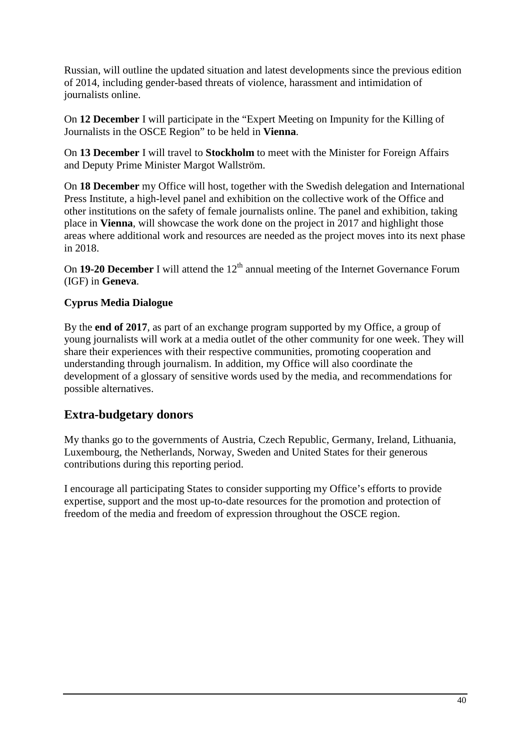Russian, will outline the updated situation and latest developments since the previous edition of 2014, including gender-based threats of violence, harassment and intimidation of journalists online.

On **12 December** I will participate in the "Expert Meeting on Impunity for the Killing of Journalists in the OSCE Region" to be held in **Vienna**.

On **13 December** I will travel to **Stockholm** to meet with the Minister for Foreign Affairs and Deputy Prime Minister Margot Wallström.

On **18 December** my Office will host, together with the Swedish delegation and International Press Institute, a high-level panel and exhibition on the collective work of the Office and other institutions on the safety of female journalists online. The panel and exhibition, taking place in **Vienna**, will showcase the work done on the project in 2017 and highlight those areas where additional work and resources are needed as the project moves into its next phase in 2018.

On **19-20 December** I will attend the 12th annual meeting of the Internet Governance Forum (IGF) in **Geneva**.

**Cyprus Media Dialogue**

By the **end of 2017**, as part of an exchange program supported by my Office, a group of young journalists will work at a media outlet of the other community for one week. They will share their experiences with their respective communities, promoting cooperation and understanding through journalism. In addition, my Office will also coordinate the development of a glossary of sensitive words used by the media, and recommendations for possible alternatives.

## Extra-budgetary donors

My thanks go to the governments of Austria, Czech Republic, Germany, Ireland, Lithuania, Luxembourg, the Netherlands, Norway, Sweden and United States for their generous contributions during this reporting period.

I encourage all participating States to consider supporting my Office's efforts to provide expertise, support and the most up-to-date resources for the promotion and protection of freedom of the media and freedom of expression throughout the OSCE region.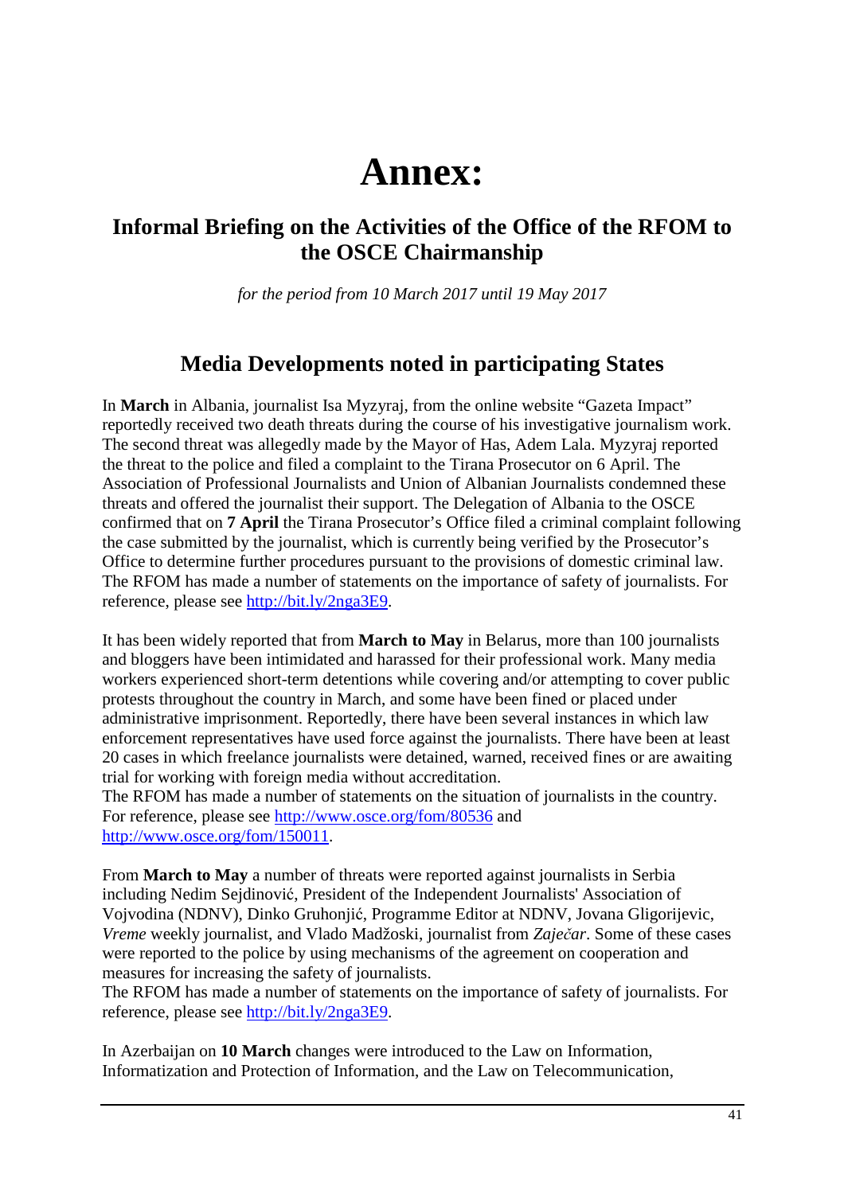# Annex:

## Informal Briefing on the Activities of the Office of the RFOM to the OSCE Chairmanship

*for the period from 10 March 2017 until 19 May 2017*

## Media Developments noted in participating States

In **March** in Albania, journalist Isa Myzyraj, from the online website "Gazeta Impact" reportedly received two death threats during the course of his investigative journalism work. The second threat was allegedly made by the Mayor of Has, Adem Lala. Myzyraj reported the threat to the police and filed a complaint to the Tirana Prosecutor on 6 April. The Association of Professional Journalists and Union of Albanian Journalists condemned these threats and offered the journalist their support. The Delegation of Albania to the OSCE confirmed that on **7 April** the Tirana Prosecutor's Office filed a criminal complaint following the case submitted by the journalist, which is currently being verified by the Prosecutor's Office to determine further procedures pursuant to the provisions of domestic criminal law. The RFOM has made a number of statements on the importance of safety of journalists. For reference, please see http://bit.ly/2nga3E9.

It has been widely reported that from **March to May** in Belarus, more than 100 journalists and bloggers have been intimidated and harassed for their professional work. Many media workers experienced short-term detentions while covering and/or attempting to cover public protests throughout the country in March, and some have been fined or placed under administrative imprisonment. Reportedly, there have been several instances in which law enforcement representatives have used force against the journalists. There have been at least 20 cases in which freelance journalists were detained, warned, received fines or are awaiting trial for working with foreign media without accreditation.
The RFOM has made a number of statements on the situation of journalists in the country. For reference, please see http://www.osce.org/fom/80536 and http://www.osce.org/fom/150011.

From **March to May** a number of threats were reported against journalists in Serbia including Nedim Sejdinović, President of the Independent Journalists' Association of Vojvodina (NDNV), Dinko Gruhonjić, Programme Editor at NDNV, Jovana Gligorijevic, *Vreme* weekly journalist, and Vlado Madžoski, journalist from *Zaječar*. Some of these cases were reported to the police by using mechanisms of the agreement on cooperation and measures for increasing the safety of journalists.
The RFOM has made a number of statements on the importance of safety of journalists. For reference, please see http://bit.ly/2nga3E9.

In Azerbaijan on **10 March** changes were introduced to the Law on Information, Informatization and Protection of Information, and the Law on Telecommunication,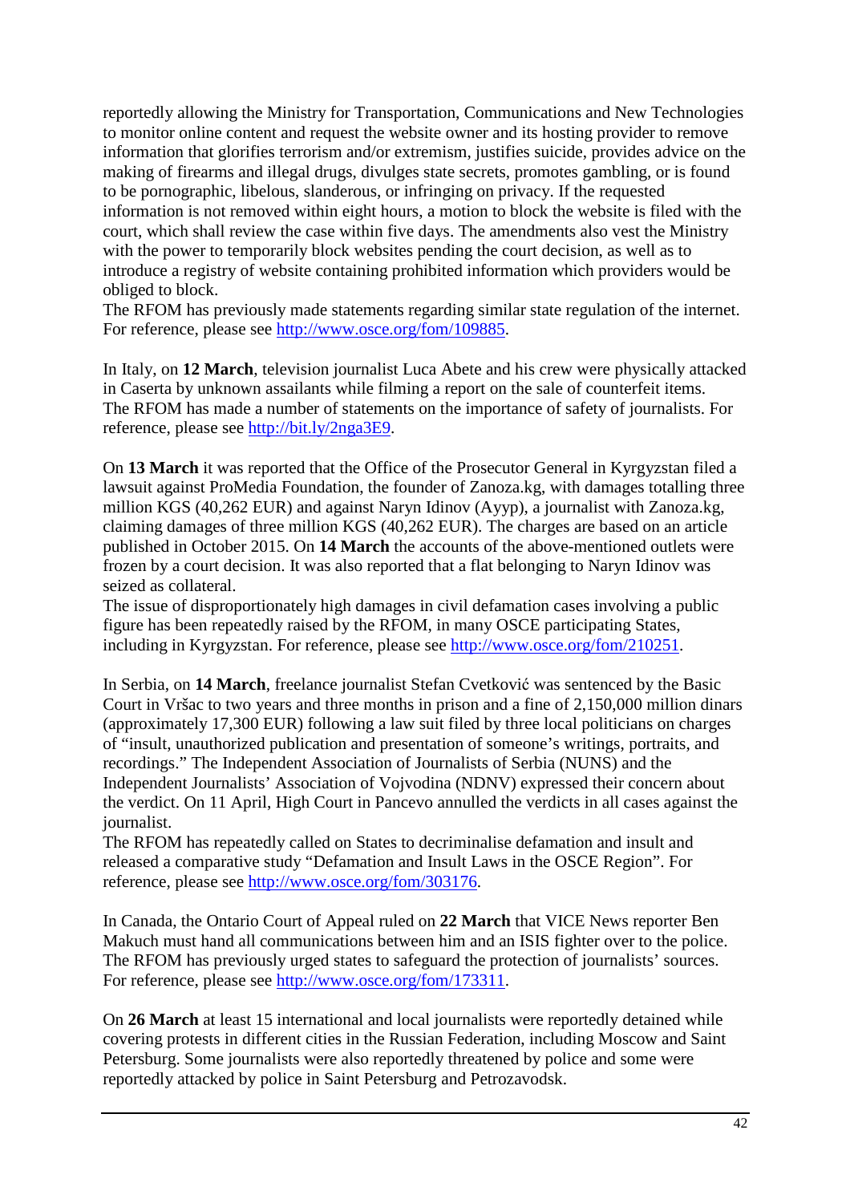reportedly allowing the Ministry for Transportation, Communications and New Technologies to monitor online content and request the website owner and its hosting provider to remove information that glorifies terrorism and/or extremism, justifies suicide, provides advice on the making of firearms and illegal drugs, divulges state secrets, promotes gambling, or is found to be pornographic, libelous, slanderous, or infringing on privacy. If the requested information is not removed within eight hours, a motion to block the website is filed with the court, which shall review the case within five days. The amendments also vest the Ministry with the power to temporarily block websites pending the court decision, as well as to introduce a registry of website containing prohibited information which providers would be obliged to block.
The RFOM has previously made statements regarding similar state regulation of the internet. For reference, please see http://www.osce.org/fom/109885.

In Italy, on **12 March**, television journalist Luca Abete and his crew were physically attacked in Caserta by unknown assailants while filming a report on the sale of counterfeit items.
The RFOM has made a number of statements on the importance of safety of journalists. For reference, please see http://bit.ly/2nga3E9.

On **13 March** it was reported that the Office of the Prosecutor General in Kyrgyzstan filed a lawsuit against ProMedia Foundation, the founder of Zanoza.kg, with damages totalling three million KGS (40,262 EUR) and against Naryn Idinov (Ayyp), a journalist with Zanoza.kg, claiming damages of three million KGS (40,262 EUR). The charges are based on an article published in October 2015. On **14 March** the accounts of the above-mentioned outlets were frozen by a court decision. It was also reported that a flat belonging to Naryn Idinov was seized as collateral.
The issue of disproportionately high damages in civil defamation cases involving a public figure has been repeatedly raised by the RFOM, in many OSCE participating States, including in Kyrgyzstan. For reference, please see http://www.osce.org/fom/210251.

In Serbia, on **14 March**, freelance journalist Stefan Cvetković was sentenced by the Basic Court in Vršac to two years and three months in prison and a fine of 2,150,000 million dinars (approximately 17,300 EUR) following a law suit filed by three local politicians on charges of "insult, unauthorized publication and presentation of someone's writings, portraits, and recordings." The Independent Association of Journalists of Serbia (NUNS) and the Independent Journalists' Association of Vojvodina (NDNV) expressed their concern about the verdict. On 11 April, High Court in Pancevo annulled the verdicts in all cases against the journalist.
The RFOM has repeatedly called on States to decriminalise defamation and insult and released a comparative study "Defamation and Insult Laws in the OSCE Region". For reference, please see http://www.osce.org/fom/303176.

In Canada, the Ontario Court of Appeal ruled on **22 March** that VICE News reporter Ben Makuch must hand all communications between him and an ISIS fighter over to the police.
The RFOM has previously urged states to safeguard the protection of journalists' sources. For reference, please see http://www.osce.org/fom/173311.

On **26 March** at least 15 international and local journalists were reportedly detained while covering protests in different cities in the Russian Federation, including Moscow and Saint Petersburg. Some journalists were also reportedly threatened by police and some were reportedly attacked by police in Saint Petersburg and Petrozavodsk.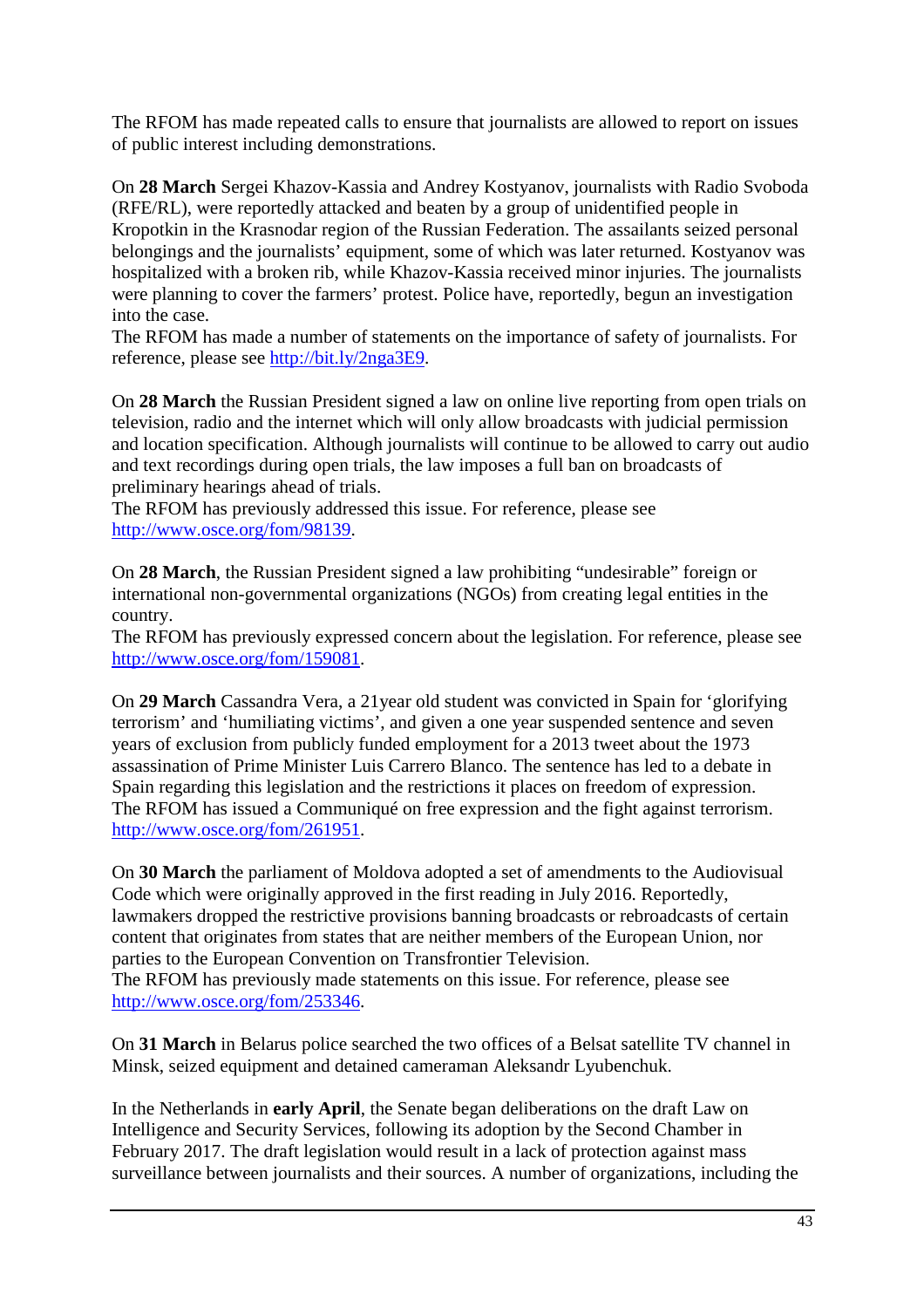The RFOM has made repeated calls to ensure that journalists are allowed to report on issues of public interest including demonstrations.

On **28 March** Sergei Khazov-Kassia and Andrey Kostyanov, journalists with Radio Svoboda (RFE/RL), were reportedly attacked and beaten by a group of unidentified people in Kropotkin in the Krasnodar region of the Russian Federation. The assailants seized personal belongings and the journalists' equipment, some of which was later returned. Kostyanov was hospitalized with a broken rib, while Khazov-Kassia received minor injuries. The journalists were planning to cover the farmers' protest. Police have, reportedly, begun an investigation into the case.
The RFOM has made a number of statements on the importance of safety of journalists. For reference, please see http://bit.ly/2nga3E9.

On **28 March** the Russian President signed a law on online live reporting from open trials on television, radio and the internet which will only allow broadcasts with judicial permission and location specification. Although journalists will continue to be allowed to carry out audio and text recordings during open trials, the law imposes a full ban on broadcasts of preliminary hearings ahead of trials.
The RFOM has previously addressed this issue. For reference, please see http://www.osce.org/fom/98139.

On **28 March**, the Russian President signed a law prohibiting "undesirable" foreign or international non-governmental organizations (NGOs) from creating legal entities in the country.
The RFOM has previously expressed concern about the legislation. For reference, please see http://www.osce.org/fom/159081.

On **29 March** Cassandra Vera, a 21year old student was convicted in Spain for 'glorifying terrorism' and 'humiliating victims', and given a one year suspended sentence and seven years of exclusion from publicly funded employment for a 2013 tweet about the 1973 assassination of Prime Minister Luis Carrero Blanco. The sentence has led to a debate in Spain regarding this legislation and the restrictions it places on freedom of expression.
The RFOM has issued a Communiqué on free expression and the fight against terrorism. http://www.osce.org/fom/261951.

On **30 March** the parliament of Moldova adopted a set of amendments to the Audiovisual Code which were originally approved in the first reading in July 2016. Reportedly, lawmakers dropped the restrictive provisions banning broadcasts or rebroadcasts of certain content that originates from states that are neither members of the European Union, nor parties to the European Convention on Transfrontier Television.
The RFOM has previously made statements on this issue. For reference, please see http://www.osce.org/fom/253346.

On **31 March** in Belarus police searched the two offices of a Belsat satellite TV channel in Minsk, seized equipment and detained cameraman Aleksandr Lyubenchuk.

In the Netherlands in **early April**, the Senate began deliberations on the draft Law on Intelligence and Security Services, following its adoption by the Second Chamber in February 2017. The draft legislation would result in a lack of protection against mass surveillance between journalists and their sources. A number of organizations, including the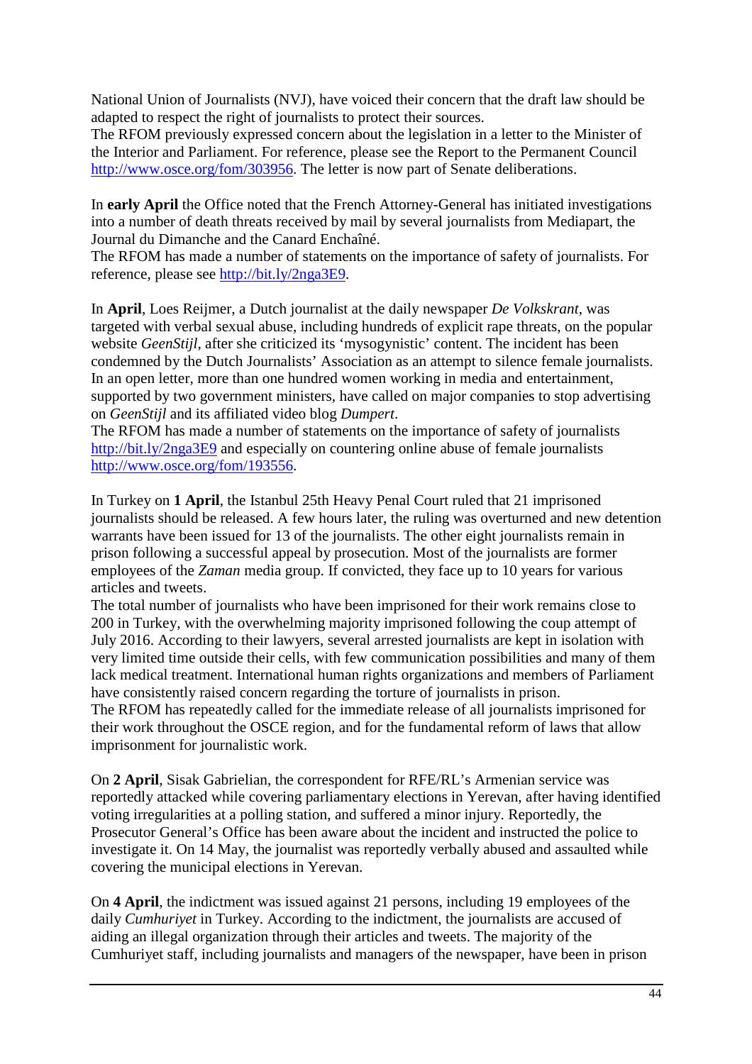National Union of Journalists (NVJ), have voiced their concern that the draft law should be adapted to respect the right of journalists to protect their sources.
The RFOM previously expressed concern about the legislation in a letter to the Minister of the Interior and Parliament. For reference, please see the Report to the Permanent Council http://www.osce.org/fom/303956. The letter is now part of Senate deliberations.

In **early April** the Office noted that the French Attorney-General has initiated investigations into a number of death threats received by mail by several journalists from Mediapart, the Journal du Dimanche and the Canard Enchaîné.
The RFOM has made a number of statements on the importance of safety of journalists. For reference, please see http://bit.ly/2nga3E9.

In **April**, Loes Reijmer, a Dutch journalist at the daily newspaper *De Volkskrant*, was targeted with verbal sexual abuse, including hundreds of explicit rape threats, on the popular website *GeenStijl*, after she criticized its 'mysogynistic' content. The incident has been condemned by the Dutch Journalists' Association as an attempt to silence female journalists. In an open letter, more than one hundred women working in media and entertainment, supported by two government ministers, have called on major companies to stop advertising on *GeenStijl* and its affiliated video blog *Dumpert*.
The RFOM has made a number of statements on the importance of safety of journalists http://bit.ly/2nga3E9 and especially on countering online abuse of female journalists http://www.osce.org/fom/193556.

In Turkey on **1 April**, the Istanbul 25th Heavy Penal Court ruled that 21 imprisoned journalists should be released. A few hours later, the ruling was overturned and new detention warrants have been issued for 13 of the journalists. The other eight journalists remain in prison following a successful appeal by prosecution. Most of the journalists are former employees of the *Zaman* media group. If convicted, they face up to 10 years for various articles and tweets.
The total number of journalists who have been imprisoned for their work remains close to 200 in Turkey, with the overwhelming majority imprisoned following the coup attempt of July 2016. According to their lawyers, several arrested journalists are kept in isolation with very limited time outside their cells, with few communication possibilities and many of them lack medical treatment. International human rights organizations and members of Parliament have consistently raised concern regarding the torture of journalists in prison.
The RFOM has repeatedly called for the immediate release of all journalists imprisoned for their work throughout the OSCE region, and for the fundamental reform of laws that allow imprisonment for journalistic work.

On **2 April**, Sisak Gabrielian, the correspondent for RFE/RL's Armenian service was reportedly attacked while covering parliamentary elections in Yerevan, after having identified voting irregularities at a polling station, and suffered a minor injury. Reportedly, the Prosecutor General's Office has been aware about the incident and instructed the police to investigate it. On 14 May, the journalist was reportedly verbally abused and assaulted while covering the municipal elections in Yerevan.

On **4 April**, the indictment was issued against 21 persons, including 19 employees of the daily *Cumhuriyet* in Turkey. According to the indictment, the journalists are accused of aiding an illegal organization through their articles and tweets. The majority of the Cumhuriyet staff, including journalists and managers of the newspaper, have been in prison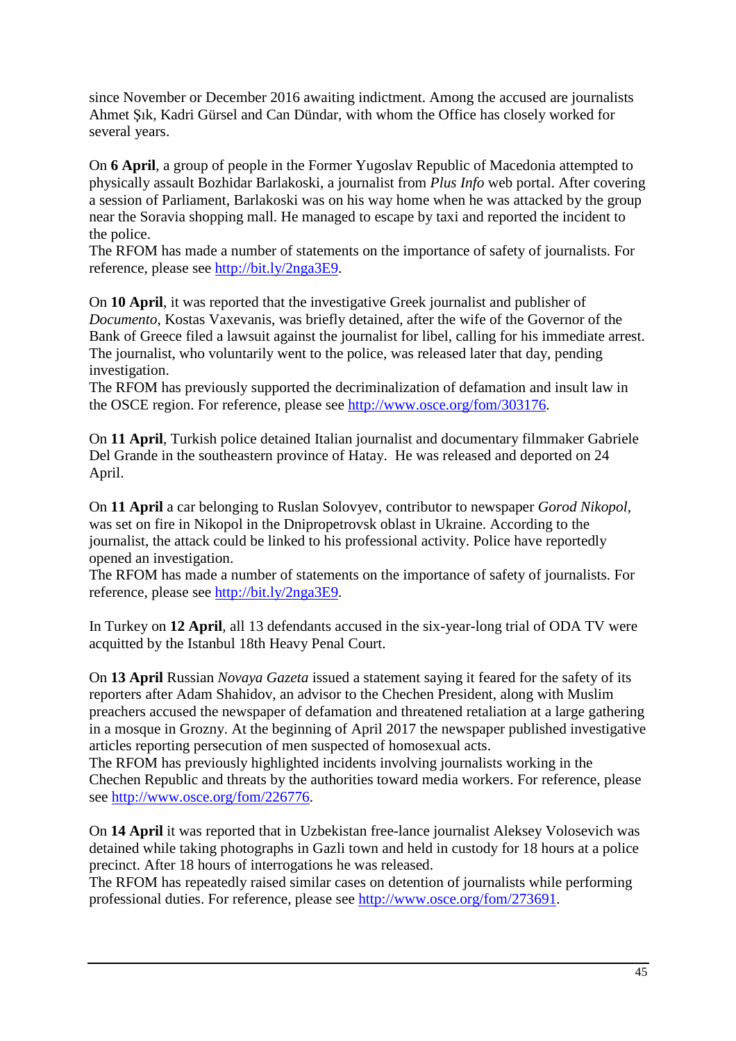since November or December 2016 awaiting indictment. Among the accused are journalists Ahmet Şık, Kadri Gürsel and Can Dündar, with whom the Office has closely worked for several years.

On **6 April**, a group of people in the Former Yugoslav Republic of Macedonia attempted to physically assault Bozhidar Barlakoski, a journalist from *Plus Info* web portal. After covering a session of Parliament, Barlakoski was on his way home when he was attacked by the group near the Soravia shopping mall. He managed to escape by taxi and reported the incident to the police.
The RFOM has made a number of statements on the importance of safety of journalists. For reference, please see http://bit.ly/2nga3E9.

On **10 April**, it was reported that the investigative Greek journalist and publisher of *Documento*, Kostas Vaxevanis, was briefly detained, after the wife of the Governor of the Bank of Greece filed a lawsuit against the journalist for libel, calling for his immediate arrest. The journalist, who voluntarily went to the police, was released later that day, pending investigation.
The RFOM has previously supported the decriminalization of defamation and insult law in the OSCE region. For reference, please see http://www.osce.org/fom/303176.

On **11 April**, Turkish police detained Italian journalist and documentary filmmaker Gabriele Del Grande in the southeastern province of Hatay. He was released and deported on 24 April.

On **11 April** a car belonging to Ruslan Solovyev, contributor to newspaper *Gorod Nikopol*, was set on fire in Nikopol in the Dnipropetrovsk oblast in Ukraine. According to the journalist, the attack could be linked to his professional activity. Police have reportedly opened an investigation.
The RFOM has made a number of statements on the importance of safety of journalists. For reference, please see http://bit.ly/2nga3E9.

In Turkey on **12 April**, all 13 defendants accused in the six-year-long trial of ODA TV were acquitted by the Istanbul 18th Heavy Penal Court.

On **13 April** Russian *Novaya Gazeta* issued a statement saying it feared for the safety of its reporters after Adam Shahidov, an advisor to the Chechen President, along with Muslim preachers accused the newspaper of defamation and threatened retaliation at a large gathering in a mosque in Grozny. At the beginning of April 2017 the newspaper published investigative articles reporting persecution of men suspected of homosexual acts.
The RFOM has previously highlighted incidents involving journalists working in the Chechen Republic and threats by the authorities toward media workers. For reference, please see http://www.osce.org/fom/226776.

On **14 April** it was reported that in Uzbekistan free-lance journalist Aleksey Volosevich was detained while taking photographs in Gazli town and held in custody for 18 hours at a police precinct. After 18 hours of interrogations he was released.
The RFOM has repeatedly raised similar cases on detention of journalists while performing professional duties. For reference, please see http://www.osce.org/fom/273691.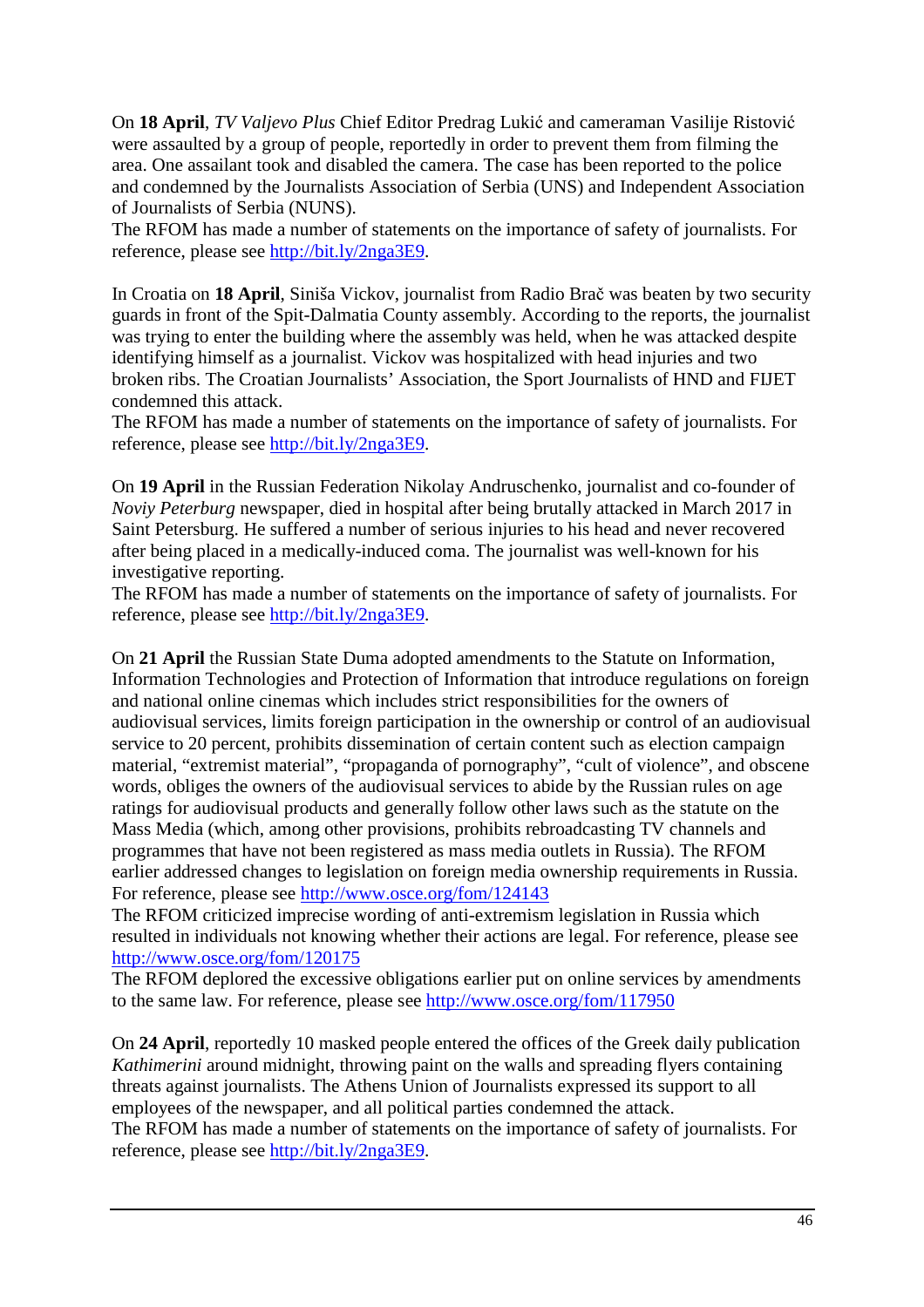On **18 April**, *TV Valjevo Plus* Chief Editor Predrag Lukić and cameraman Vasilije Ristović were assaulted by a group of people, reportedly in order to prevent them from filming the area. One assailant took and disabled the camera. The case has been reported to the police and condemned by the Journalists Association of Serbia (UNS) and Independent Association of Journalists of Serbia (NUNS).
The RFOM has made a number of statements on the importance of safety of journalists. For reference, please see http://bit.ly/2nga3E9.

In Croatia on **18 April**, Siniša Vickov, journalist from Radio Brač was beaten by two security guards in front of the Spit-Dalmatia County assembly. According to the reports, the journalist was trying to enter the building where the assembly was held, when he was attacked despite identifying himself as a journalist. Vickov was hospitalized with head injuries and two broken ribs. The Croatian Journalists' Association, the Sport Journalists of HND and FIJET condemned this attack.
The RFOM has made a number of statements on the importance of safety of journalists. For reference, please see http://bit.ly/2nga3E9.

On **19 April** in the Russian Federation Nikolay Andruschenko, journalist and co-founder of *Noviy Peterburg* newspaper, died in hospital after being brutally attacked in March 2017 in Saint Petersburg. He suffered a number of serious injuries to his head and never recovered after being placed in a medically-induced coma. The journalist was well-known for his investigative reporting.
The RFOM has made a number of statements on the importance of safety of journalists. For reference, please see http://bit.ly/2nga3E9.

On **21 April** the Russian State Duma adopted amendments to the Statute on Information, Information Technologies and Protection of Information that introduce regulations on foreign and national online cinemas which includes strict responsibilities for the owners of audiovisual services, limits foreign participation in the ownership or control of an audiovisual service to 20 percent, prohibits dissemination of certain content such as election campaign material, "extremist material", "propaganda of pornography", "cult of violence", and obscene words, obliges the owners of the audiovisual services to abide by the Russian rules on age ratings for audiovisual products and generally follow other laws such as the statute on the Mass Media (which, among other provisions, prohibits rebroadcasting TV channels and programmes that have not been registered as mass media outlets in Russia). The RFOM earlier addressed changes to legislation on foreign media ownership requirements in Russia. For reference, please see http://www.osce.org/fom/124143
The RFOM criticized imprecise wording of anti-extremism legislation in Russia which resulted in individuals not knowing whether their actions are legal. For reference, please see http://www.osce.org/fom/120175
The RFOM deplored the excessive obligations earlier put on online services by amendments to the same law. For reference, please see http://www.osce.org/fom/117950

On **24 April**, reportedly 10 masked people entered the offices of the Greek daily publication *Kathimerini* around midnight, throwing paint on the walls and spreading flyers containing threats against journalists. The Athens Union of Journalists expressed its support to all employees of the newspaper, and all political parties condemned the attack.
The RFOM has made a number of statements on the importance of safety of journalists. For reference, please see http://bit.ly/2nga3E9.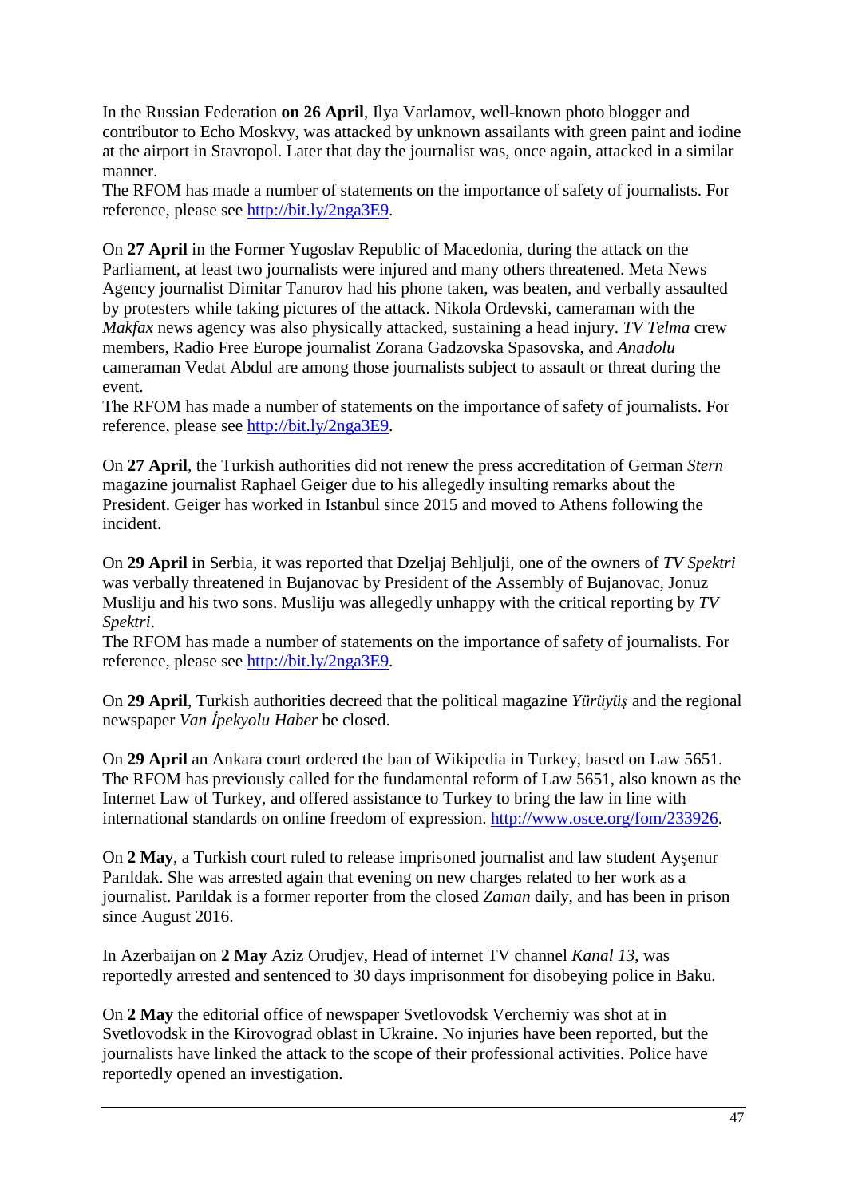In the Russian Federation **on 26 April**, Ilya Varlamov, well-known photo blogger and contributor to Echo Moskvy, was attacked by unknown assailants with green paint and iodine at the airport in Stavropol. Later that day the journalist was, once again, attacked in a similar manner.
The RFOM has made a number of statements on the importance of safety of journalists. For reference, please see http://bit.ly/2nga3E9.

On **27 April** in the Former Yugoslav Republic of Macedonia, during the attack on the Parliament, at least two journalists were injured and many others threatened. Meta News Agency journalist Dimitar Tanurov had his phone taken, was beaten, and verbally assaulted by protesters while taking pictures of the attack. Nikola Ordevski, cameraman with the *Makfax* news agency was also physically attacked, sustaining a head injury. *TV Telma* crew members, Radio Free Europe journalist Zorana Gadzovska Spasovska, and *Anadolu* cameraman Vedat Abdul are among those journalists subject to assault or threat during the event.
The RFOM has made a number of statements on the importance of safety of journalists. For reference, please see http://bit.ly/2nga3E9.

On **27 April**, the Turkish authorities did not renew the press accreditation of German *Stern* magazine journalist Raphael Geiger due to his allegedly insulting remarks about the President. Geiger has worked in Istanbul since 2015 and moved to Athens following the incident.

On **29 April** in Serbia, it was reported that Dzeljaj Behljulji, one of the owners of *TV Spektri* was verbally threatened in Bujanovac by President of the Assembly of Bujanovac, Jonuz Musliju and his two sons. Musliju was allegedly unhappy with the critical reporting by *TV Spektri*.
The RFOM has made a number of statements on the importance of safety of journalists. For reference, please see http://bit.ly/2nga3E9.

On **29 April**, Turkish authorities decreed that the political magazine *Yürüyüş* and the regional newspaper *Van İpekyolu Haber* be closed.

On **29 April** an Ankara court ordered the ban of Wikipedia in Turkey, based on Law 5651. The RFOM has previously called for the fundamental reform of Law 5651, also known as the Internet Law of Turkey, and offered assistance to Turkey to bring the law in line with international standards on online freedom of expression. http://www.osce.org/fom/233926.

On **2 May**, a Turkish court ruled to release imprisoned journalist and law student Ayşenur Parıldak. She was arrested again that evening on new charges related to her work as a journalist. Parıldak is a former reporter from the closed *Zaman* daily, and has been in prison since August 2016.

In Azerbaijan on **2 May** Aziz Orudjev, Head of internet TV channel *Kanal 13*, was reportedly arrested and sentenced to 30 days imprisonment for disobeying police in Baku.

On **2 May** the editorial office of newspaper Svetlovodsk Vercherniy was shot at in Svetlovodsk in the Kirovograd oblast in Ukraine. No injuries have been reported, but the journalists have linked the attack to the scope of their professional activities. Police have reportedly opened an investigation.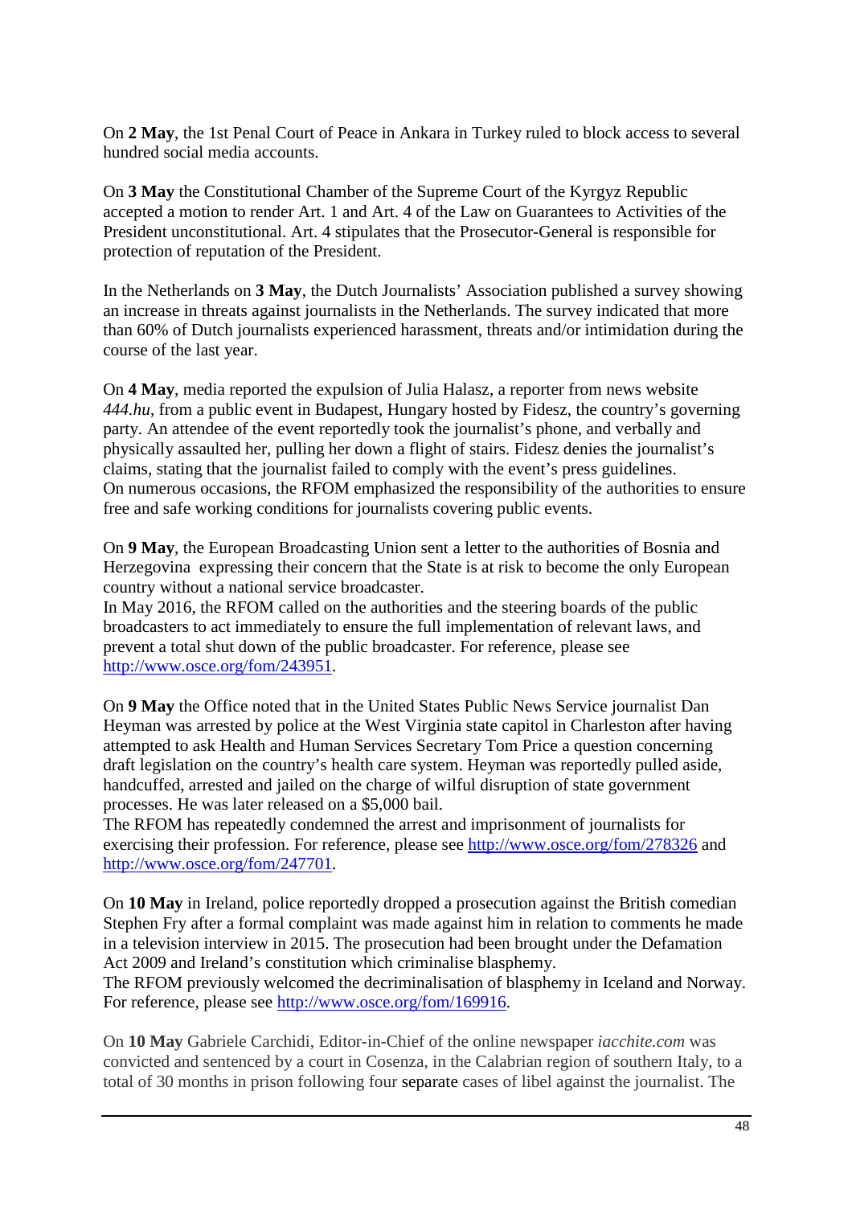On **2 May**, the 1st Penal Court of Peace in Ankara in Turkey ruled to block access to several hundred social media accounts.

On **3 May** the Constitutional Chamber of the Supreme Court of the Kyrgyz Republic accepted a motion to render Art. 1 and Art. 4 of the Law on Guarantees to Activities of the President unconstitutional. Art. 4 stipulates that the Prosecutor-General is responsible for protection of reputation of the President.

In the Netherlands on **3 May**, the Dutch Journalists' Association published a survey showing an increase in threats against journalists in the Netherlands. The survey indicated that more than 60% of Dutch journalists experienced harassment, threats and/or intimidation during the course of the last year.

On **4 May**, media reported the expulsion of Julia Halasz, a reporter from news website *444.hu*, from a public event in Budapest, Hungary hosted by Fidesz, the country's governing party. An attendee of the event reportedly took the journalist's phone, and verbally and physically assaulted her, pulling her down a flight of stairs. Fidesz denies the journalist's claims, stating that the journalist failed to comply with the event's press guidelines.
On numerous occasions, the RFOM emphasized the responsibility of the authorities to ensure free and safe working conditions for journalists covering public events.

On **9 May**, the European Broadcasting Union sent a letter to the authorities of Bosnia and Herzegovina expressing their concern that the State is at risk to become the only European country without a national service broadcaster.
In May 2016, the RFOM called on the authorities and the steering boards of the public broadcasters to act immediately to ensure the full implementation of relevant laws, and prevent a total shut down of the public broadcaster. For reference, please see http://www.osce.org/fom/243951.

On **9 May** the Office noted that in the United States Public News Service journalist Dan Heyman was arrested by police at the West Virginia state capitol in Charleston after having attempted to ask Health and Human Services Secretary Tom Price a question concerning draft legislation on the country's health care system. Heyman was reportedly pulled aside, handcuffed, arrested and jailed on the charge of wilful disruption of state government processes. He was later released on a $5,000 bail.
The RFOM has repeatedly condemned the arrest and imprisonment of journalists for exercising their profession. For reference, please see http://www.osce.org/fom/278326 and http://www.osce.org/fom/247701.

On **10 May** in Ireland, police reportedly dropped a prosecution against the British comedian Stephen Fry after a formal complaint was made against him in relation to comments he made in a television interview in 2015. The prosecution had been brought under the Defamation Act 2009 and Ireland's constitution which criminalise blasphemy.
The RFOM previously welcomed the decriminalisation of blasphemy in Iceland and Norway. For reference, please see http://www.osce.org/fom/169916.

On **10 May** Gabriele Carchidi, Editor-in-Chief of the online newspaper *iacchite.com* was convicted and sentenced by a court in Cosenza, in the Calabrian region of southern Italy, to a total of 30 months in prison following four separate cases of libel against the journalist. The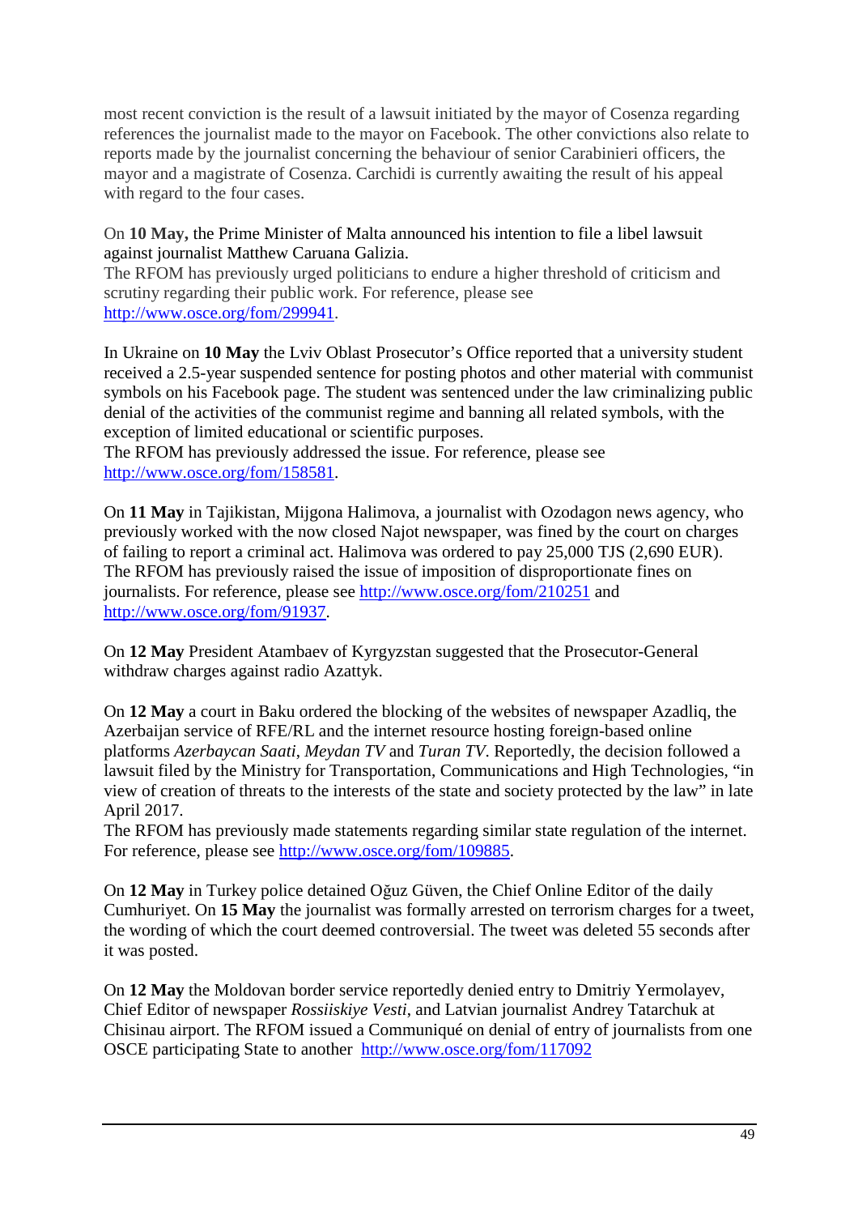most recent conviction is the result of a lawsuit initiated by the mayor of Cosenza regarding references the journalist made to the mayor on Facebook. The other convictions also relate to reports made by the journalist concerning the behaviour of senior Carabinieri officers, the mayor and a magistrate of Cosenza. Carchidi is currently awaiting the result of his appeal with regard to the four cases.

On **10 May,** the Prime Minister of Malta announced his intention to file a libel lawsuit against journalist Matthew Caruana Galizia.
The RFOM has previously urged politicians to endure a higher threshold of criticism and scrutiny regarding their public work. For reference, please see http://www.osce.org/fom/299941.

In Ukraine on **10 May** the Lviv Oblast Prosecutor's Office reported that a university student received a 2.5-year suspended sentence for posting photos and other material with communist symbols on his Facebook page. The student was sentenced under the law criminalizing public denial of the activities of the communist regime and banning all related symbols, with the exception of limited educational or scientific purposes.
The RFOM has previously addressed the issue. For reference, please see http://www.osce.org/fom/158581.

On **11 May** in Tajikistan, Mijgona Halimova, a journalist with Ozodagon news agency, who previously worked with the now closed Najot newspaper, was fined by the court on charges of failing to report a criminal act. Halimova was ordered to pay 25,000 TJS (2,690 EUR).
The RFOM has previously raised the issue of imposition of disproportionate fines on journalists. For reference, please see http://www.osce.org/fom/210251 and http://www.osce.org/fom/91937.

On **12 May** President Atambaev of Kyrgyzstan suggested that the Prosecutor-General withdraw charges against radio Azattyk.

On **12 May** a court in Baku ordered the blocking of the websites of newspaper Azadliq, the Azerbaijan service of RFE/RL and the internet resource hosting foreign-based online platforms *Azerbaycan Saati*, *Meydan TV* and *Turan TV*. Reportedly, the decision followed a lawsuit filed by the Ministry for Transportation, Communications and High Technologies, "in view of creation of threats to the interests of the state and society protected by the law" in late April 2017.
The RFOM has previously made statements regarding similar state regulation of the internet. For reference, please see http://www.osce.org/fom/109885.

On **12 May** in Turkey police detained Oğuz Güven, the Chief Online Editor of the daily Cumhuriyet. On **15 May** the journalist was formally arrested on terrorism charges for a tweet, the wording of which the court deemed controversial. The tweet was deleted 55 seconds after it was posted.

On **12 May** the Moldovan border service reportedly denied entry to Dmitriy Yermolayev, Chief Editor of newspaper *Rossiiskiye Vesti*, and Latvian journalist Andrey Tatarchuk at Chisinau airport. The RFOM issued a Communiqué on denial of entry of journalists from one OSCE participating State to another http://www.osce.org/fom/117092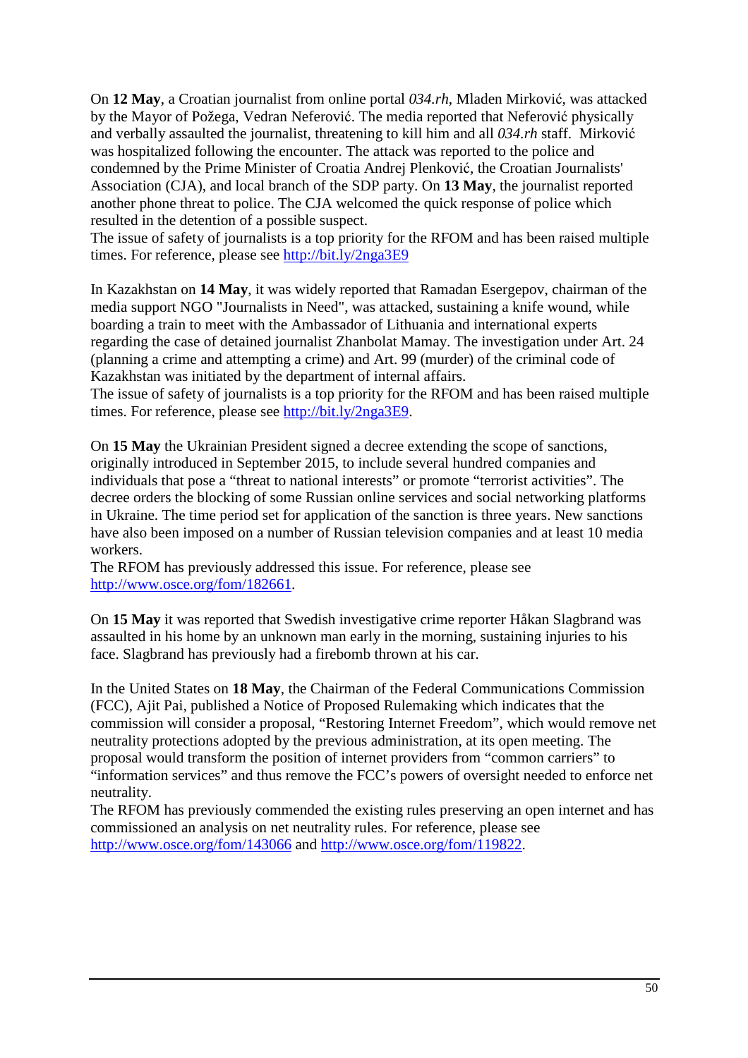On **12 May**, a Croatian journalist from online portal *034.rh*, Mladen Mirković, was attacked by the Mayor of Požega, Vedran Neferović. The media reported that Neferović physically and verbally assaulted the journalist, threatening to kill him and all *034.rh* staff. Mirković was hospitalized following the encounter. The attack was reported to the police and condemned by the Prime Minister of Croatia Andrej Plenković, the Croatian Journalists' Association (CJA), and local branch of the SDP party. On **13 May**, the journalist reported another phone threat to police. The CJA welcomed the quick response of police which resulted in the detention of a possible suspect.
The issue of safety of journalists is a top priority for the RFOM and has been raised multiple times. For reference, please see http://bit.ly/2nga3E9

In Kazakhstan on **14 May**, it was widely reported that Ramadan Esergepov, chairman of the media support NGO "Journalists in Need", was attacked, sustaining a knife wound, while boarding a train to meet with the Ambassador of Lithuania and international experts regarding the case of detained journalist Zhanbolat Mamay. The investigation under Art. 24 (planning a crime and attempting a crime) and Art. 99 (murder) of the criminal code of Kazakhstan was initiated by the department of internal affairs.
The issue of safety of journalists is a top priority for the RFOM and has been raised multiple times. For reference, please see http://bit.ly/2nga3E9.

On **15 May** the Ukrainian President signed a decree extending the scope of sanctions, originally introduced in September 2015, to include several hundred companies and individuals that pose a "threat to national interests" or promote "terrorist activities". The decree orders the blocking of some Russian online services and social networking platforms in Ukraine. The time period set for application of the sanction is three years. New sanctions have also been imposed on a number of Russian television companies and at least 10 media workers.
The RFOM has previously addressed this issue. For reference, please see http://www.osce.org/fom/182661.

On **15 May** it was reported that Swedish investigative crime reporter Håkan Slagbrand was assaulted in his home by an unknown man early in the morning, sustaining injuries to his face. Slagbrand has previously had a firebomb thrown at his car.

In the United States on **18 May**, the Chairman of the Federal Communications Commission (FCC), Ajit Pai, published a Notice of Proposed Rulemaking which indicates that the commission will consider a proposal, "Restoring Internet Freedom", which would remove net neutrality protections adopted by the previous administration, at its open meeting. The proposal would transform the position of internet providers from "common carriers" to "information services" and thus remove the FCC's powers of oversight needed to enforce net neutrality.
The RFOM has previously commended the existing rules preserving an open internet and has commissioned an analysis on net neutrality rules. For reference, please see http://www.osce.org/fom/143066 and http://www.osce.org/fom/119822.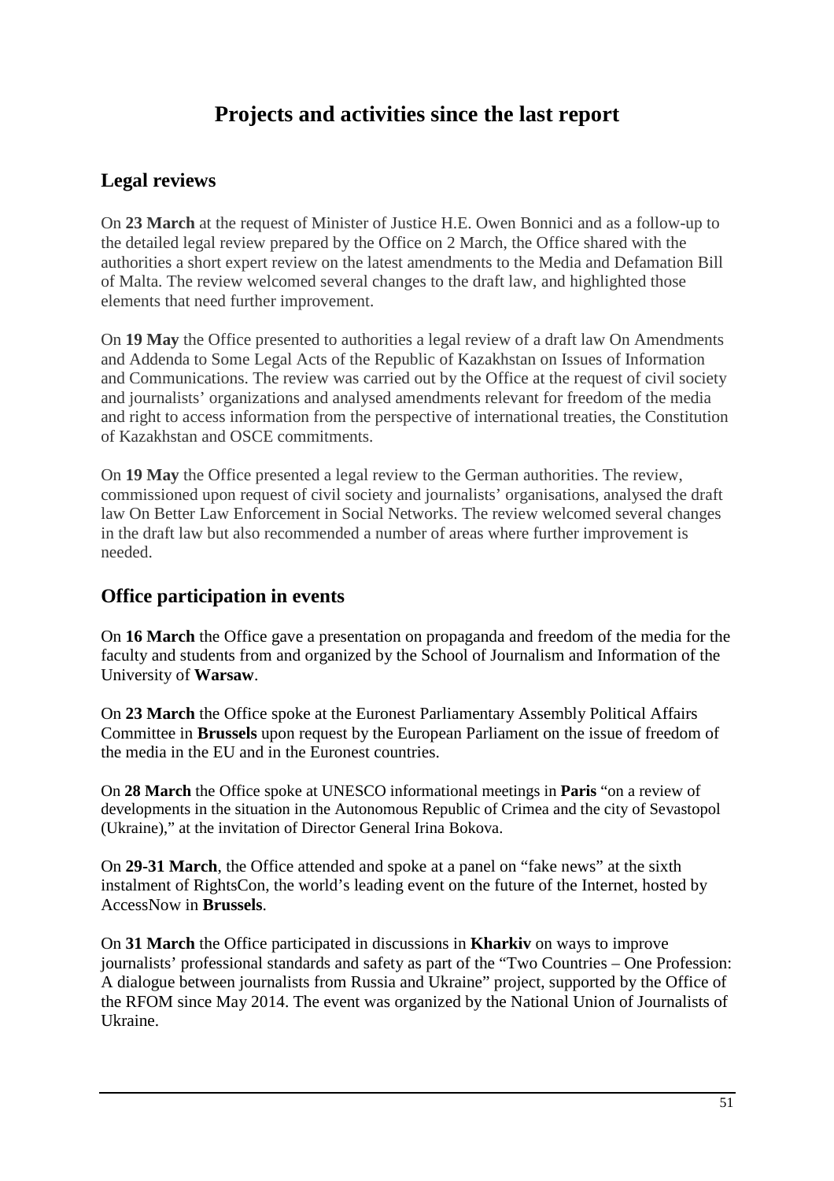# Projects and activities since the last report

## Legal reviews

On **23 March** at the request of Minister of Justice H.E. Owen Bonnici and as a follow-up to the detailed legal review prepared by the Office on 2 March, the Office shared with the authorities a short expert review on the latest amendments to the Media and Defamation Bill of Malta. The review welcomed several changes to the draft law, and highlighted those elements that need further improvement.

On **19 May** the Office presented to authorities a legal review of a draft law On Amendments and Addenda to Some Legal Acts of the Republic of Kazakhstan on Issues of Information and Communications. The review was carried out by the Office at the request of civil society and journalists' organizations and analysed amendments relevant for freedom of the media and right to access information from the perspective of international treaties, the Constitution of Kazakhstan and OSCE commitments.

On **19 May** the Office presented a legal review to the German authorities. The review, commissioned upon request of civil society and journalists' organisations, analysed the draft law On Better Law Enforcement in Social Networks. The review welcomed several changes in the draft law but also recommended a number of areas where further improvement is needed.

## Office participation in events

On **16 March** the Office gave a presentation on propaganda and freedom of the media for the faculty and students from and organized by the School of Journalism and Information of the University of **Warsaw**.

On **23 March** the Office spoke at the Euronest Parliamentary Assembly Political Affairs Committee in **Brussels** upon request by the European Parliament on the issue of freedom of the media in the EU and in the Euronest countries.

On **28 March** the Office spoke at UNESCO informational meetings in **Paris** "on a review of developments in the situation in the Autonomous Republic of Crimea and the city of Sevastopol (Ukraine)," at the invitation of Director General Irina Bokova.

On **29-31 March**, the Office attended and spoke at a panel on "fake news" at the sixth instalment of RightsCon, the world's leading event on the future of the Internet, hosted by AccessNow in **Brussels**.

On **31 March** the Office participated in discussions in **Kharkiv** on ways to improve journalists' professional standards and safety as part of the "Two Countries – One Profession: A dialogue between journalists from Russia and Ukraine" project, supported by the Office of the RFOM since May 2014. The event was organized by the National Union of Journalists of Ukraine.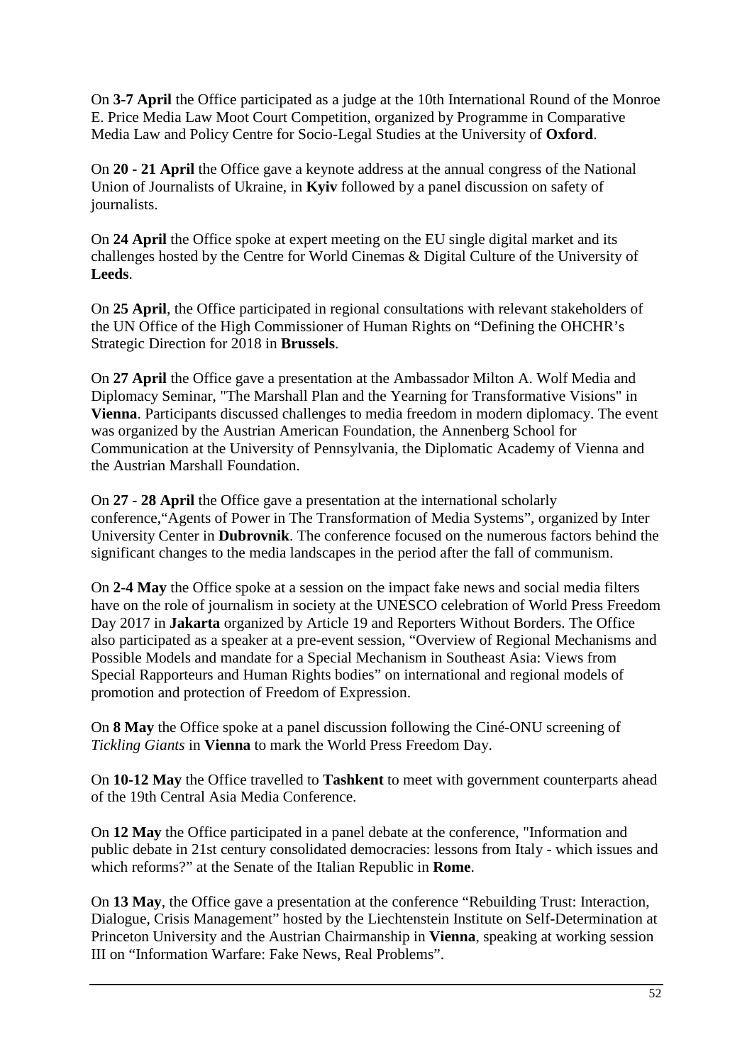On **3-7 April** the Office participated as a judge at the 10th International Round of the Monroe E. Price Media Law Moot Court Competition, organized by Programme in Comparative Media Law and Policy Centre for Socio-Legal Studies at the University of **Oxford**.

On **20 - 21 April** the Office gave a keynote address at the annual congress of the National Union of Journalists of Ukraine, in **Kyiv** followed by a panel discussion on safety of journalists.

On **24 April** the Office spoke at expert meeting on the EU single digital market and its challenges hosted by the Centre for World Cinemas & Digital Culture of the University of **Leeds**.

On **25 April**, the Office participated in regional consultations with relevant stakeholders of the UN Office of the High Commissioner of Human Rights on "Defining the OHCHR's Strategic Direction for 2018 in **Brussels**.

On **27 April** the Office gave a presentation at the Ambassador Milton A. Wolf Media and Diplomacy Seminar, "The Marshall Plan and the Yearning for Transformative Visions" in **Vienna**. Participants discussed challenges to media freedom in modern diplomacy. The event was organized by the Austrian American Foundation, the Annenberg School for Communication at the University of Pennsylvania, the Diplomatic Academy of Vienna and the Austrian Marshall Foundation.

On **27 - 28 April** the Office gave a presentation at the international scholarly conference,"Agents of Power in The Transformation of Media Systems", organized by Inter University Center in **Dubrovnik**. The conference focused on the numerous factors behind the significant changes to the media landscapes in the period after the fall of communism.

On **2-4 May** the Office spoke at a session on the impact fake news and social media filters have on the role of journalism in society at the UNESCO celebration of World Press Freedom Day 2017 in **Jakarta** organized by Article 19 and Reporters Without Borders. The Office also participated as a speaker at a pre-event session, "Overview of Regional Mechanisms and Possible Models and mandate for a Special Mechanism in Southeast Asia: Views from Special Rapporteurs and Human Rights bodies" on international and regional models of promotion and protection of Freedom of Expression.

On **8 May** the Office spoke at a panel discussion following the Ciné-ONU screening of *Tickling Giants* in **Vienna** to mark the World Press Freedom Day.

On **10-12 May** the Office travelled to **Tashkent** to meet with government counterparts ahead of the 19th Central Asia Media Conference.

On **12 May** the Office participated in a panel debate at the conference, "Information and public debate in 21st century consolidated democracies: lessons from Italy - which issues and which reforms?" at the Senate of the Italian Republic in **Rome**.

On **13 May**, the Office gave a presentation at the conference "Rebuilding Trust: Interaction, Dialogue, Crisis Management" hosted by the Liechtenstein Institute on Self-Determination at Princeton University and the Austrian Chairmanship in **Vienna**, speaking at working session III on "Information Warfare: Fake News, Real Problems".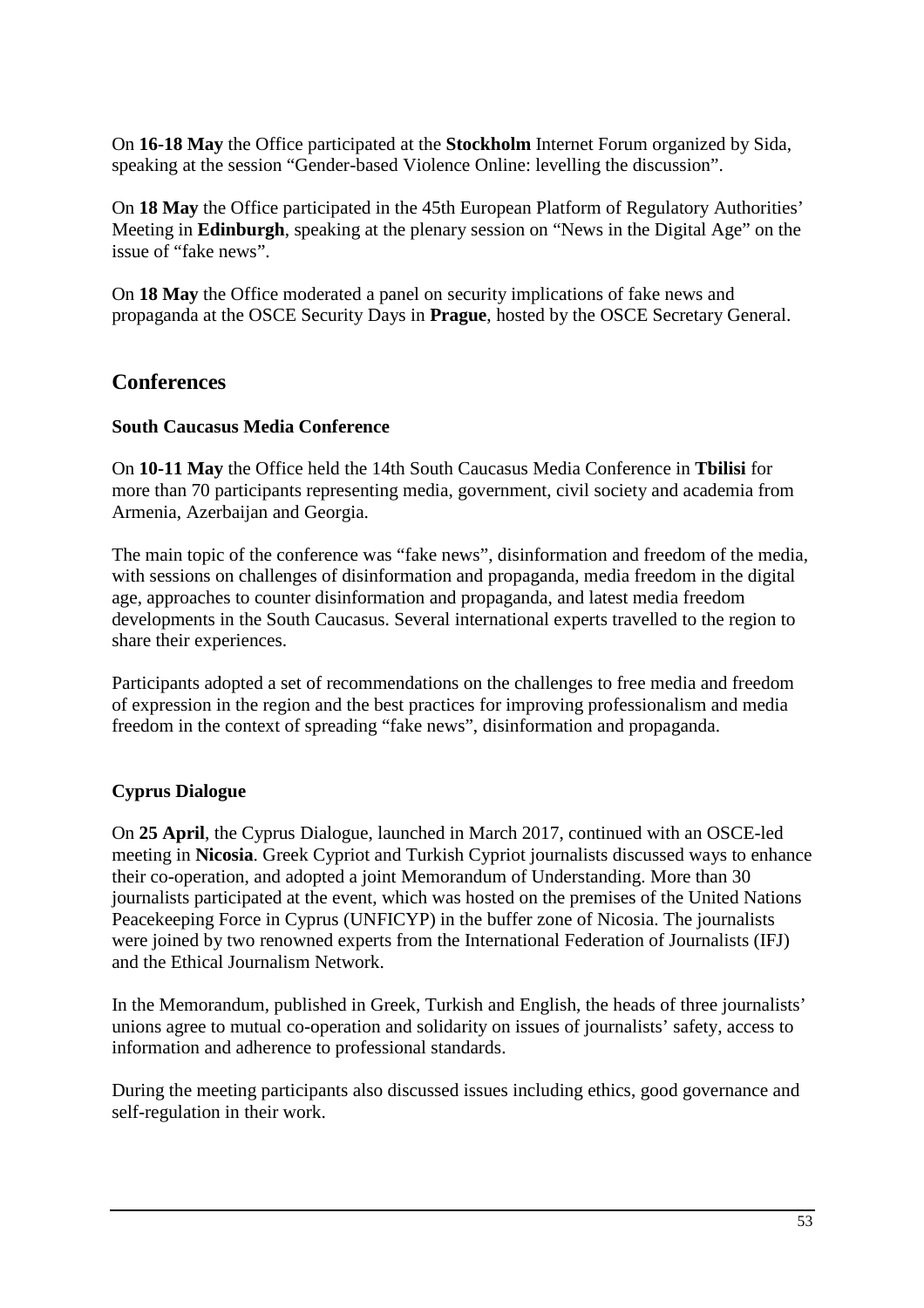On **16-18 May** the Office participated at the **Stockholm** Internet Forum organized by Sida, speaking at the session "Gender-based Violence Online: levelling the discussion".

On **18 May** the Office participated in the 45th European Platform of Regulatory Authorities' Meeting in **Edinburgh**, speaking at the plenary session on "News in the Digital Age" on the issue of "fake news".

On **18 May** the Office moderated a panel on security implications of fake news and propaganda at the OSCE Security Days in **Prague**, hosted by the OSCE Secretary General.

## Conferences

### South Caucasus Media Conference

On **10-11 May** the Office held the 14th South Caucasus Media Conference in **Tbilisi** for more than 70 participants representing media, government, civil society and academia from Armenia, Azerbaijan and Georgia.

The main topic of the conference was "fake news", disinformation and freedom of the media, with sessions on challenges of disinformation and propaganda, media freedom in the digital age, approaches to counter disinformation and propaganda, and latest media freedom developments in the South Caucasus. Several international experts travelled to the region to share their experiences.

Participants adopted a set of recommendations on the challenges to free media and freedom of expression in the region and the best practices for improving professionalism and media freedom in the context of spreading "fake news", disinformation and propaganda.

### Cyprus Dialogue

On **25 April**, the Cyprus Dialogue, launched in March 2017, continued with an OSCE-led meeting in **Nicosia**. Greek Cypriot and Turkish Cypriot journalists discussed ways to enhance their co-operation, and adopted a joint Memorandum of Understanding. More than 30 journalists participated at the event, which was hosted on the premises of the United Nations Peacekeeping Force in Cyprus (UNFICYP) in the buffer zone of Nicosia. The journalists were joined by two renowned experts from the International Federation of Journalists (IFJ) and the Ethical Journalism Network.

In the Memorandum, published in Greek, Turkish and English, the heads of three journalists' unions agree to mutual co-operation and solidarity on issues of journalists' safety, access to information and adherence to professional standards.

During the meeting participants also discussed issues including ethics, good governance and self-regulation in their work.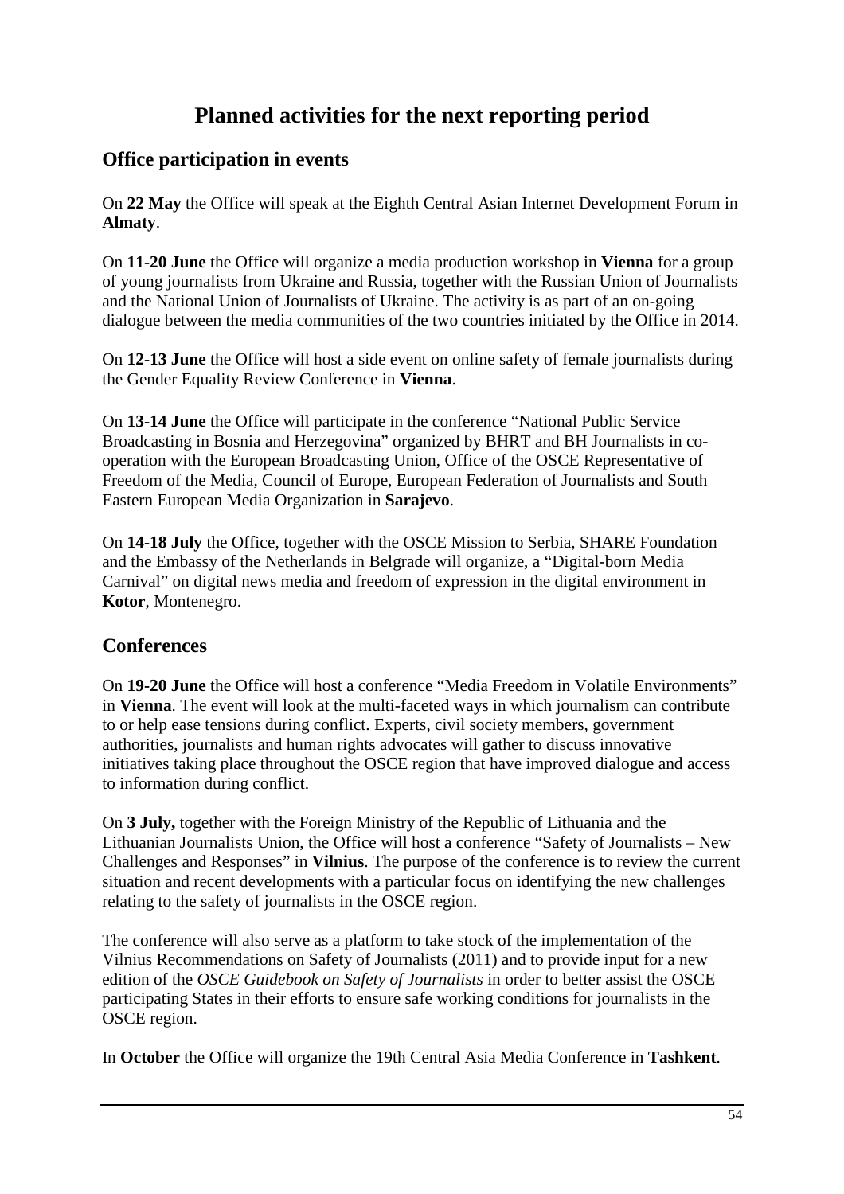# Planned activities for the next reporting period

## Office participation in events

On **22 May** the Office will speak at the Eighth Central Asian Internet Development Forum in **Almaty**.

On **11-20 June** the Office will organize a media production workshop in **Vienna** for a group of young journalists from Ukraine and Russia, together with the Russian Union of Journalists and the National Union of Journalists of Ukraine. The activity is as part of an on-going dialogue between the media communities of the two countries initiated by the Office in 2014.

On **12-13 June** the Office will host a side event on online safety of female journalists during the Gender Equality Review Conference in **Vienna**.

On **13-14 June** the Office will participate in the conference "National Public Service Broadcasting in Bosnia and Herzegovina" organized by BHRT and BH Journalists in co-operation with the European Broadcasting Union, Office of the OSCE Representative of Freedom of the Media, Council of Europe, European Federation of Journalists and South Eastern European Media Organization in **Sarajevo**.

On **14-18 July** the Office, together with the OSCE Mission to Serbia, SHARE Foundation and the Embassy of the Netherlands in Belgrade will organize, a "Digital-born Media Carnival" on digital news media and freedom of expression in the digital environment in **Kotor**, Montenegro.

## Conferences

On **19-20 June** the Office will host a conference "Media Freedom in Volatile Environments" in **Vienna**. The event will look at the multi-faceted ways in which journalism can contribute to or help ease tensions during conflict. Experts, civil society members, government authorities, journalists and human rights advocates will gather to discuss innovative initiatives taking place throughout the OSCE region that have improved dialogue and access to information during conflict.

On **3 July,** together with the Foreign Ministry of the Republic of Lithuania and the Lithuanian Journalists Union, the Office will host a conference "Safety of Journalists – New Challenges and Responses" in **Vilnius**. The purpose of the conference is to review the current situation and recent developments with a particular focus on identifying the new challenges relating to the safety of journalists in the OSCE region.

The conference will also serve as a platform to take stock of the implementation of the Vilnius Recommendations on Safety of Journalists (2011) and to provide input for a new edition of the *OSCE Guidebook on Safety of Journalists* in order to better assist the OSCE participating States in their efforts to ensure safe working conditions for journalists in the OSCE region.

In **October** the Office will organize the 19th Central Asia Media Conference in **Tashkent**.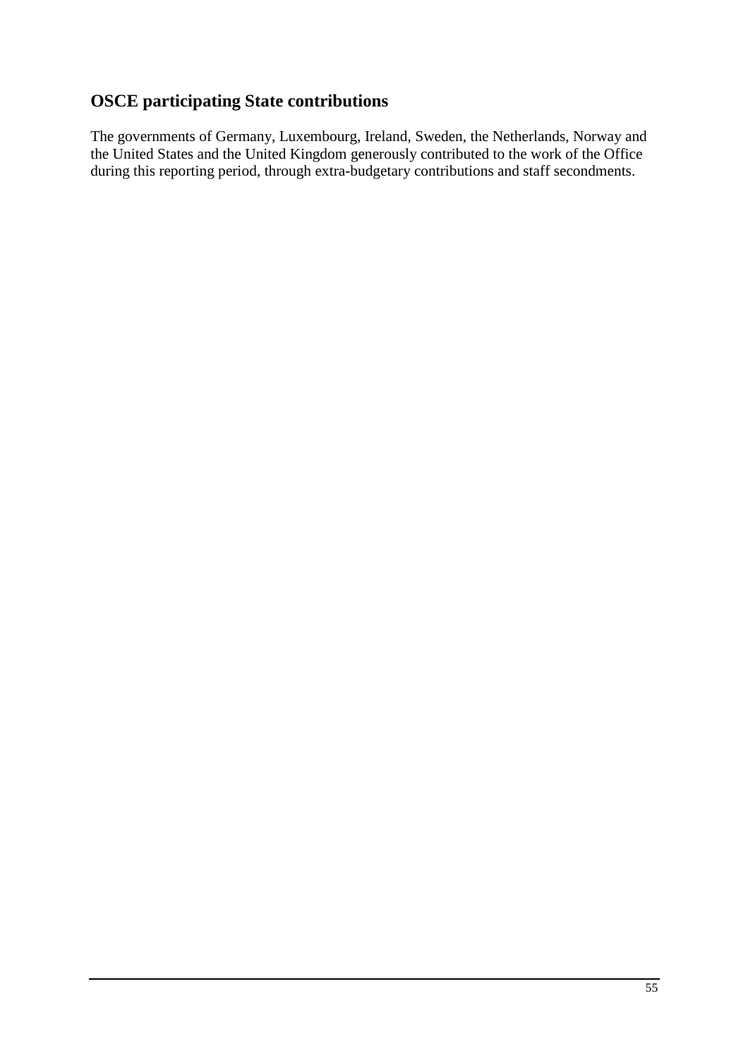## OSCE participating State contributions

The governments of Germany, Luxembourg, Ireland, Sweden, the Netherlands, Norway and the United States and the United Kingdom generously contributed to the work of the Office during this reporting period, through extra-budgetary contributions and staff secondments.